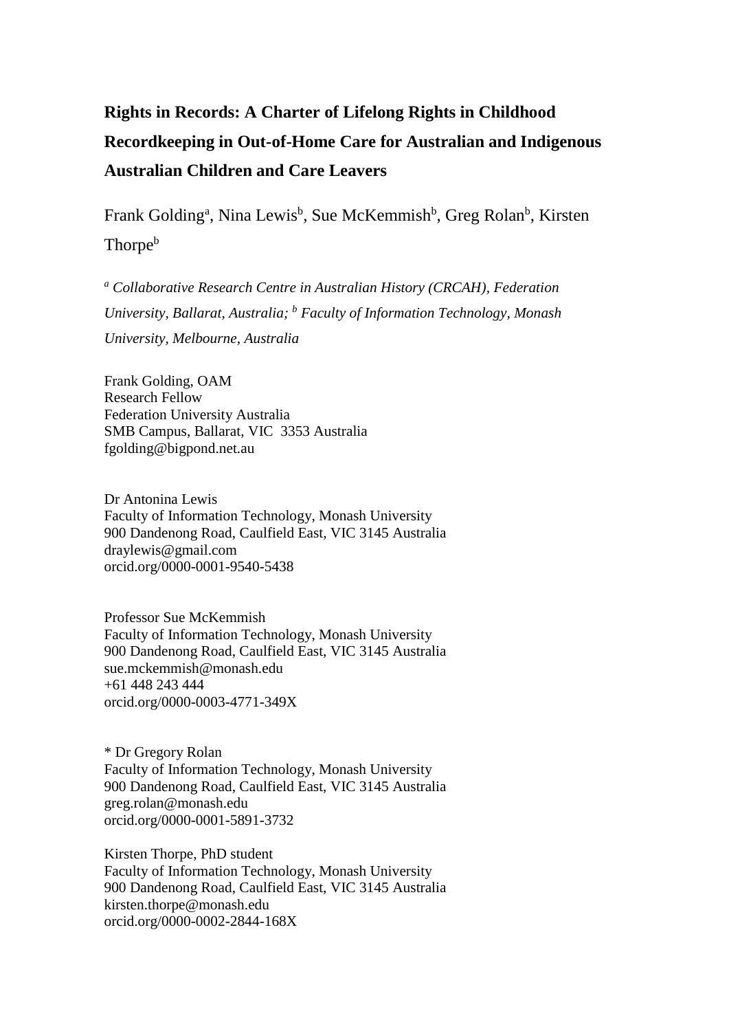# Rights in Records: A Charter of Lifelong Rights in Childhood Recordkeeping in Out-of-Home Care for Australian and Indigenous Australian Children and Care Leavers

Frank Golding[a], Nina Lewis[b], Sue McKemmish[b], Greg Rolan[b], Kirsten Thorpe[b]

[a] *Collaborative Research Centre in Australian History (CRCAH), Federation University, Ballarat, Australia;* [b] *Faculty of Information Technology, Monash University, Melbourne, Australia*

Frank Golding, OAM
Research Fellow
Federation University Australia
SMB Campus, Ballarat, VIC 3353 Australia
fgolding@bigpond.net.au

Dr Antonina Lewis
Faculty of Information Technology, Monash University
900 Dandenong Road, Caulfield East, VIC 3145 Australia
draylewis@gmail.com
orcid.org/0000-0001-9540-5438

Professor Sue McKemmish
Faculty of Information Technology, Monash University
900 Dandenong Road, Caulfield East, VIC 3145 Australia
sue.mckemmish@monash.edu
+61 448 243 444
orcid.org/0000-0003-4771-349X

* Dr Gregory Rolan
Faculty of Information Technology, Monash University
900 Dandenong Road, Caulfield East, VIC 3145 Australia
greg.rolan@monash.edu
orcid.org/0000-0001-5891-3732

Kirsten Thorpe, PhD student
Faculty of Information Technology, Monash University
900 Dandenong Road, Caulfield East, VIC 3145 Australia
kirsten.thorpe@monash.edu
orcid.org/0000-0002-2844-168X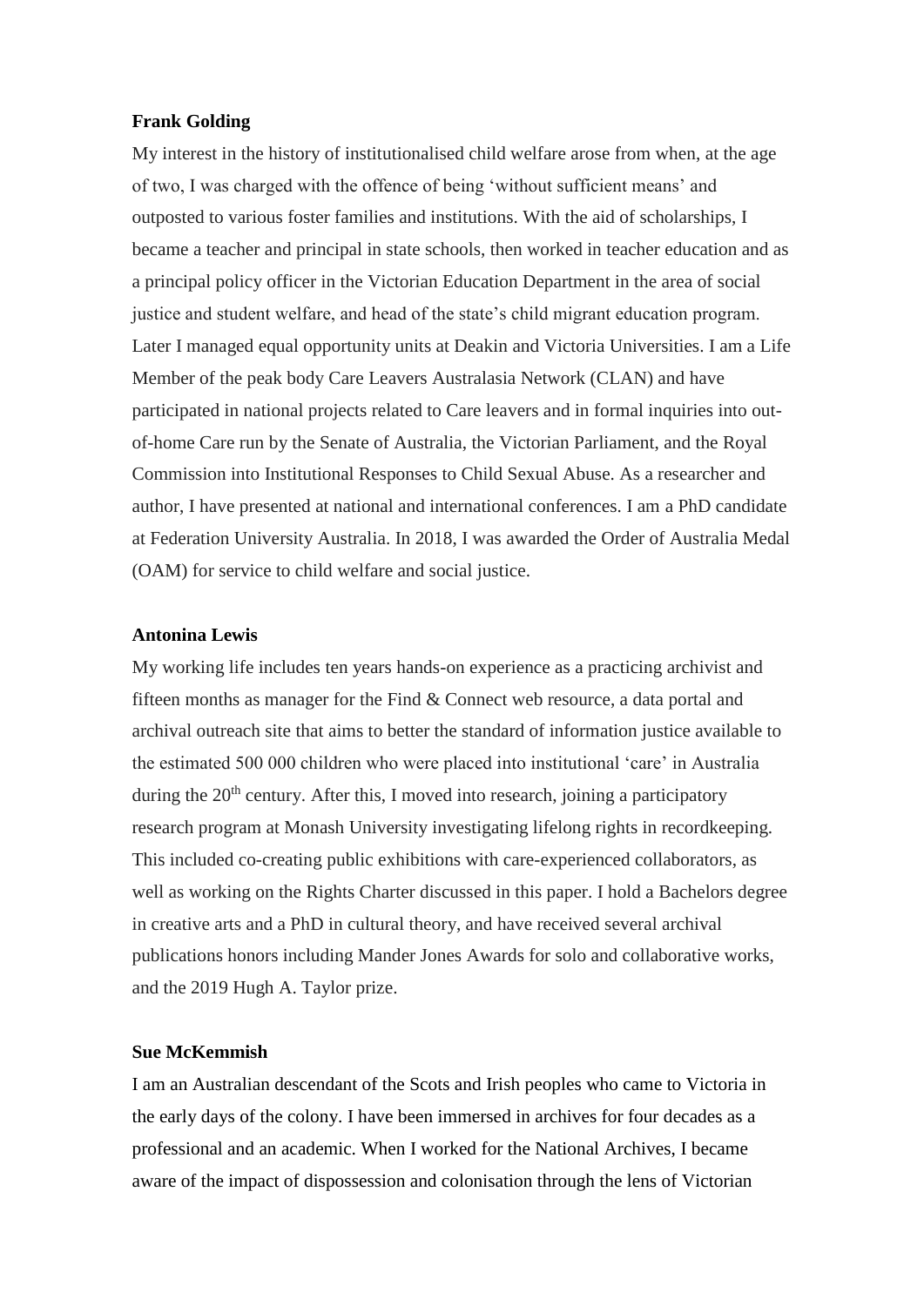**Frank Golding**

My interest in the history of institutionalised child welfare arose from when, at the age of two, I was charged with the offence of being 'without sufficient means' and outposted to various foster families and institutions. With the aid of scholarships, I became a teacher and principal in state schools, then worked in teacher education and as a principal policy officer in the Victorian Education Department in the area of social justice and student welfare, and head of the state's child migrant education program. Later I managed equal opportunity units at Deakin and Victoria Universities. I am a Life Member of the peak body Care Leavers Australasia Network (CLAN) and have participated in national projects related to Care leavers and in formal inquiries into out-of-home Care run by the Senate of Australia, the Victorian Parliament, and the Royal Commission into Institutional Responses to Child Sexual Abuse. As a researcher and author, I have presented at national and international conferences. I am a PhD candidate at Federation University Australia. In 2018, I was awarded the Order of Australia Medal (OAM) for service to child welfare and social justice.

**Antonina Lewis**

My working life includes ten years hands-on experience as a practicing archivist and fifteen months as manager for the Find & Connect web resource, a data portal and archival outreach site that aims to better the standard of information justice available to the estimated 500 000 children who were placed into institutional 'care' in Australia during the 20th century. After this, I moved into research, joining a participatory research program at Monash University investigating lifelong rights in recordkeeping. This included co-creating public exhibitions with care-experienced collaborators, as well as working on the Rights Charter discussed in this paper. I hold a Bachelors degree in creative arts and a PhD in cultural theory, and have received several archival publications honors including Mander Jones Awards for solo and collaborative works, and the 2019 Hugh A. Taylor prize.

**Sue McKemmish**

I am an Australian descendant of the Scots and Irish peoples who came to Victoria in the early days of the colony. I have been immersed in archives for four decades as a professional and an academic. When I worked for the National Archives, I became aware of the impact of dispossession and colonisation through the lens of Victorian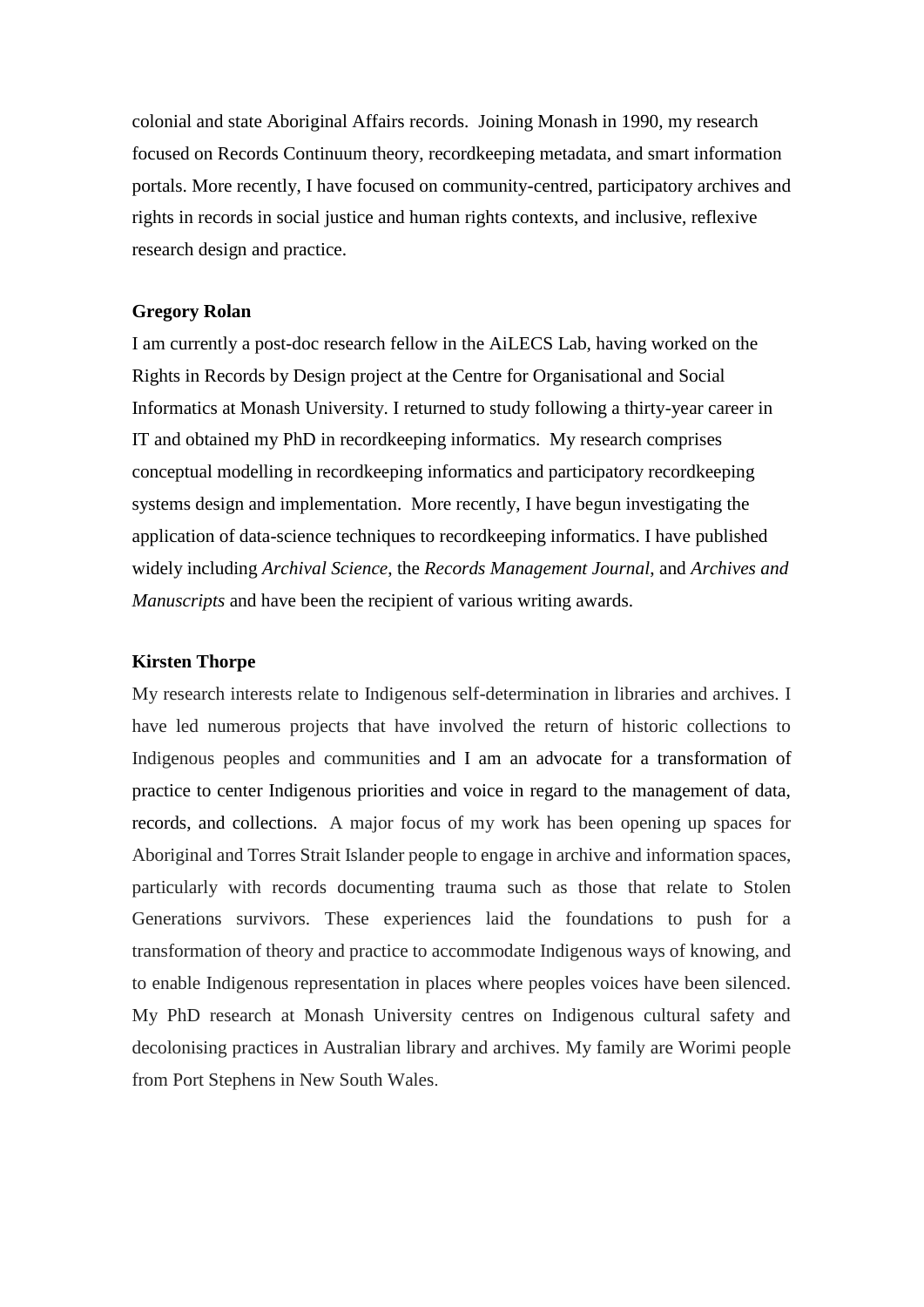colonial and state Aboriginal Affairs records. Joining Monash in 1990, my research focused on Records Continuum theory, recordkeeping metadata, and smart information portals. More recently, I have focused on community-centred, participatory archives and rights in records in social justice and human rights contexts, and inclusive, reflexive research design and practice.

**Gregory Rolan**

I am currently a post-doc research fellow in the AiLECS Lab, having worked on the Rights in Records by Design project at the Centre for Organisational and Social Informatics at Monash University. I returned to study following a thirty-year career in IT and obtained my PhD in recordkeeping informatics. My research comprises conceptual modelling in recordkeeping informatics and participatory recordkeeping systems design and implementation. More recently, I have begun investigating the application of data-science techniques to recordkeeping informatics. I have published widely including *Archival Science*, the *Records Management Journal*, and *Archives and Manuscripts* and have been the recipient of various writing awards.

**Kirsten Thorpe**

My research interests relate to Indigenous self-determination in libraries and archives. I have led numerous projects that have involved the return of historic collections to Indigenous peoples and communities and I am an advocate for a transformation of practice to center Indigenous priorities and voice in regard to the management of data, records, and collections. A major focus of my work has been opening up spaces for Aboriginal and Torres Strait Islander people to engage in archive and information spaces, particularly with records documenting trauma such as those that relate to Stolen Generations survivors. These experiences laid the foundations to push for a transformation of theory and practice to accommodate Indigenous ways of knowing, and to enable Indigenous representation in places where peoples voices have been silenced. My PhD research at Monash University centres on Indigenous cultural safety and decolonising practices in Australian library and archives. My family are Worimi people from Port Stephens in New South Wales.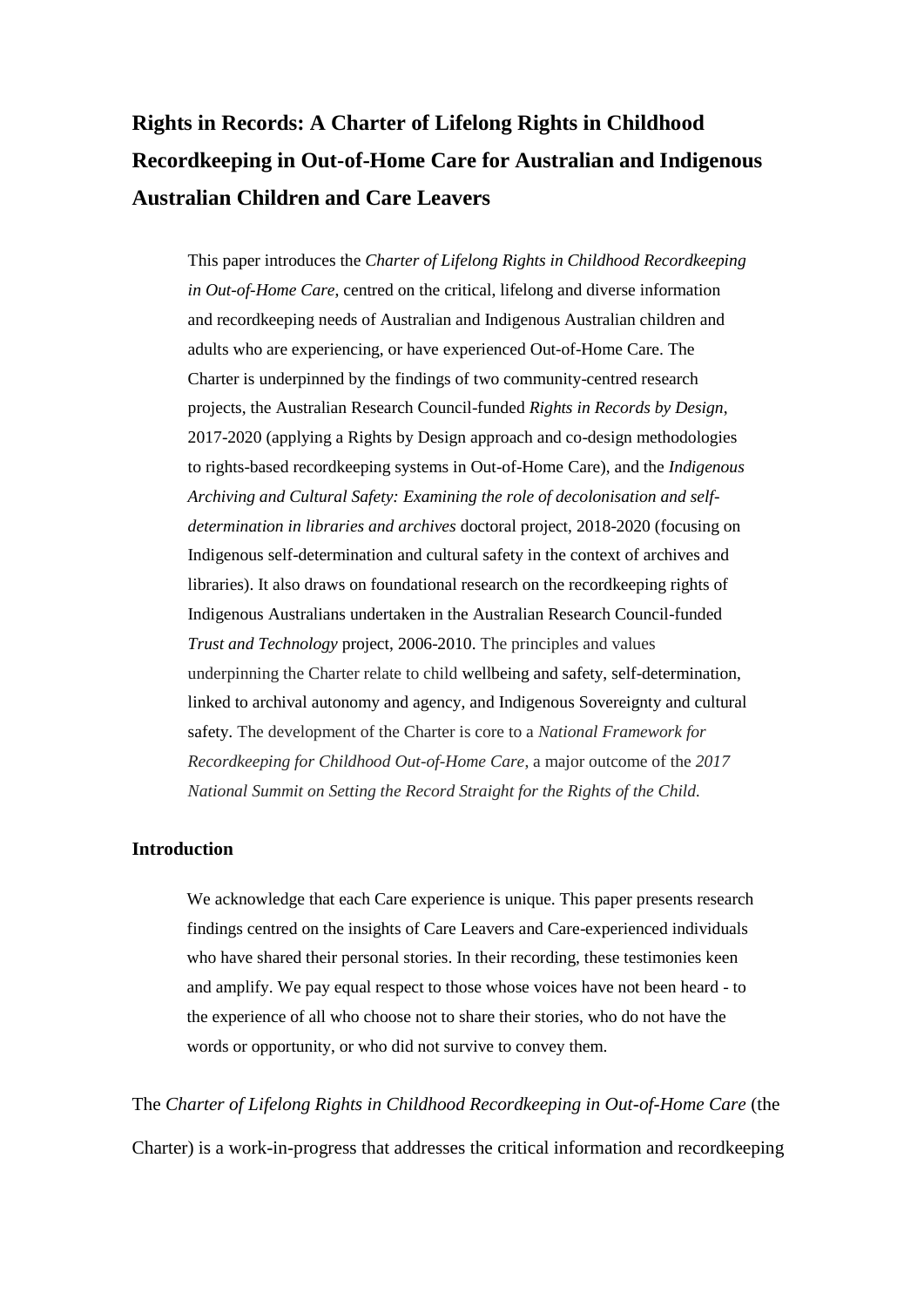# Rights in Records: A Charter of Lifelong Rights in Childhood Recordkeeping in Out-of-Home Care for Australian and Indigenous Australian Children and Care Leavers

> This paper introduces the *Charter of Lifelong Rights in Childhood Recordkeeping in Out-of-Home Care*, centred on the critical, lifelong and diverse information and recordkeeping needs of Australian and Indigenous Australian children and adults who are experiencing, or have experienced Out-of-Home Care. The Charter is underpinned by the findings of two community-centred research projects, the Australian Research Council-funded *Rights in Records by Design*, 2017-2020 (applying a Rights by Design approach and co-design methodologies to rights-based recordkeeping systems in Out-of-Home Care), and the *Indigenous Archiving and Cultural Safety: Examining the role of decolonisation and self-determination in libraries and archives* doctoral project, 2018-2020 (focusing on Indigenous self-determination and cultural safety in the context of archives and libraries). It also draws on foundational research on the recordkeeping rights of Indigenous Australians undertaken in the Australian Research Council-funded *Trust and Technology* project, 2006-2010. The principles and values underpinning the Charter relate to child wellbeing and safety, self-determination, linked to archival autonomy and agency, and Indigenous Sovereignty and cultural safety. The development of the Charter is core to a *National Framework for Recordkeeping for Childhood Out-of-Home Care*, a major outcome of the *2017 National Summit on Setting the Record Straight for the Rights of the Child*.

## Introduction

> We acknowledge that each Care experience is unique. This paper presents research findings centred on the insights of Care Leavers and Care-experienced individuals who have shared their personal stories. In their recording, these testimonies keen and amplify. We pay equal respect to those whose voices have not been heard - to the experience of all who choose not to share their stories, who do not have the words or opportunity, or who did not survive to convey them.

The *Charter of Lifelong Rights in Childhood Recordkeeping in Out-of-Home Care* (the Charter) is a work-in-progress that addresses the critical information and recordkeeping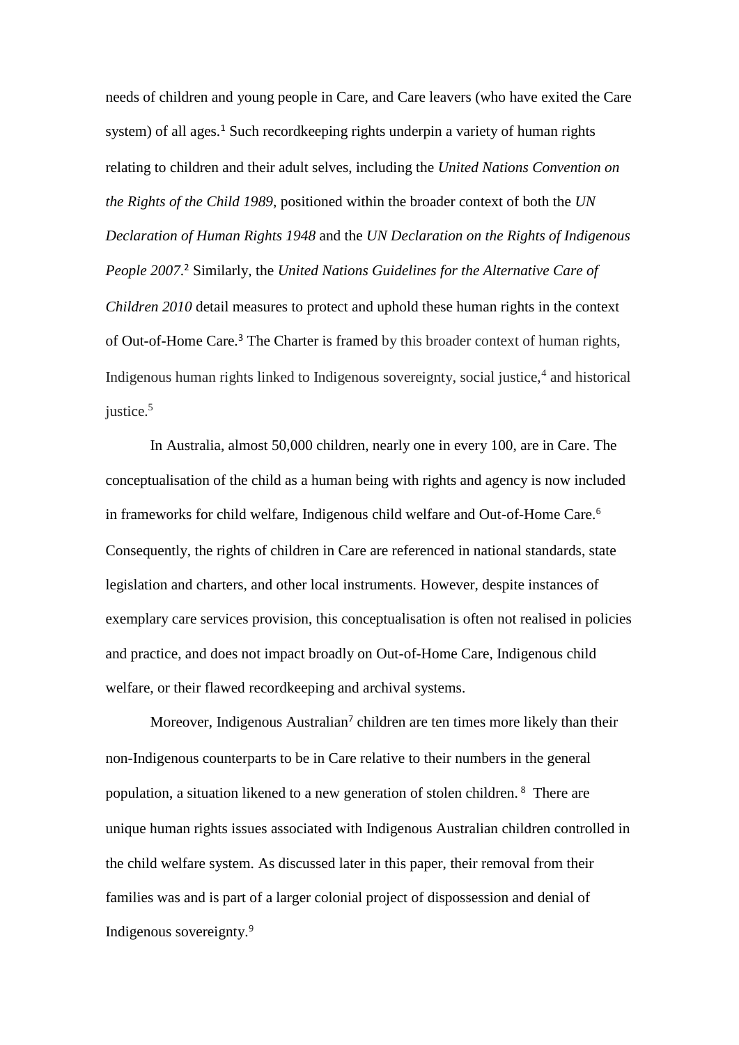needs of children and young people in Care, and Care leavers (who have exited the Care system) of all ages.[1] Such recordkeeping rights underpin a variety of human rights relating to children and their adult selves, including the *United Nations Convention on the Rights of the Child 1989*, positioned within the broader context of both the *UN Declaration of Human Rights 1948* and the *UN Declaration on the Rights of Indigenous People 2007*.[2] Similarly, the *United Nations Guidelines for the Alternative Care of Children 2010* detail measures to protect and uphold these human rights in the context of Out-of-Home Care.[3] The Charter is framed by this broader context of human rights, Indigenous human rights linked to Indigenous sovereignty, social justice,[4] and historical justice.[5]

In Australia, almost 50,000 children, nearly one in every 100, are in Care. The conceptualisation of the child as a human being with rights and agency is now included in frameworks for child welfare, Indigenous child welfare and Out-of-Home Care.[6] Consequently, the rights of children in Care are referenced in national standards, state legislation and charters, and other local instruments. However, despite instances of exemplary care services provision, this conceptualisation is often not realised in policies and practice, and does not impact broadly on Out-of-Home Care, Indigenous child welfare, or their flawed recordkeeping and archival systems.

Moreover, Indigenous Australian[7] children are ten times more likely than their non-Indigenous counterparts to be in Care relative to their numbers in the general population, a situation likened to a new generation of stolen children.[8] There are unique human rights issues associated with Indigenous Australian children controlled in the child welfare system. As discussed later in this paper, their removal from their families was and is part of a larger colonial project of dispossession and denial of Indigenous sovereignty.[9]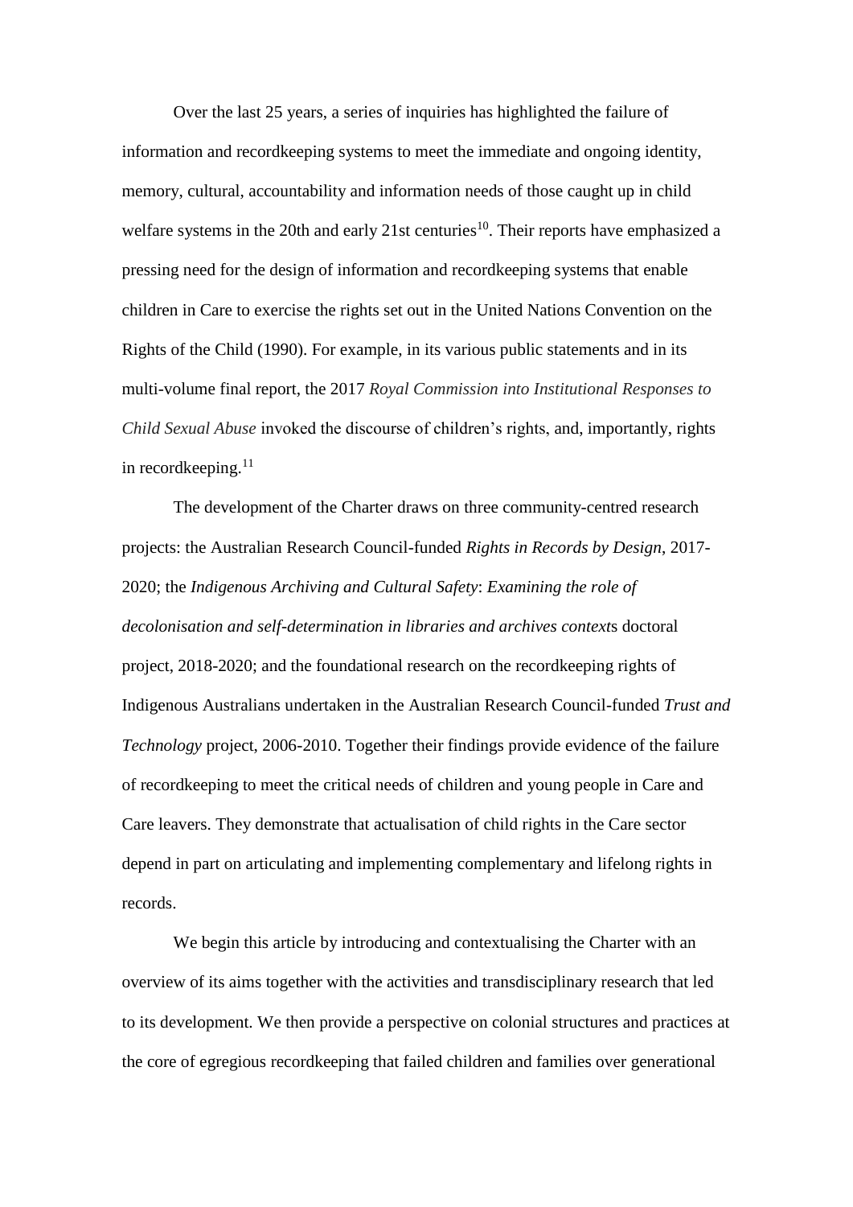Over the last 25 years, a series of inquiries has highlighted the failure of information and recordkeeping systems to meet the immediate and ongoing identity, memory, cultural, accountability and information needs of those caught up in child welfare systems in the 20th and early 21st centuries[10]. Their reports have emphasized a pressing need for the design of information and recordkeeping systems that enable children in Care to exercise the rights set out in the United Nations Convention on the Rights of the Child (1990). For example, in its various public statements and in its multi-volume final report, the 2017 *Royal Commission into Institutional Responses to Child Sexual Abuse* invoked the discourse of children's rights, and, importantly, rights in recordkeeping.[11]

The development of the Charter draws on three community-centred research projects: the Australian Research Council-funded *Rights in Records by Design*, 2017-2020; the *Indigenous Archiving and Cultural Safety*: *Examining the role of decolonisation and self-determination in libraries and archives context*s doctoral project, 2018-2020; and the foundational research on the recordkeeping rights of Indigenous Australians undertaken in the Australian Research Council-funded *Trust and Technology* project, 2006-2010. Together their findings provide evidence of the failure of recordkeeping to meet the critical needs of children and young people in Care and Care leavers. They demonstrate that actualisation of child rights in the Care sector depend in part on articulating and implementing complementary and lifelong rights in records.

We begin this article by introducing and contextualising the Charter with an overview of its aims together with the activities and transdisciplinary research that led to its development. We then provide a perspective on colonial structures and practices at the core of egregious recordkeeping that failed children and families over generational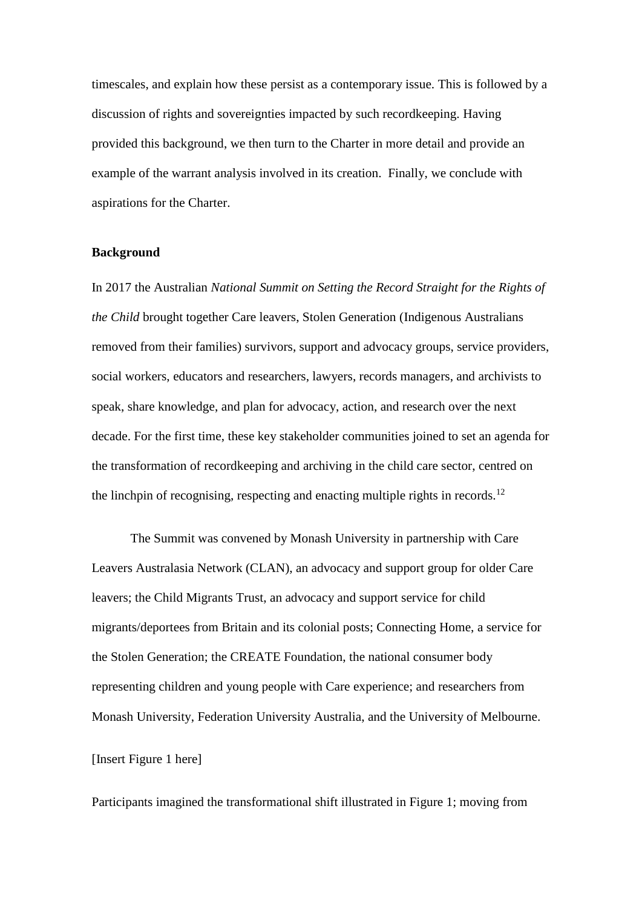timescales, and explain how these persist as a contemporary issue. This is followed by a discussion of rights and sovereignties impacted by such recordkeeping. Having provided this background, we then turn to the Charter in more detail and provide an example of the warrant analysis involved in its creation. Finally, we conclude with aspirations for the Charter.

**Background**

In 2017 the Australian *National Summit on Setting the Record Straight for the Rights of the Child* brought together Care leavers, Stolen Generation (Indigenous Australians removed from their families) survivors, support and advocacy groups, service providers, social workers, educators and researchers, lawyers, records managers, and archivists to speak, share knowledge, and plan for advocacy, action, and research over the next decade. For the first time, these key stakeholder communities joined to set an agenda for the transformation of recordkeeping and archiving in the child care sector, centred on the linchpin of recognising, respecting and enacting multiple rights in records.[12]

The Summit was convened by Monash University in partnership with Care Leavers Australasia Network (CLAN), an advocacy and support group for older Care leavers; the Child Migrants Trust, an advocacy and support service for child migrants/deportees from Britain and its colonial posts; Connecting Home, a service for the Stolen Generation; the CREATE Foundation, the national consumer body representing children and young people with Care experience; and researchers from Monash University, Federation University Australia, and the University of Melbourne.

[Insert Figure 1 here]

Participants imagined the transformational shift illustrated in Figure 1; moving from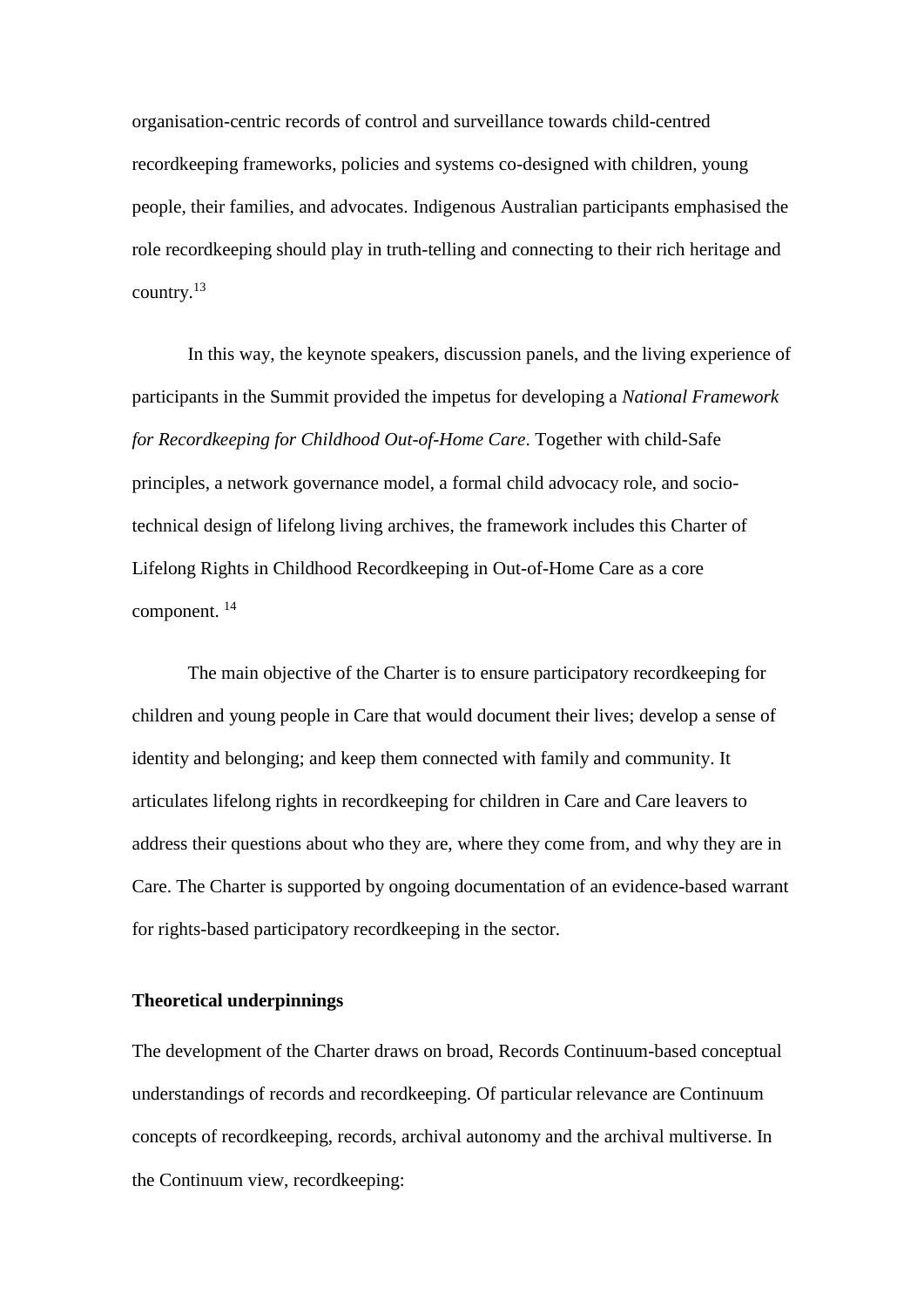organisation-centric records of control and surveillance towards child-centred recordkeeping frameworks, policies and systems co-designed with children, young people, their families, and advocates. Indigenous Australian participants emphasised the role recordkeeping should play in truth-telling and connecting to their rich heritage and country.[13]

In this way, the keynote speakers, discussion panels, and the living experience of participants in the Summit provided the impetus for developing a *National Framework for Recordkeeping for Childhood Out-of-Home Care*. Together with child-Safe principles, a network governance model, a formal child advocacy role, and socio-technical design of lifelong living archives, the framework includes this Charter of Lifelong Rights in Childhood Recordkeeping in Out-of-Home Care as a core component. [14]

The main objective of the Charter is to ensure participatory recordkeeping for children and young people in Care that would document their lives; develop a sense of identity and belonging; and keep them connected with family and community. It articulates lifelong rights in recordkeeping for children in Care and Care leavers to address their questions about who they are, where they come from, and why they are in Care. The Charter is supported by ongoing documentation of an evidence-based warrant for rights-based participatory recordkeeping in the sector.

## Theoretical underpinnings

The development of the Charter draws on broad, Records Continuum-based conceptual understandings of records and recordkeeping. Of particular relevance are Continuum concepts of recordkeeping, records, archival autonomy and the archival multiverse. In the Continuum view, recordkeeping: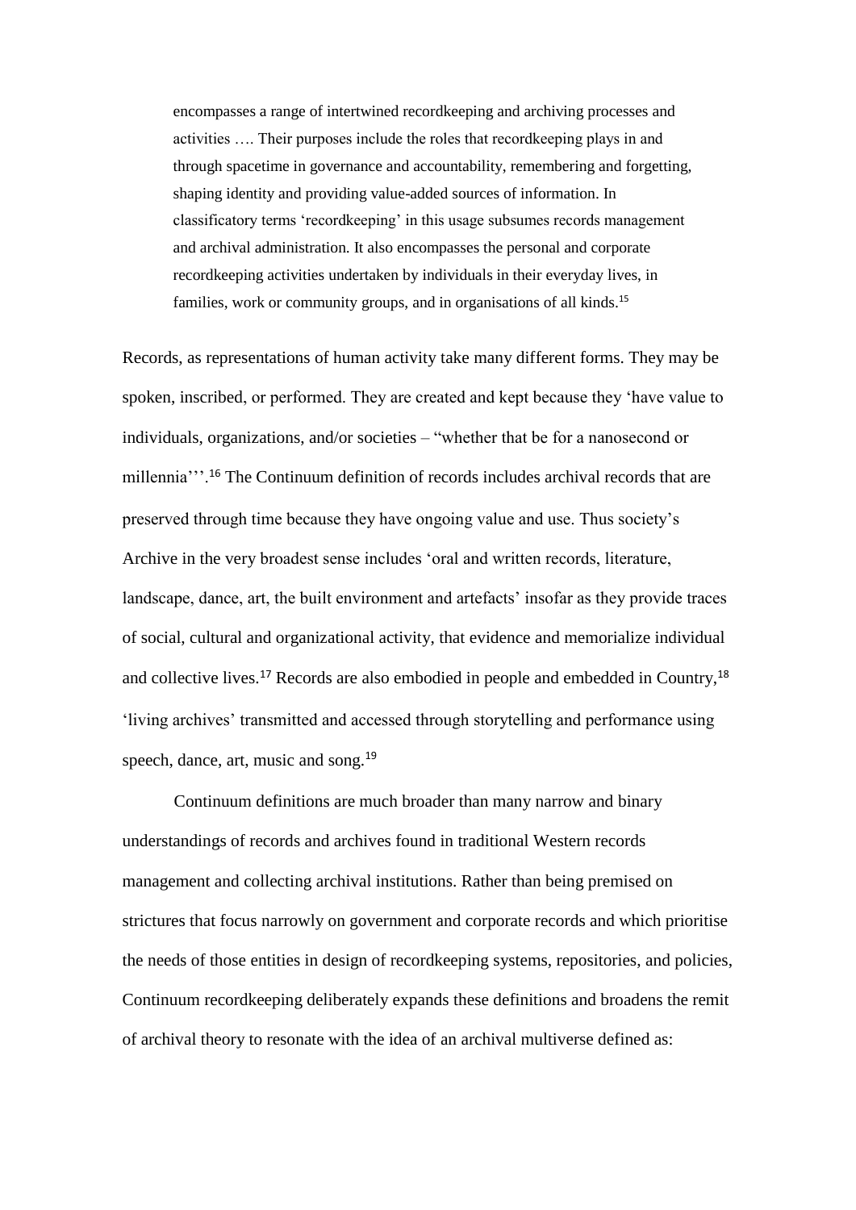> encompasses a range of intertwined recordkeeping and archiving processes and activities …. Their purposes include the roles that recordkeeping plays in and through spacetime in governance and accountability, remembering and forgetting, shaping identity and providing value-added sources of information. In classificatory terms 'recordkeeping' in this usage subsumes records management and archival administration. It also encompasses the personal and corporate recordkeeping activities undertaken by individuals in their everyday lives, in families, work or community groups, and in organisations of all kinds.[15]

Records, as representations of human activity take many different forms. They may be spoken, inscribed, or performed. They are created and kept because they 'have value to individuals, organizations, and/or societies – "whether that be for a nanosecond or millennia"''.[16] The Continuum definition of records includes archival records that are preserved through time because they have ongoing value and use. Thus society's Archive in the very broadest sense includes 'oral and written records, literature, landscape, dance, art, the built environment and artefacts' insofar as they provide traces of social, cultural and organizational activity, that evidence and memorialize individual and collective lives.[17] Records are also embodied in people and embedded in Country,[18] 'living archives' transmitted and accessed through storytelling and performance using speech, dance, art, music and song.[19]

Continuum definitions are much broader than many narrow and binary understandings of records and archives found in traditional Western records management and collecting archival institutions. Rather than being premised on strictures that focus narrowly on government and corporate records and which prioritise the needs of those entities in design of recordkeeping systems, repositories, and policies, Continuum recordkeeping deliberately expands these definitions and broadens the remit of archival theory to resonate with the idea of an archival multiverse defined as: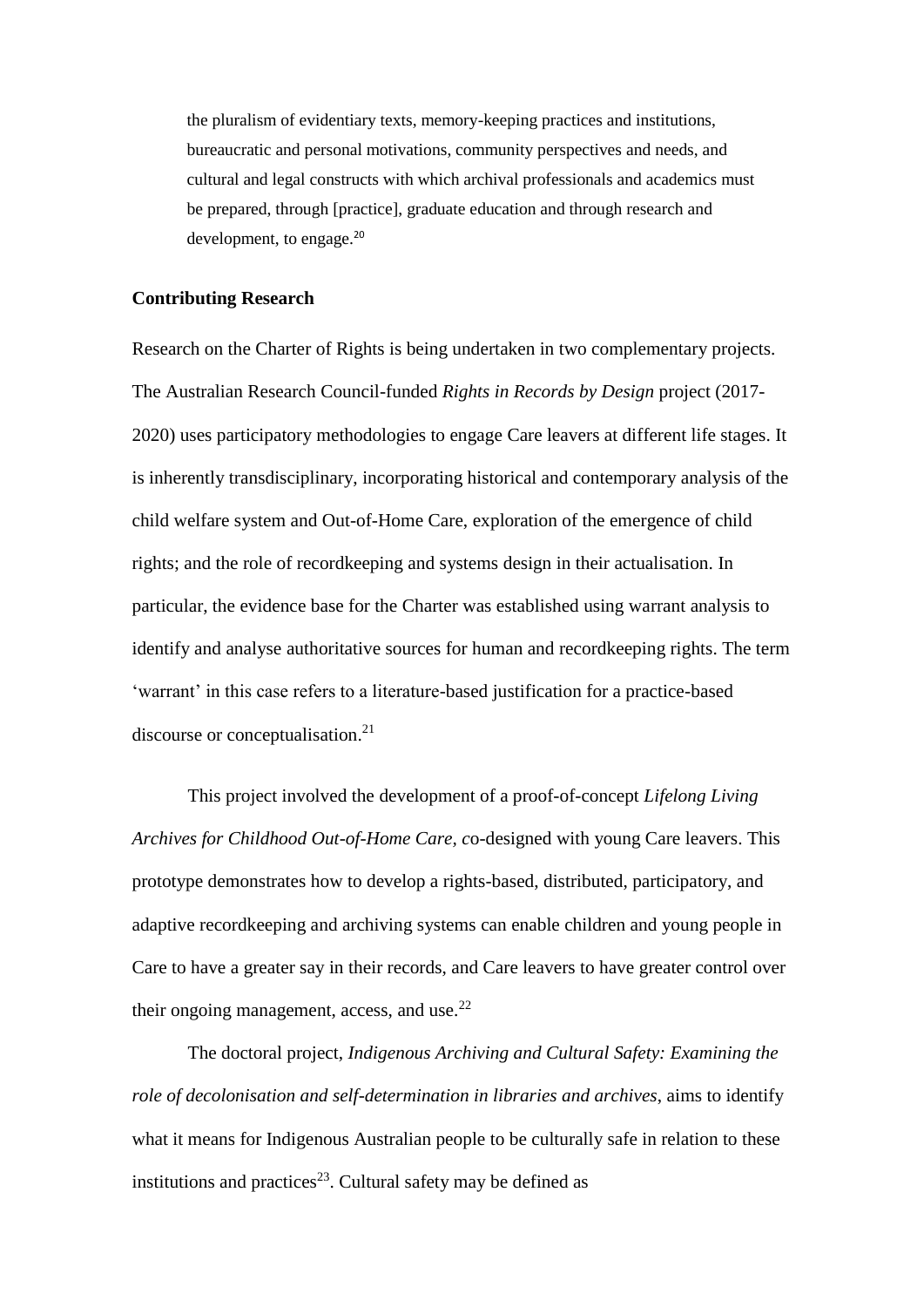> the pluralism of evidentiary texts, memory-keeping practices and institutions, bureaucratic and personal motivations, community perspectives and needs, and cultural and legal constructs with which archival professionals and academics must be prepared, through [practice], graduate education and through research and development, to engage.[20]

### Contributing Research

Research on the Charter of Rights is being undertaken in two complementary projects. The Australian Research Council-funded *Rights in Records by Design* project (2017-2020) uses participatory methodologies to engage Care leavers at different life stages. It is inherently transdisciplinary, incorporating historical and contemporary analysis of the child welfare system and Out-of-Home Care, exploration of the emergence of child rights; and the role of recordkeeping and systems design in their actualisation. In particular, the evidence base for the Charter was established using warrant analysis to identify and analyse authoritative sources for human and recordkeeping rights. The term 'warrant' in this case refers to a literature-based justification for a practice-based discourse or conceptualisation.[21]

This project involved the development of a proof-of-concept *Lifelong Living Archives for Childhood Out-of-Home Care, c*o-designed with young Care leavers. This prototype demonstrates how to develop a rights-based, distributed, participatory, and adaptive recordkeeping and archiving systems can enable children and young people in Care to have a greater say in their records, and Care leavers to have greater control over their ongoing management, access, and use.[22]

The doctoral project, *Indigenous Archiving and Cultural Safety: Examining the role of decolonisation and self-determination in libraries and archives*, aims to identify what it means for Indigenous Australian people to be culturally safe in relation to these institutions and practices[23]. Cultural safety may be defined as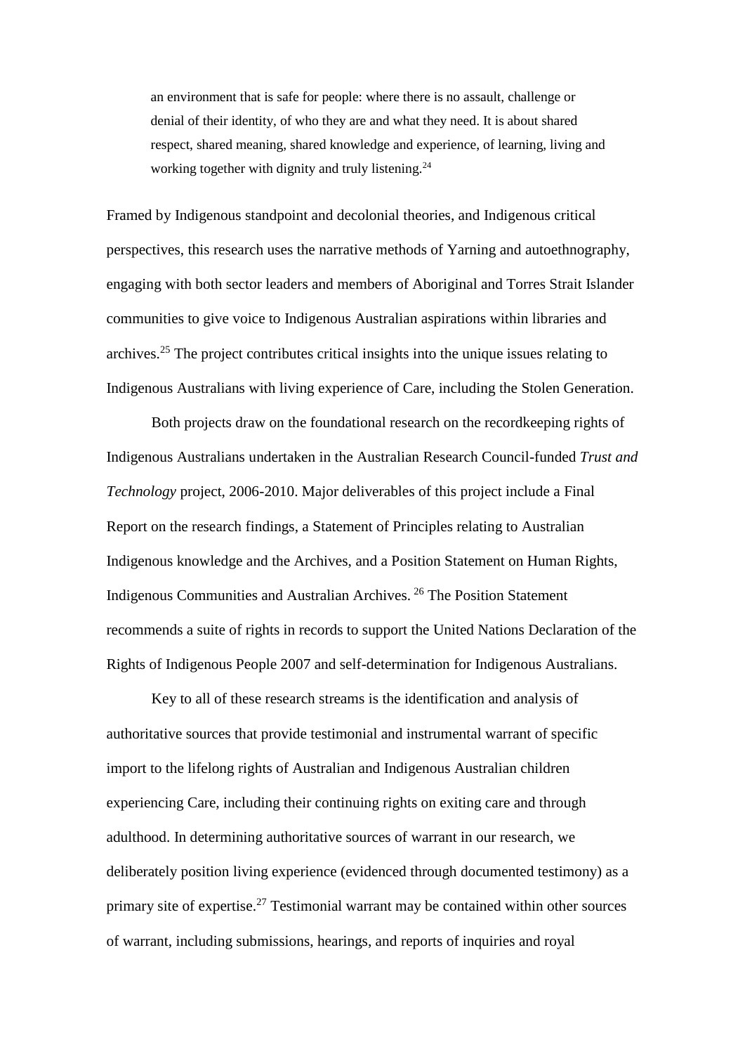> an environment that is safe for people: where there is no assault, challenge or denial of their identity, of who they are and what they need. It is about shared respect, shared meaning, shared knowledge and experience, of learning, living and working together with dignity and truly listening.[24]

Framed by Indigenous standpoint and decolonial theories, and Indigenous critical perspectives, this research uses the narrative methods of Yarning and autoethnography, engaging with both sector leaders and members of Aboriginal and Torres Strait Islander communities to give voice to Indigenous Australian aspirations within libraries and archives.[25] The project contributes critical insights into the unique issues relating to Indigenous Australians with living experience of Care, including the Stolen Generation.

Both projects draw on the foundational research on the recordkeeping rights of Indigenous Australians undertaken in the Australian Research Council-funded *Trust and Technology* project, 2006-2010. Major deliverables of this project include a Final Report on the research findings, a Statement of Principles relating to Australian Indigenous knowledge and the Archives, and a Position Statement on Human Rights, Indigenous Communities and Australian Archives. [26] The Position Statement recommends a suite of rights in records to support the United Nations Declaration of the Rights of Indigenous People 2007 and self-determination for Indigenous Australians.

Key to all of these research streams is the identification and analysis of authoritative sources that provide testimonial and instrumental warrant of specific import to the lifelong rights of Australian and Indigenous Australian children experiencing Care, including their continuing rights on exiting care and through adulthood. In determining authoritative sources of warrant in our research, we deliberately position living experience (evidenced through documented testimony) as a primary site of expertise.[27] Testimonial warrant may be contained within other sources of warrant, including submissions, hearings, and reports of inquiries and royal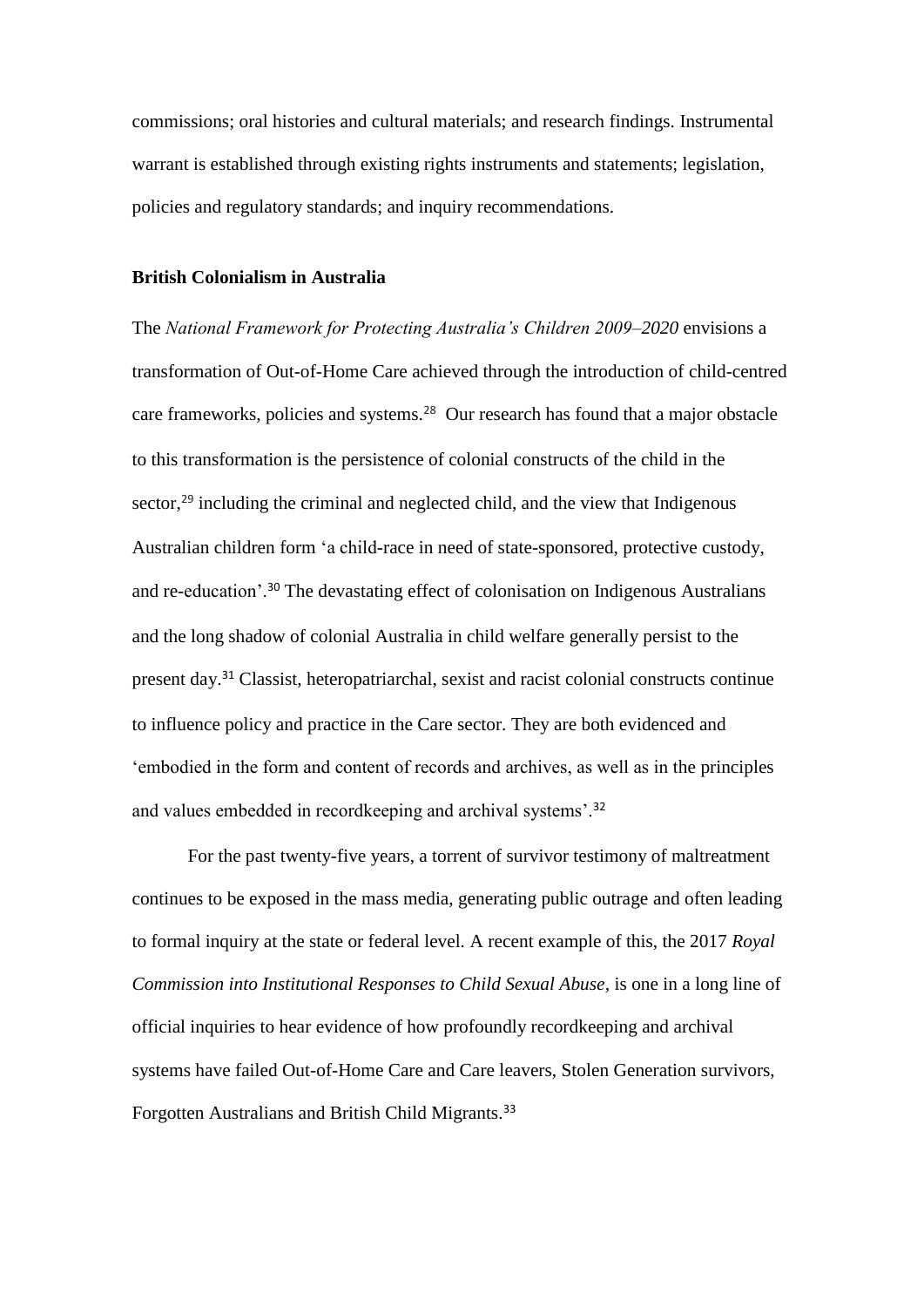commissions; oral histories and cultural materials; and research findings. Instrumental warrant is established through existing rights instruments and statements; legislation, policies and regulatory standards; and inquiry recommendations.

### British Colonialism in Australia

The *National Framework for Protecting Australia's Children 2009–2020* envisions a transformation of Out-of-Home Care achieved through the introduction of child-centred care frameworks, policies and systems.[28] Our research has found that a major obstacle to this transformation is the persistence of colonial constructs of the child in the sector,[29] including the criminal and neglected child, and the view that Indigenous Australian children form 'a child-race in need of state-sponsored, protective custody, and re-education'.[30] The devastating effect of colonisation on Indigenous Australians and the long shadow of colonial Australia in child welfare generally persist to the present day.[31] Classist, heteropatriarchal, sexist and racist colonial constructs continue to influence policy and practice in the Care sector. They are both evidenced and 'embodied in the form and content of records and archives, as well as in the principles and values embedded in recordkeeping and archival systems'.[32]

For the past twenty-five years, a torrent of survivor testimony of maltreatment continues to be exposed in the mass media, generating public outrage and often leading to formal inquiry at the state or federal level. A recent example of this, the 2017 *Royal Commission into Institutional Responses to Child Sexual Abuse*, is one in a long line of official inquiries to hear evidence of how profoundly recordkeeping and archival systems have failed Out-of-Home Care and Care leavers, Stolen Generation survivors, Forgotten Australians and British Child Migrants.[33]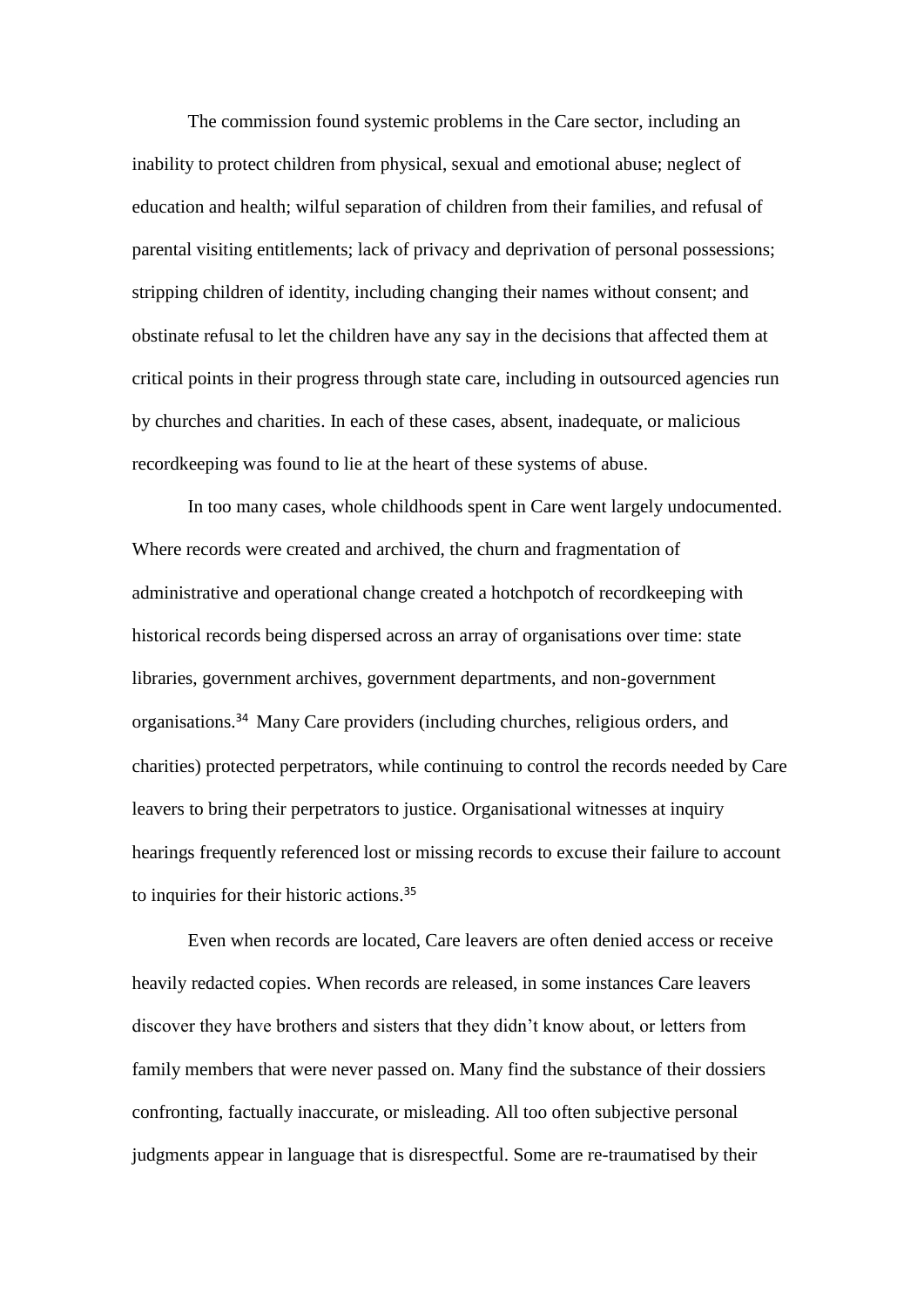The commission found systemic problems in the Care sector, including an inability to protect children from physical, sexual and emotional abuse; neglect of education and health; wilful separation of children from their families, and refusal of parental visiting entitlements; lack of privacy and deprivation of personal possessions; stripping children of identity, including changing their names without consent; and obstinate refusal to let the children have any say in the decisions that affected them at critical points in their progress through state care, including in outsourced agencies run by churches and charities. In each of these cases, absent, inadequate, or malicious recordkeeping was found to lie at the heart of these systems of abuse.

In too many cases, whole childhoods spent in Care went largely undocumented. Where records were created and archived, the churn and fragmentation of administrative and operational change created a hotchpotch of recordkeeping with historical records being dispersed across an array of organisations over time: state libraries, government archives, government departments, and non-government organisations.[34] Many Care providers (including churches, religious orders, and charities) protected perpetrators, while continuing to control the records needed by Care leavers to bring their perpetrators to justice. Organisational witnesses at inquiry hearings frequently referenced lost or missing records to excuse their failure to account to inquiries for their historic actions.[35]

Even when records are located, Care leavers are often denied access or receive heavily redacted copies. When records are released, in some instances Care leavers discover they have brothers and sisters that they didn't know about, or letters from family members that were never passed on. Many find the substance of their dossiers confronting, factually inaccurate, or misleading. All too often subjective personal judgments appear in language that is disrespectful. Some are re-traumatised by their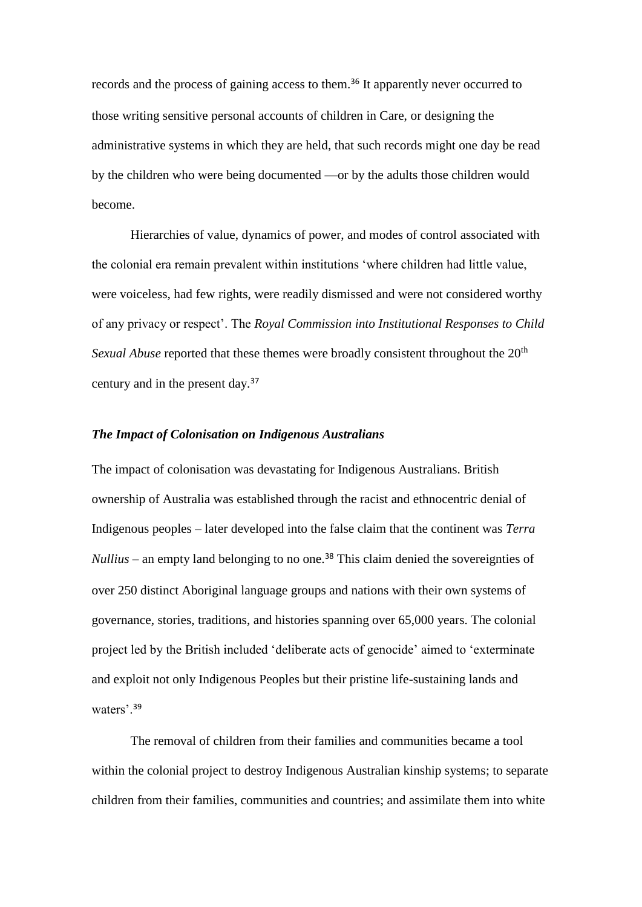records and the process of gaining access to them.[36] It apparently never occurred to those writing sensitive personal accounts of children in Care, or designing the administrative systems in which they are held, that such records might one day be read by the children who were being documented —or by the adults those children would become.

Hierarchies of value, dynamics of power, and modes of control associated with the colonial era remain prevalent within institutions 'where children had little value, were voiceless, had few rights, were readily dismissed and were not considered worthy of any privacy or respect'. The *Royal Commission into Institutional Responses to Child Sexual Abuse* reported that these themes were broadly consistent throughout the 20th century and in the present day.[37]

### *The Impact of Colonisation on Indigenous Australians*

The impact of colonisation was devastating for Indigenous Australians. British ownership of Australia was established through the racist and ethnocentric denial of Indigenous peoples – later developed into the false claim that the continent was *Terra Nullius* – an empty land belonging to no one.[38] This claim denied the sovereignties of over 250 distinct Aboriginal language groups and nations with their own systems of governance, stories, traditions, and histories spanning over 65,000 years. The colonial project led by the British included 'deliberate acts of genocide' aimed to 'exterminate and exploit not only Indigenous Peoples but their pristine life-sustaining lands and waters'.[39]

The removal of children from their families and communities became a tool within the colonial project to destroy Indigenous Australian kinship systems; to separate children from their families, communities and countries; and assimilate them into white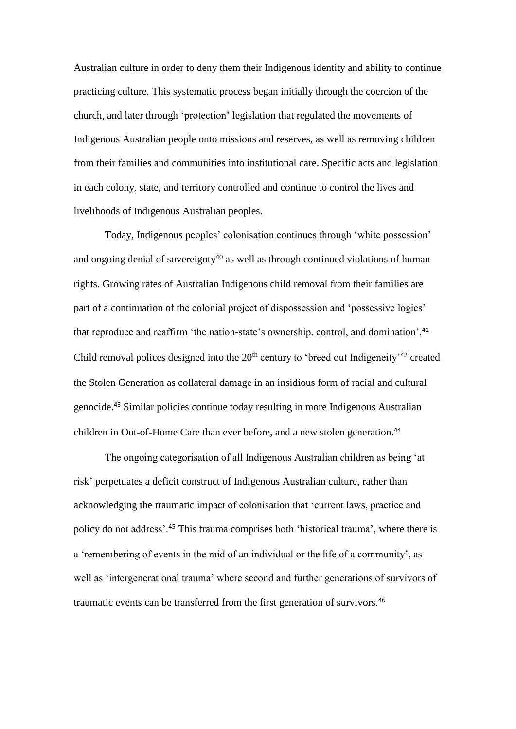Australian culture in order to deny them their Indigenous identity and ability to continue practicing culture. This systematic process began initially through the coercion of the church, and later through 'protection' legislation that regulated the movements of Indigenous Australian people onto missions and reserves, as well as removing children from their families and communities into institutional care. Specific acts and legislation in each colony, state, and territory controlled and continue to control the lives and livelihoods of Indigenous Australian peoples.

Today, Indigenous peoples' colonisation continues through 'white possession' and ongoing denial of sovereignty[40] as well as through continued violations of human rights. Growing rates of Australian Indigenous child removal from their families are part of a continuation of the colonial project of dispossession and 'possessive logics' that reproduce and reaffirm 'the nation-state's ownership, control, and domination'.[41] Child removal polices designed into the 20th century to 'breed out Indigeneity'[42] created the Stolen Generation as collateral damage in an insidious form of racial and cultural genocide.[43] Similar policies continue today resulting in more Indigenous Australian children in Out-of-Home Care than ever before, and a new stolen generation.[44]

The ongoing categorisation of all Indigenous Australian children as being 'at risk' perpetuates a deficit construct of Indigenous Australian culture, rather than acknowledging the traumatic impact of colonisation that 'current laws, practice and policy do not address'.[45] This trauma comprises both 'historical trauma', where there is a 'remembering of events in the mid of an individual or the life of a community', as well as 'intergenerational trauma' where second and further generations of survivors of traumatic events can be transferred from the first generation of survivors.[46]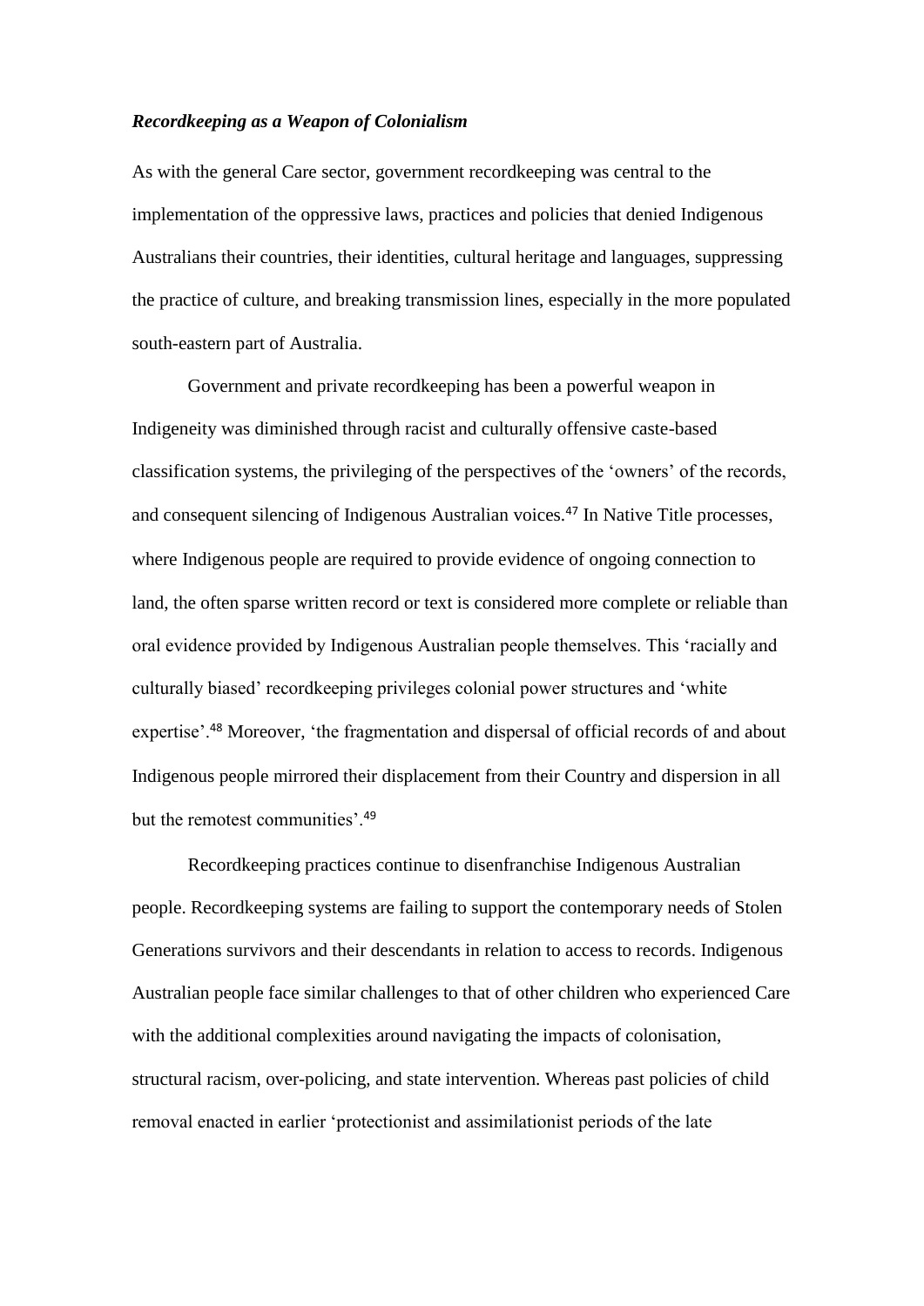***Recordkeeping as a Weapon of Colonialism***

As with the general Care sector, government recordkeeping was central to the implementation of the oppressive laws, practices and policies that denied Indigenous Australians their countries, their identities, cultural heritage and languages, suppressing the practice of culture, and breaking transmission lines, especially in the more populated south-eastern part of Australia.

Government and private recordkeeping has been a powerful weapon in Indigeneity was diminished through racist and culturally offensive caste-based classification systems, the privileging of the perspectives of the 'owners' of the records, and consequent silencing of Indigenous Australian voices.[47] In Native Title processes, where Indigenous people are required to provide evidence of ongoing connection to land, the often sparse written record or text is considered more complete or reliable than oral evidence provided by Indigenous Australian people themselves. This 'racially and culturally biased' recordkeeping privileges colonial power structures and 'white expertise'.[48] Moreover, 'the fragmentation and dispersal of official records of and about Indigenous people mirrored their displacement from their Country and dispersion in all but the remotest communities'.[49]

Recordkeeping practices continue to disenfranchise Indigenous Australian people. Recordkeeping systems are failing to support the contemporary needs of Stolen Generations survivors and their descendants in relation to access to records. Indigenous Australian people face similar challenges to that of other children who experienced Care with the additional complexities around navigating the impacts of colonisation, structural racism, over-policing, and state intervention. Whereas past policies of child removal enacted in earlier 'protectionist and assimilationist periods of the late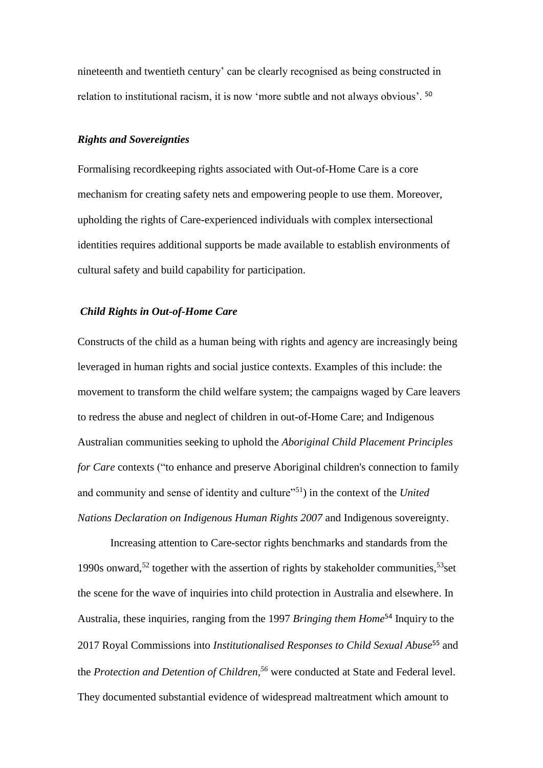nineteenth and twentieth century' can be clearly recognised as being constructed in relation to institutional racism, it is now 'more subtle and not always obvious'. [50]

### *Rights and Sovereignties*

Formalising recordkeeping rights associated with Out-of-Home Care is a core mechanism for creating safety nets and empowering people to use them. Moreover, upholding the rights of Care-experienced individuals with complex intersectional identities requires additional supports be made available to establish environments of cultural safety and build capability for participation.

### *Child Rights in Out-of-Home Care*

Constructs of the child as a human being with rights and agency are increasingly being leveraged in human rights and social justice contexts. Examples of this include: the movement to transform the child welfare system; the campaigns waged by Care leavers to redress the abuse and neglect of children in out-of-Home Care; and Indigenous Australian communities seeking to uphold the *Aboriginal Child Placement Principles for Care* contexts ("to enhance and preserve Aboriginal children's connection to family and community and sense of identity and culture"[51]) in the context of the *United Nations Declaration on Indigenous Human Rights 2007* and Indigenous sovereignty.

Increasing attention to Care-sector rights benchmarks and standards from the 1990s onward,[52] together with the assertion of rights by stakeholder communities,[53] set the scene for the wave of inquiries into child protection in Australia and elsewhere. In Australia, these inquiries, ranging from the 1997 *Bringing them Home*[54] Inquiry to the 2017 Royal Commissions into *Institutionalised Responses to Child Sexual Abuse*[55] and the *Protection and Detention of Children*,[56] were conducted at State and Federal level. They documented substantial evidence of widespread maltreatment which amount to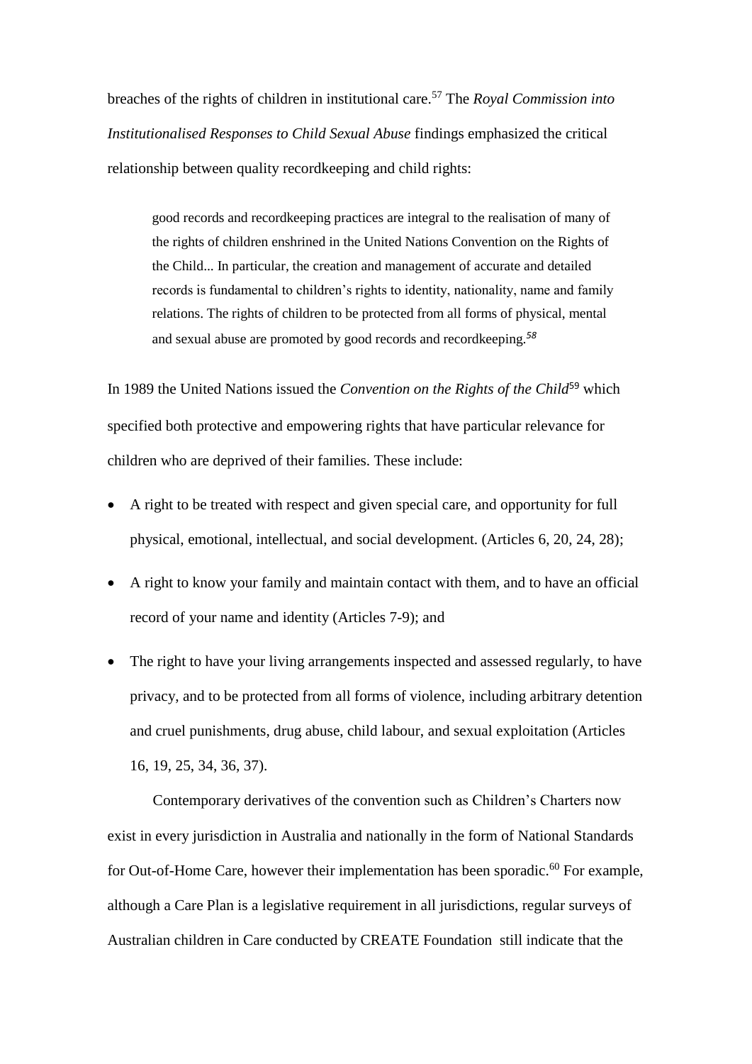breaches of the rights of children in institutional care.[57] The *Royal Commission into Institutionalised Responses to Child Sexual Abuse* findings emphasized the critical relationship between quality recordkeeping and child rights:

> good records and recordkeeping practices are integral to the realisation of many of the rights of children enshrined in the United Nations Convention on the Rights of the Child... In particular, the creation and management of accurate and detailed records is fundamental to children's rights to identity, nationality, name and family relations. The rights of children to be protected from all forms of physical, mental and sexual abuse are promoted by good records and recordkeeping.[58]

In 1989 the United Nations issued the *Convention on the Rights of the Child*[59] which specified both protective and empowering rights that have particular relevance for children who are deprived of their families. These include:

- A right to be treated with respect and given special care, and opportunity for full physical, emotional, intellectual, and social development. (Articles 6, 20, 24, 28);
- A right to know your family and maintain contact with them, and to have an official record of your name and identity (Articles 7-9); and
- The right to have your living arrangements inspected and assessed regularly, to have privacy, and to be protected from all forms of violence, including arbitrary detention and cruel punishments, drug abuse, child labour, and sexual exploitation (Articles 16, 19, 25, 34, 36, 37).

Contemporary derivatives of the convention such as Children's Charters now exist in every jurisdiction in Australia and nationally in the form of National Standards for Out-of-Home Care, however their implementation has been sporadic.[60] For example, although a Care Plan is a legislative requirement in all jurisdictions, regular surveys of Australian children in Care conducted by CREATE Foundation still indicate that the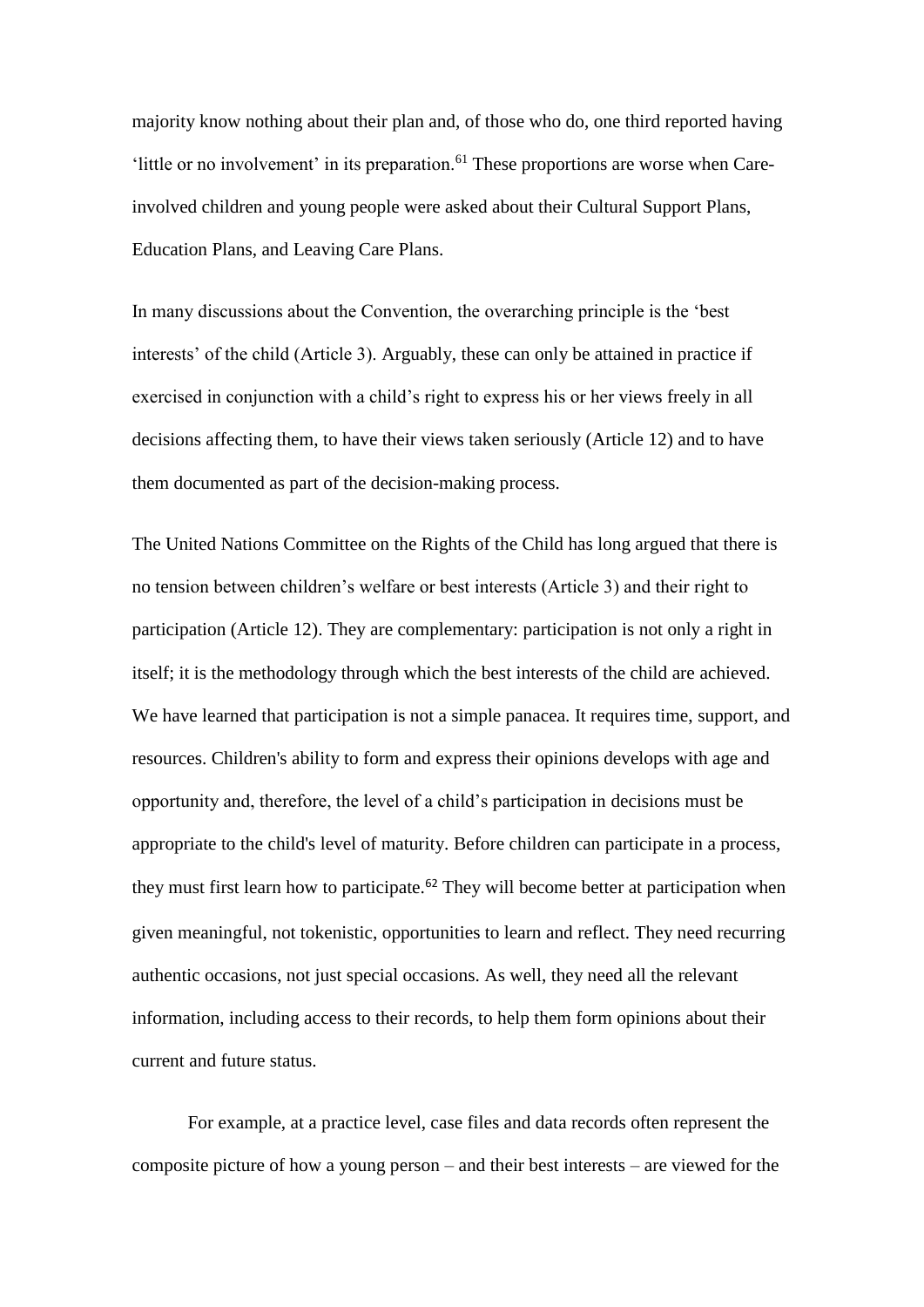majority know nothing about their plan and, of those who do, one third reported having 'little or no involvement' in its preparation.[61] These proportions are worse when Care-involved children and young people were asked about their Cultural Support Plans, Education Plans, and Leaving Care Plans.

In many discussions about the Convention, the overarching principle is the 'best interests' of the child (Article 3). Arguably, these can only be attained in practice if exercised in conjunction with a child's right to express his or her views freely in all decisions affecting them, to have their views taken seriously (Article 12) and to have them documented as part of the decision-making process.

The United Nations Committee on the Rights of the Child has long argued that there is no tension between children's welfare or best interests (Article 3) and their right to participation (Article 12). They are complementary: participation is not only a right in itself; it is the methodology through which the best interests of the child are achieved. We have learned that participation is not a simple panacea. It requires time, support, and resources. Children's ability to form and express their opinions develops with age and opportunity and, therefore, the level of a child's participation in decisions must be appropriate to the child's level of maturity. Before children can participate in a process, they must first learn how to participate.[62] They will become better at participation when given meaningful, not tokenistic, opportunities to learn and reflect. They need recurring authentic occasions, not just special occasions. As well, they need all the relevant information, including access to their records, to help them form opinions about their current and future status.

For example, at a practice level, case files and data records often represent the composite picture of how a young person – and their best interests – are viewed for the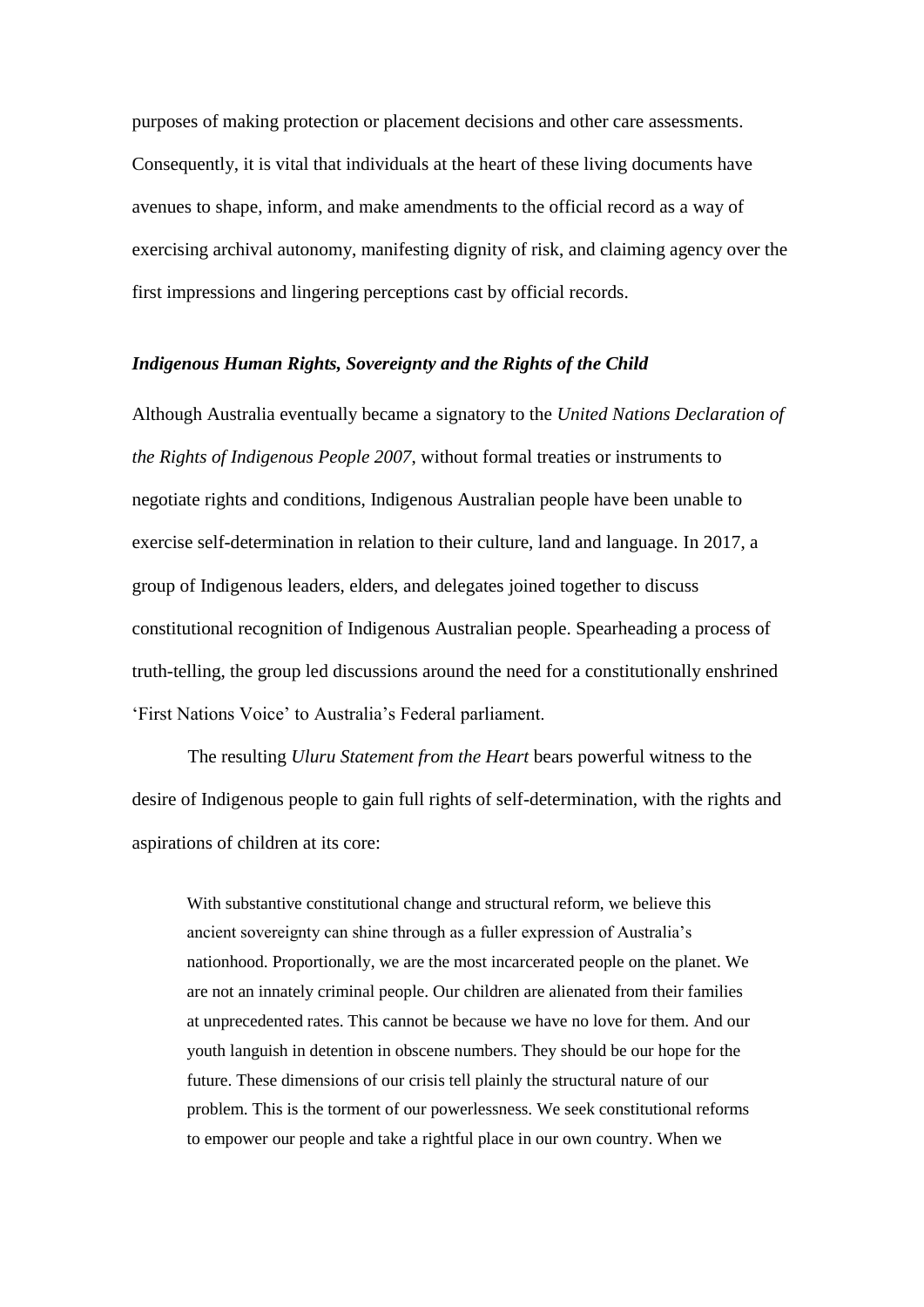purposes of making protection or placement decisions and other care assessments. Consequently, it is vital that individuals at the heart of these living documents have avenues to shape, inform, and make amendments to the official record as a way of exercising archival autonomy, manifesting dignity of risk, and claiming agency over the first impressions and lingering perceptions cast by official records.

### *Indigenous Human Rights, Sovereignty and the Rights of the Child*

Although Australia eventually became a signatory to the *United Nations Declaration of the Rights of Indigenous People 2007*, without formal treaties or instruments to negotiate rights and conditions, Indigenous Australian people have been unable to exercise self-determination in relation to their culture, land and language. In 2017, a group of Indigenous leaders, elders, and delegates joined together to discuss constitutional recognition of Indigenous Australian people. Spearheading a process of truth-telling, the group led discussions around the need for a constitutionally enshrined 'First Nations Voice' to Australia's Federal parliament.

The resulting *Uluru Statement from the Heart* bears powerful witness to the desire of Indigenous people to gain full rights of self-determination, with the rights and aspirations of children at its core:

> With substantive constitutional change and structural reform, we believe this ancient sovereignty can shine through as a fuller expression of Australia's nationhood. Proportionally, we are the most incarcerated people on the planet. We are not an innately criminal people. Our children are alienated from their families at unprecedented rates. This cannot be because we have no love for them. And our youth languish in detention in obscene numbers. They should be our hope for the future. These dimensions of our crisis tell plainly the structural nature of our problem. This is the torment of our powerlessness. We seek constitutional reforms to empower our people and take a rightful place in our own country. When we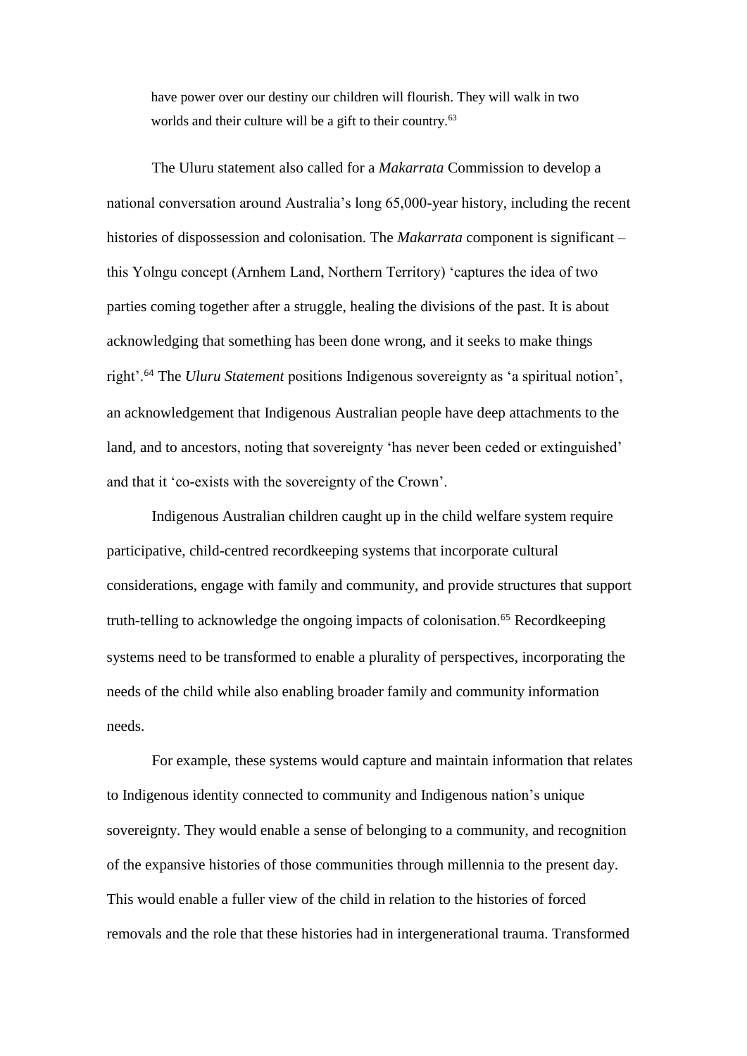> have power over our destiny our children will flourish. They will walk in two worlds and their culture will be a gift to their country.[63]

The Uluru statement also called for a *Makarrata* Commission to develop a national conversation around Australia's long 65,000-year history, including the recent histories of dispossession and colonisation. The *Makarrata* component is significant – this Yolngu concept (Arnhem Land, Northern Territory) 'captures the idea of two parties coming together after a struggle, healing the divisions of the past. It is about acknowledging that something has been done wrong, and it seeks to make things right'.[64] The *Uluru Statement* positions Indigenous sovereignty as 'a spiritual notion', an acknowledgement that Indigenous Australian people have deep attachments to the land, and to ancestors, noting that sovereignty 'has never been ceded or extinguished' and that it 'co-exists with the sovereignty of the Crown'.

Indigenous Australian children caught up in the child welfare system require participative, child-centred recordkeeping systems that incorporate cultural considerations, engage with family and community, and provide structures that support truth-telling to acknowledge the ongoing impacts of colonisation.[65] Recordkeeping systems need to be transformed to enable a plurality of perspectives, incorporating the needs of the child while also enabling broader family and community information needs.

For example, these systems would capture and maintain information that relates to Indigenous identity connected to community and Indigenous nation's unique sovereignty. They would enable a sense of belonging to a community, and recognition of the expansive histories of those communities through millennia to the present day. This would enable a fuller view of the child in relation to the histories of forced removals and the role that these histories had in intergenerational trauma. Transformed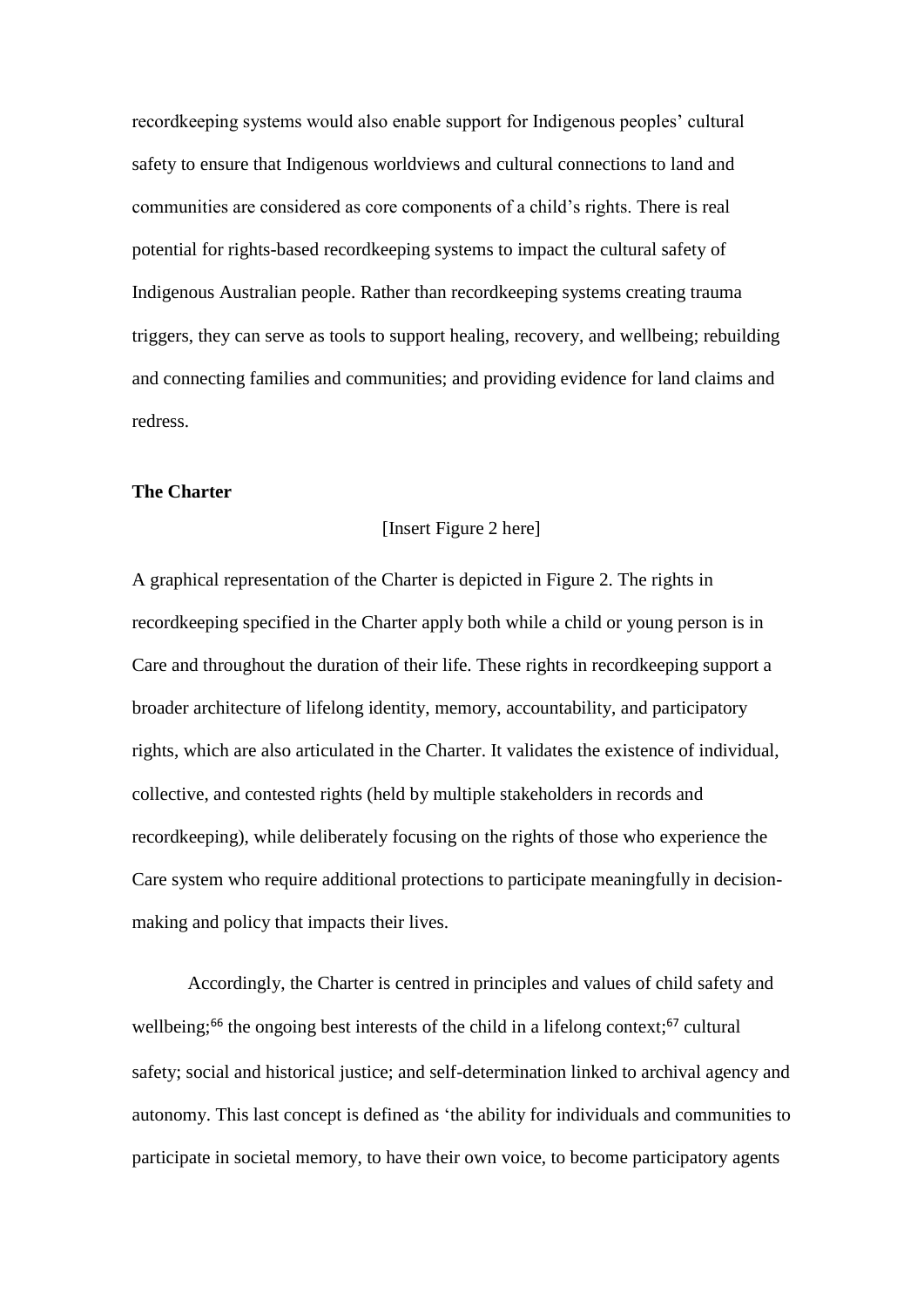recordkeeping systems would also enable support for Indigenous peoples' cultural safety to ensure that Indigenous worldviews and cultural connections to land and communities are considered as core components of a child's rights. There is real potential for rights-based recordkeeping systems to impact the cultural safety of Indigenous Australian people. Rather than recordkeeping systems creating trauma triggers, they can serve as tools to support healing, recovery, and wellbeing; rebuilding and connecting families and communities; and providing evidence for land claims and redress.

**The Charter**

[Insert Figure 2 here]

A graphical representation of the Charter is depicted in Figure 2. The rights in recordkeeping specified in the Charter apply both while a child or young person is in Care and throughout the duration of their life. These rights in recordkeeping support a broader architecture of lifelong identity, memory, accountability, and participatory rights, which are also articulated in the Charter. It validates the existence of individual, collective, and contested rights (held by multiple stakeholders in records and recordkeeping), while deliberately focusing on the rights of those who experience the Care system who require additional protections to participate meaningfully in decision-making and policy that impacts their lives.

Accordingly, the Charter is centred in principles and values of child safety and wellbeing;[66] the ongoing best interests of the child in a lifelong context;[67] cultural safety; social and historical justice; and self-determination linked to archival agency and autonomy. This last concept is defined as 'the ability for individuals and communities to participate in societal memory, to have their own voice, to become participatory agents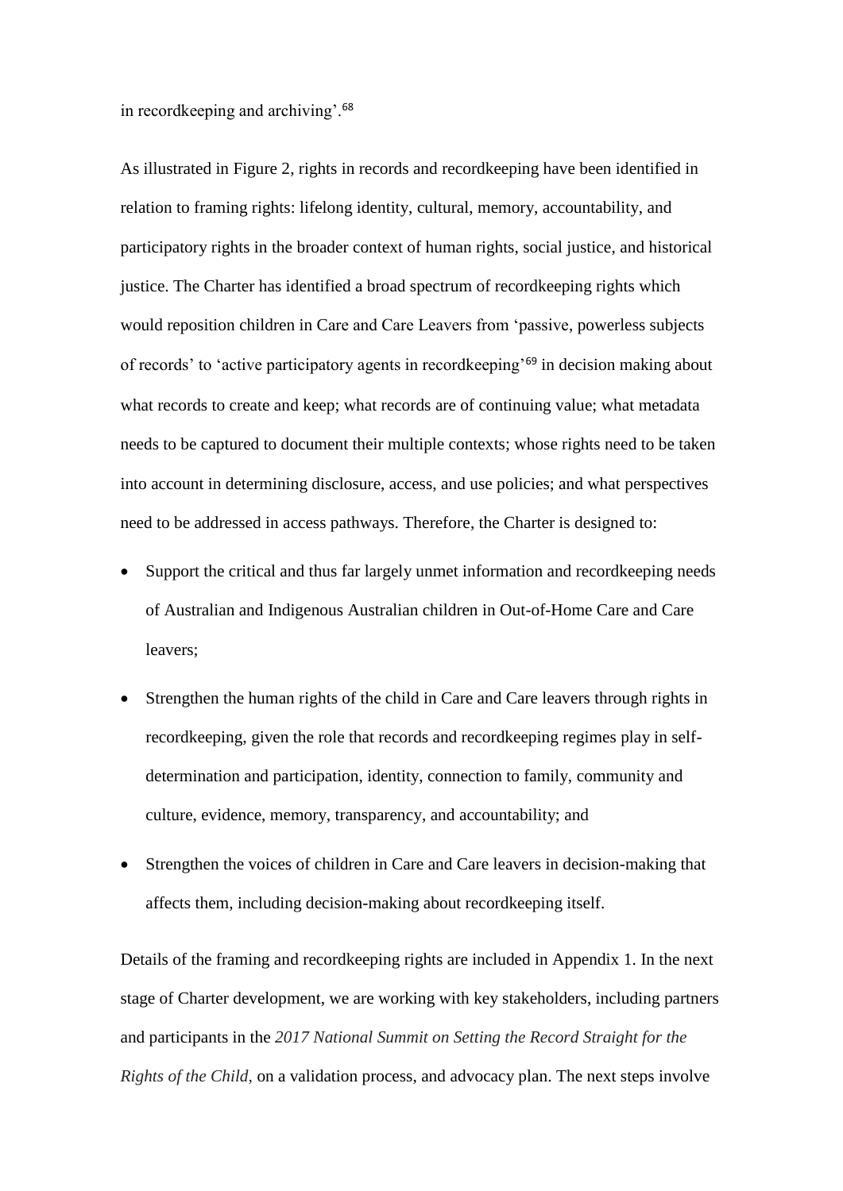in recordkeeping and archiving'.[68]

As illustrated in Figure 2, rights in records and recordkeeping have been identified in relation to framing rights: lifelong identity, cultural, memory, accountability, and participatory rights in the broader context of human rights, social justice, and historical justice. The Charter has identified a broad spectrum of recordkeeping rights which would reposition children in Care and Care Leavers from 'passive, powerless subjects of records' to 'active participatory agents in recordkeeping'[69] in decision making about what records to create and keep; what records are of continuing value; what metadata needs to be captured to document their multiple contexts; whose rights need to be taken into account in determining disclosure, access, and use policies; and what perspectives need to be addressed in access pathways. Therefore, the Charter is designed to:

- Support the critical and thus far largely unmet information and recordkeeping needs of Australian and Indigenous Australian children in Out-of-Home Care and Care leavers;
- Strengthen the human rights of the child in Care and Care leavers through rights in recordkeeping, given the role that records and recordkeeping regimes play in self-determination and participation, identity, connection to family, community and culture, evidence, memory, transparency, and accountability; and
- Strengthen the voices of children in Care and Care leavers in decision-making that affects them, including decision-making about recordkeeping itself.

Details of the framing and recordkeeping rights are included in Appendix 1. In the next stage of Charter development, we are working with key stakeholders, including partners and participants in the *2017 National Summit on Setting the Record Straight for the Rights of the Child,* on a validation process, and advocacy plan. The next steps involve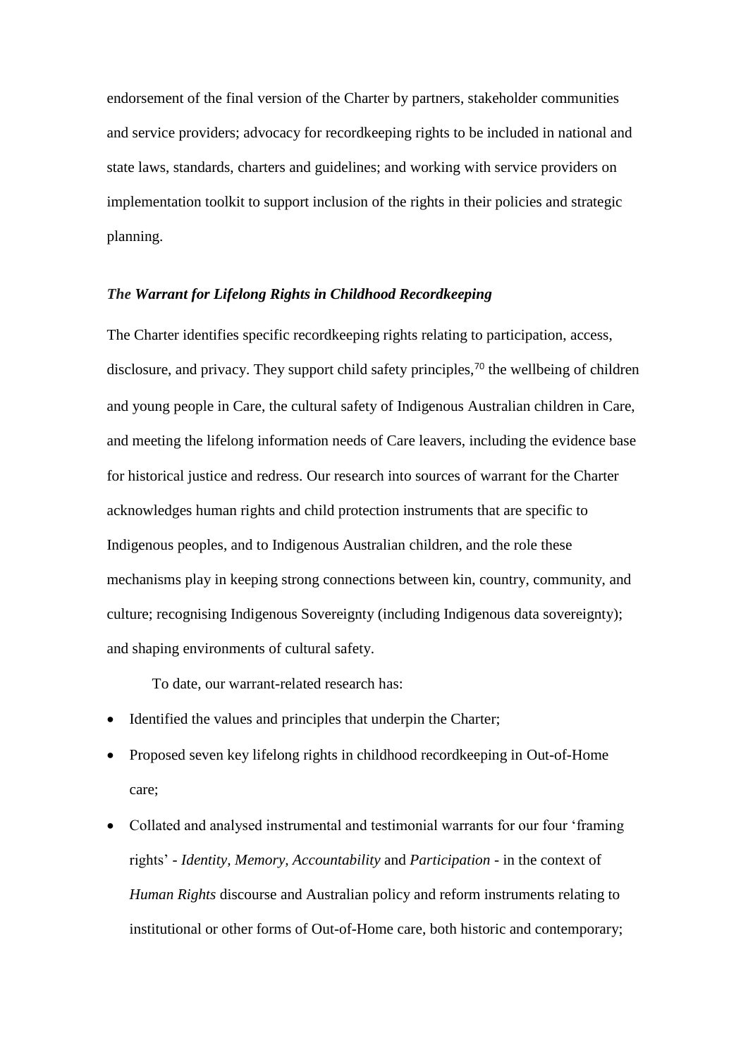endorsement of the final version of the Charter by partners, stakeholder communities and service providers; advocacy for recordkeeping rights to be included in national and state laws, standards, charters and guidelines; and working with service providers on implementation toolkit to support inclusion of the rights in their policies and strategic planning.

### *The Warrant for Lifelong Rights in Childhood Recordkeeping*

The Charter identifies specific recordkeeping rights relating to participation, access, disclosure, and privacy. They support child safety principles,[70] the wellbeing of children and young people in Care, the cultural safety of Indigenous Australian children in Care, and meeting the lifelong information needs of Care leavers, including the evidence base for historical justice and redress. Our research into sources of warrant for the Charter acknowledges human rights and child protection instruments that are specific to Indigenous peoples, and to Indigenous Australian children, and the role these mechanisms play in keeping strong connections between kin, country, community, and culture; recognising Indigenous Sovereignty (including Indigenous data sovereignty); and shaping environments of cultural safety.

To date, our warrant-related research has:

- Identified the values and principles that underpin the Charter;
- Proposed seven key lifelong rights in childhood recordkeeping in Out-of-Home care;
- Collated and analysed instrumental and testimonial warrants for our four 'framing rights' - *Identity, Memory, Accountability* and *Participation* - in the context of *Human Rights* discourse and Australian policy and reform instruments relating to institutional or other forms of Out-of-Home care, both historic and contemporary;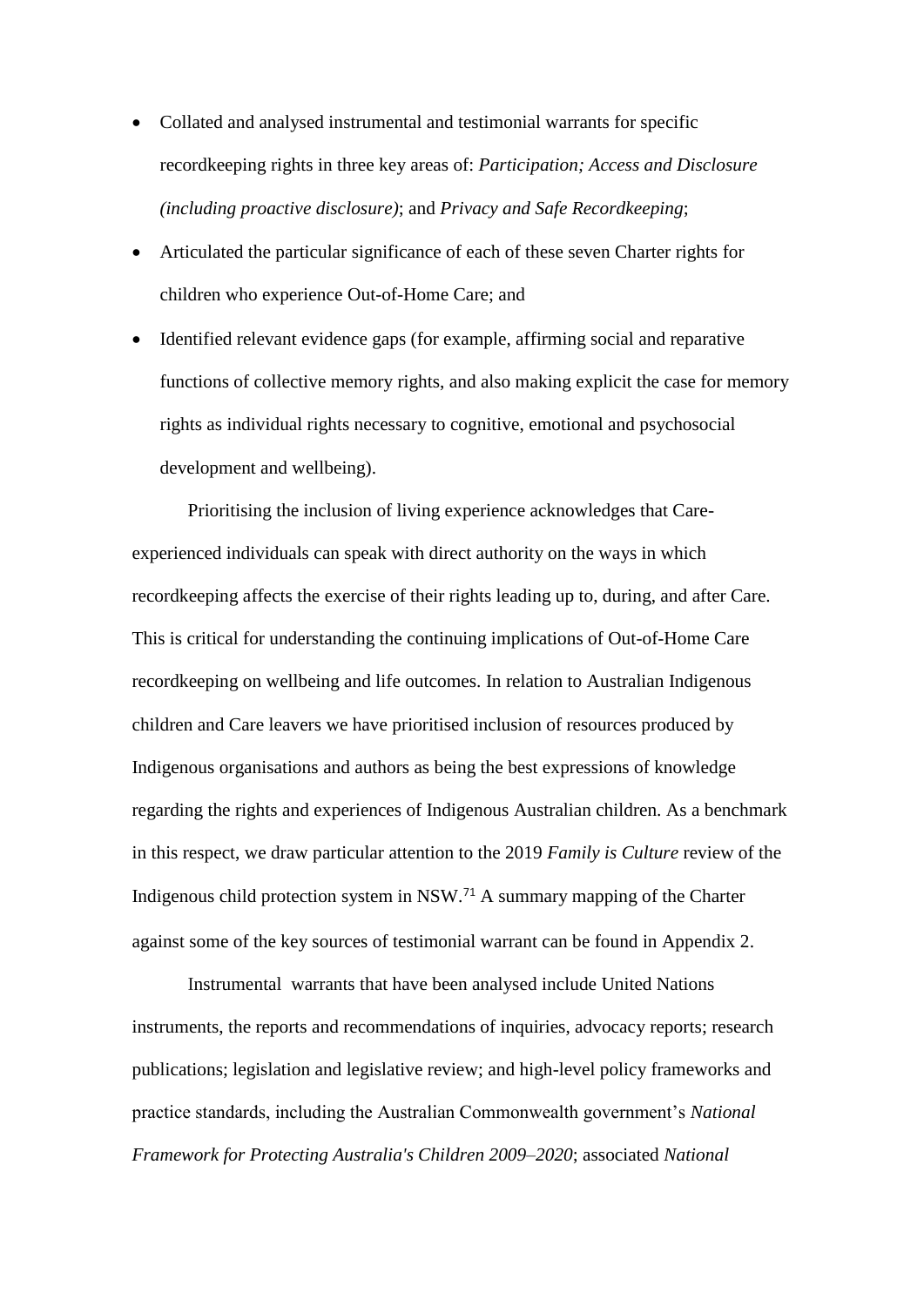- Collated and analysed instrumental and testimonial warrants for specific recordkeeping rights in three key areas of: *Participation; Access and Disclosure (including proactive disclosure)*; and *Privacy and Safe Recordkeeping*;
- Articulated the particular significance of each of these seven Charter rights for children who experience Out-of-Home Care; and
- Identified relevant evidence gaps (for example, affirming social and reparative functions of collective memory rights, and also making explicit the case for memory rights as individual rights necessary to cognitive, emotional and psychosocial development and wellbeing).

Prioritising the inclusion of living experience acknowledges that Care-experienced individuals can speak with direct authority on the ways in which recordkeeping affects the exercise of their rights leading up to, during, and after Care. This is critical for understanding the continuing implications of Out-of-Home Care recordkeeping on wellbeing and life outcomes. In relation to Australian Indigenous children and Care leavers we have prioritised inclusion of resources produced by Indigenous organisations and authors as being the best expressions of knowledge regarding the rights and experiences of Indigenous Australian children. As a benchmark in this respect, we draw particular attention to the 2019 *Family is Culture* review of the Indigenous child protection system in NSW.[71] A summary mapping of the Charter against some of the key sources of testimonial warrant can be found in Appendix 2.

Instrumental warrants that have been analysed include United Nations instruments, the reports and recommendations of inquiries, advocacy reports; research publications; legislation and legislative review; and high-level policy frameworks and practice standards, including the Australian Commonwealth government's *National Framework for Protecting Australia's Children 2009–2020*; associated *National*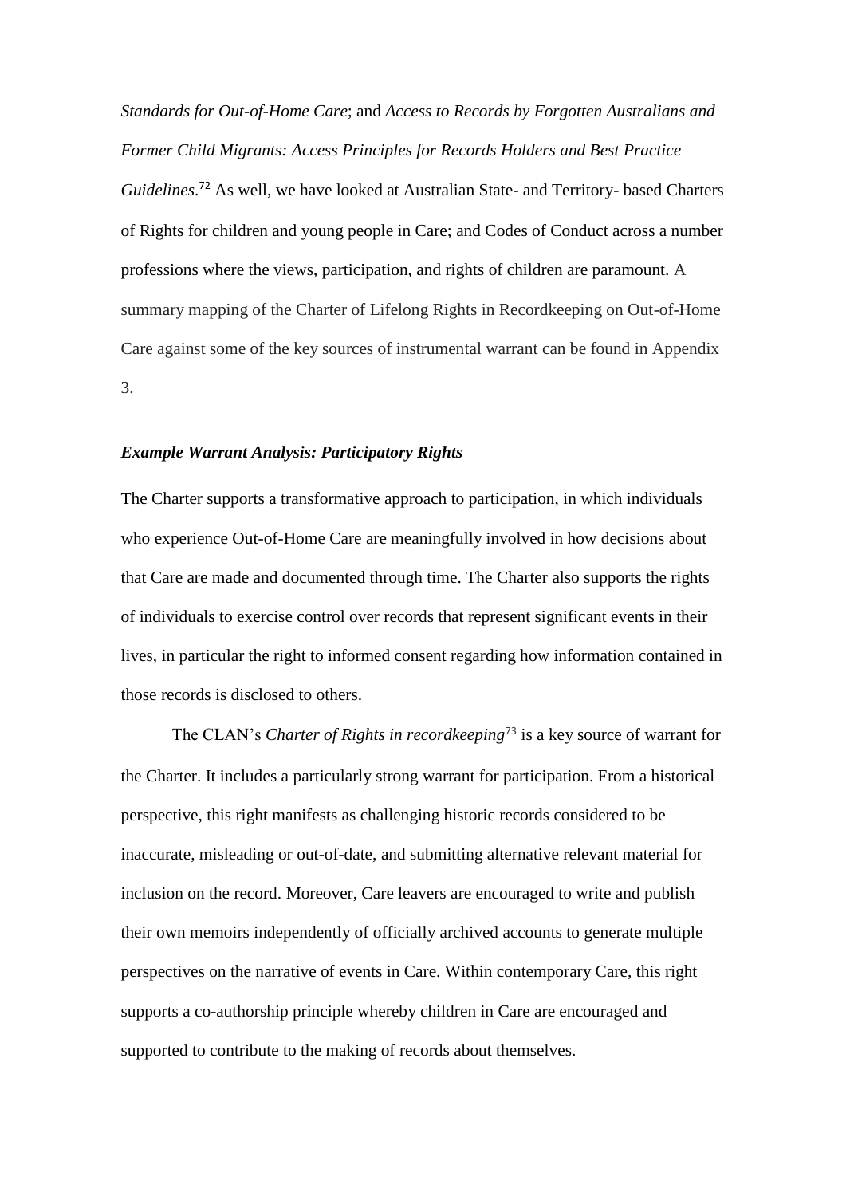*Standards for Out-of-Home Care*; and *Access to Records by Forgotten Australians and Former Child Migrants: Access Principles for Records Holders and Best Practice Guidelines*.[72] As well, we have looked at Australian State- and Territory- based Charters of Rights for children and young people in Care; and Codes of Conduct across a number professions where the views, participation, and rights of children are paramount. A summary mapping of the Charter of Lifelong Rights in Recordkeeping on Out-of-Home Care against some of the key sources of instrumental warrant can be found in Appendix 3.

### *Example Warrant Analysis: Participatory Rights*

The Charter supports a transformative approach to participation, in which individuals who experience Out-of-Home Care are meaningfully involved in how decisions about that Care are made and documented through time. The Charter also supports the rights of individuals to exercise control over records that represent significant events in their lives, in particular the right to informed consent regarding how information contained in those records is disclosed to others.

The CLAN's *Charter of Rights in recordkeeping*[73] is a key source of warrant for the Charter. It includes a particularly strong warrant for participation. From a historical perspective, this right manifests as challenging historic records considered to be inaccurate, misleading or out-of-date, and submitting alternative relevant material for inclusion on the record. Moreover, Care leavers are encouraged to write and publish their own memoirs independently of officially archived accounts to generate multiple perspectives on the narrative of events in Care. Within contemporary Care, this right supports a co-authorship principle whereby children in Care are encouraged and supported to contribute to the making of records about themselves.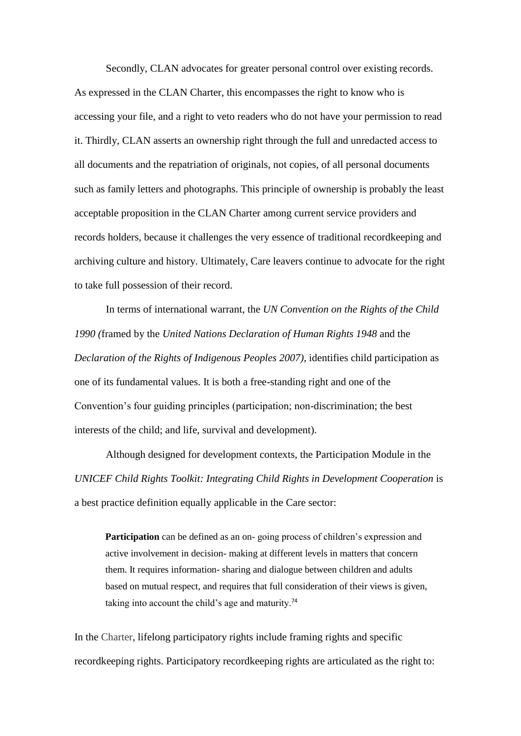Secondly, CLAN advocates for greater personal control over existing records. As expressed in the CLAN Charter, this encompasses the right to know who is accessing your file, and a right to veto readers who do not have your permission to read it. Thirdly, CLAN asserts an ownership right through the full and unredacted access to all documents and the repatriation of originals, not copies, of all personal documents such as family letters and photographs. This principle of ownership is probably the least acceptable proposition in the CLAN Charter among current service providers and records holders, because it challenges the very essence of traditional recordkeeping and archiving culture and history. Ultimately, Care leavers continue to advocate for the right to take full possession of their record.

In terms of international warrant, the *UN Convention on the Rights of the Child 1990 (*framed by the *United Nations Declaration of Human Rights 1948* and the *Declaration of the Rights of Indigenous Peoples 2007)*, identifies child participation as one of its fundamental values. It is both a free-standing right and one of the Convention's four guiding principles (participation; non-discrimination; the best interests of the child; and life, survival and development).

Although designed for development contexts, the Participation Module in the *UNICEF Child Rights Toolkit: Integrating Child Rights in Development Cooperation* is a best practice definition equally applicable in the Care sector:

> **Participation** can be defined as an on- going process of children's expression and active involvement in decision- making at different levels in matters that concern them. It requires information- sharing and dialogue between children and adults based on mutual respect, and requires that full consideration of their views is given, taking into account the child's age and maturity.[74]

In the Charter, lifelong participatory rights include framing rights and specific recordkeeping rights. Participatory recordkeeping rights are articulated as the right to: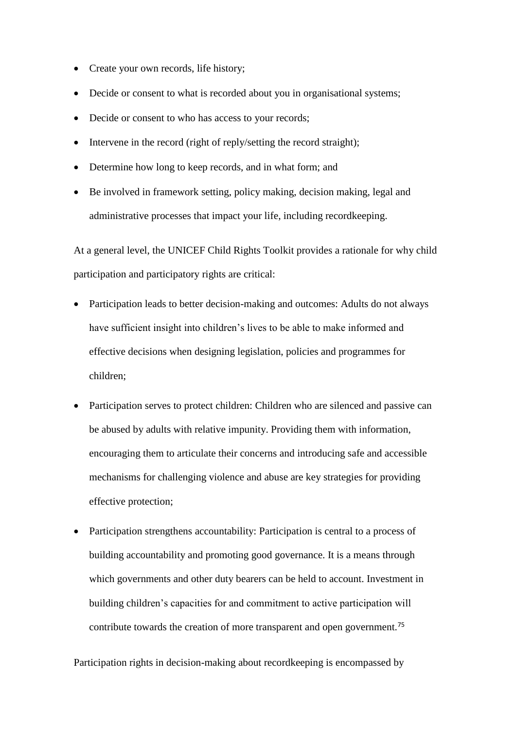- Create your own records, life history;
- Decide or consent to what is recorded about you in organisational systems;
- Decide or consent to who has access to your records;
- Intervene in the record (right of reply/setting the record straight);
- Determine how long to keep records, and in what form; and
- Be involved in framework setting, policy making, decision making, legal and administrative processes that impact your life, including recordkeeping.

At a general level, the UNICEF Child Rights Toolkit provides a rationale for why child participation and participatory rights are critical:

- Participation leads to better decision-making and outcomes: Adults do not always have sufficient insight into children's lives to be able to make informed and effective decisions when designing legislation, policies and programmes for children;
- Participation serves to protect children: Children who are silenced and passive can be abused by adults with relative impunity. Providing them with information, encouraging them to articulate their concerns and introducing safe and accessible mechanisms for challenging violence and abuse are key strategies for providing effective protection;
- Participation strengthens accountability: Participation is central to a process of building accountability and promoting good governance. It is a means through which governments and other duty bearers can be held to account. Investment in building children's capacities for and commitment to active participation will contribute towards the creation of more transparent and open government.[75]

Participation rights in decision-making about recordkeeping is encompassed by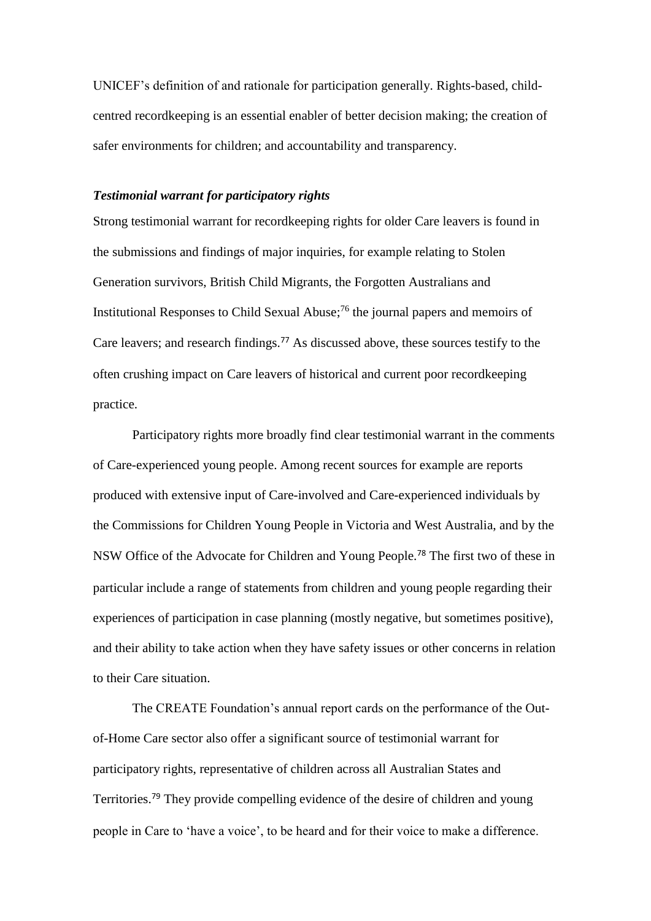UNICEF's definition of and rationale for participation generally. Rights-based, child-centred recordkeeping is an essential enabler of better decision making; the creation of safer environments for children; and accountability and transparency.

### ***Testimonial warrant for participatory rights***

Strong testimonial warrant for recordkeeping rights for older Care leavers is found in the submissions and findings of major inquiries, for example relating to Stolen Generation survivors, British Child Migrants, the Forgotten Australians and Institutional Responses to Child Sexual Abuse;[76] the journal papers and memoirs of Care leavers; and research findings.[77] As discussed above, these sources testify to the often crushing impact on Care leavers of historical and current poor recordkeeping practice.

Participatory rights more broadly find clear testimonial warrant in the comments of Care-experienced young people. Among recent sources for example are reports produced with extensive input of Care-involved and Care-experienced individuals by the Commissions for Children Young People in Victoria and West Australia, and by the NSW Office of the Advocate for Children and Young People.[78] The first two of these in particular include a range of statements from children and young people regarding their experiences of participation in case planning (mostly negative, but sometimes positive), and their ability to take action when they have safety issues or other concerns in relation to their Care situation.

The CREATE Foundation's annual report cards on the performance of the Out-of-Home Care sector also offer a significant source of testimonial warrant for participatory rights, representative of children across all Australian States and Territories.[79] They provide compelling evidence of the desire of children and young people in Care to 'have a voice', to be heard and for their voice to make a difference.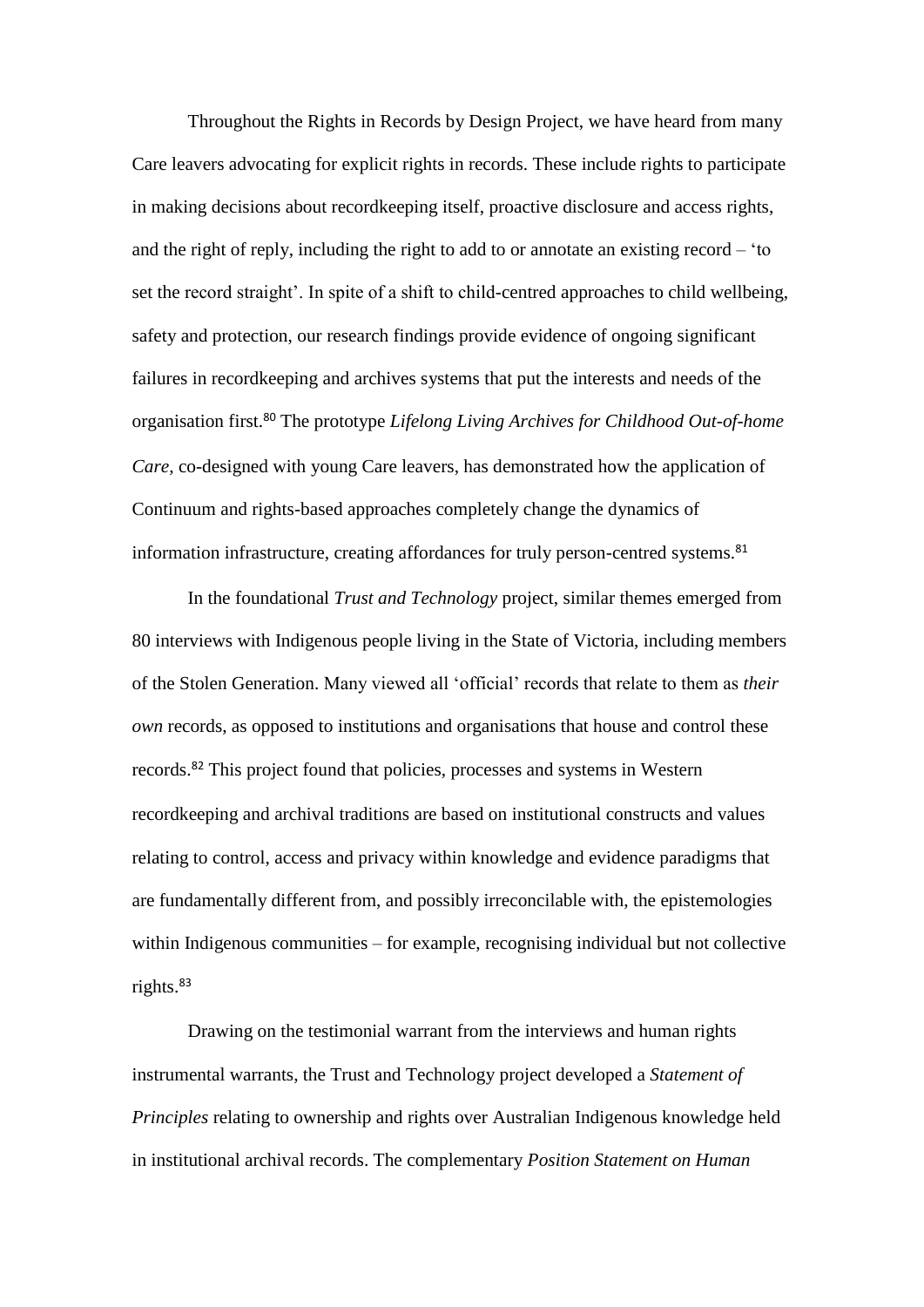Throughout the Rights in Records by Design Project, we have heard from many Care leavers advocating for explicit rights in records. These include rights to participate in making decisions about recordkeeping itself, proactive disclosure and access rights, and the right of reply, including the right to add to or annotate an existing record – 'to set the record straight'. In spite of a shift to child-centred approaches to child wellbeing, safety and protection, our research findings provide evidence of ongoing significant failures in recordkeeping and archives systems that put the interests and needs of the organisation first.[80] The prototype *Lifelong Living Archives for Childhood Out-of-home Care*, co-designed with young Care leavers, has demonstrated how the application of Continuum and rights-based approaches completely change the dynamics of information infrastructure, creating affordances for truly person-centred systems.[81]

In the foundational *Trust and Technology* project, similar themes emerged from 80 interviews with Indigenous people living in the State of Victoria, including members of the Stolen Generation. Many viewed all 'official' records that relate to them as *their own* records, as opposed to institutions and organisations that house and control these records.[82] This project found that policies, processes and systems in Western recordkeeping and archival traditions are based on institutional constructs and values relating to control, access and privacy within knowledge and evidence paradigms that are fundamentally different from, and possibly irreconcilable with, the epistemologies within Indigenous communities – for example, recognising individual but not collective rights.[83]

Drawing on the testimonial warrant from the interviews and human rights instrumental warrants, the Trust and Technology project developed a *Statement of Principles* relating to ownership and rights over Australian Indigenous knowledge held in institutional archival records. The complementary *Position Statement on Human*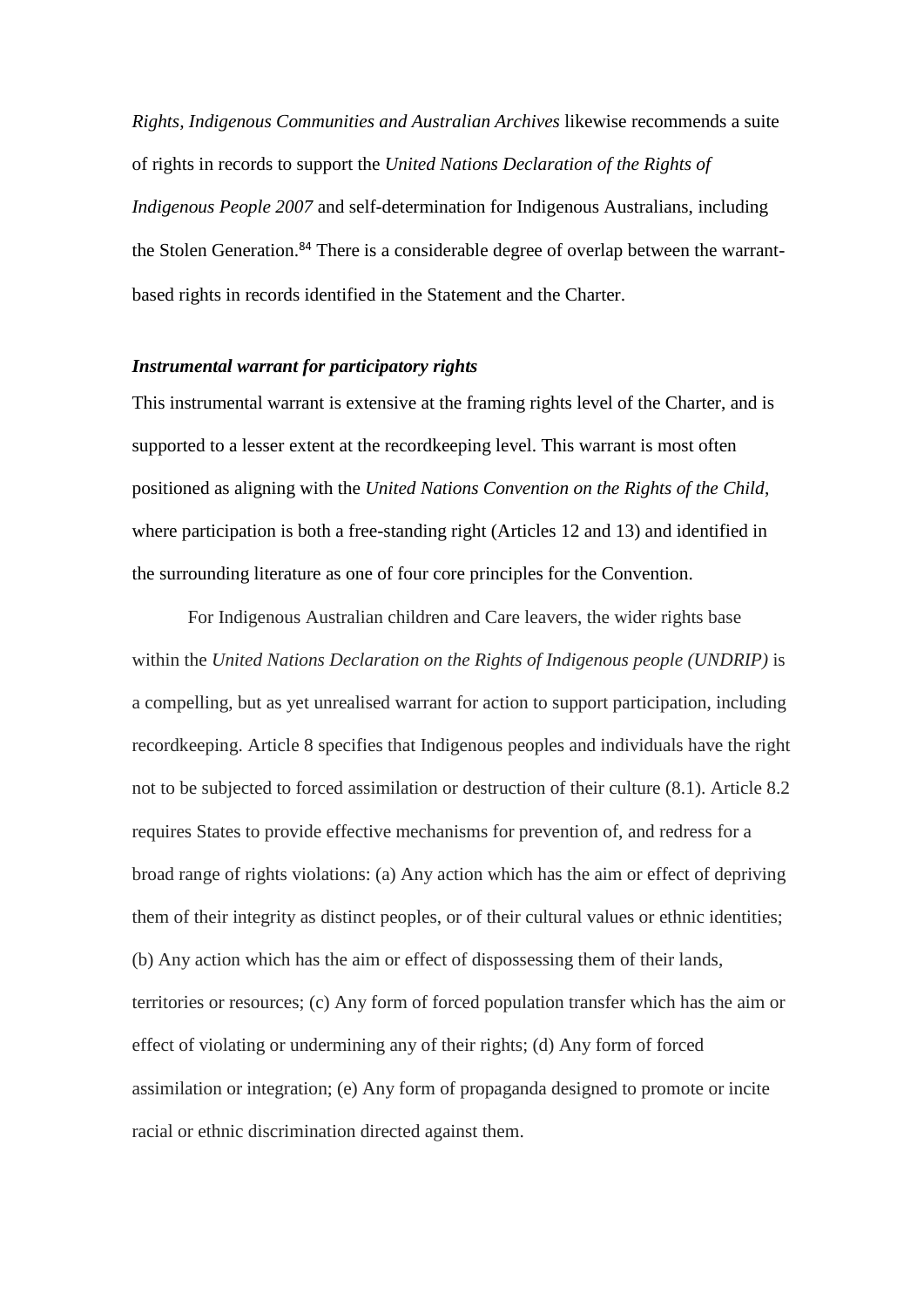*Rights, Indigenous Communities and Australian Archives* likewise recommends a suite of rights in records to support the *United Nations Declaration of the Rights of Indigenous People 2007* and self-determination for Indigenous Australians, including the Stolen Generation.[84] There is a considerable degree of overlap between the warrant-based rights in records identified in the Statement and the Charter.

***Instrumental warrant for participatory rights***

This instrumental warrant is extensive at the framing rights level of the Charter, and is supported to a lesser extent at the recordkeeping level. This warrant is most often positioned as aligning with the *United Nations Convention on the Rights of the Child*, where participation is both a free-standing right (Articles 12 and 13) and identified in the surrounding literature as one of four core principles for the Convention.

For Indigenous Australian children and Care leavers, the wider rights base within the *United Nations Declaration on the Rights of Indigenous people (UNDRIP)* is a compelling, but as yet unrealised warrant for action to support participation, including recordkeeping. Article 8 specifies that Indigenous peoples and individuals have the right not to be subjected to forced assimilation or destruction of their culture (8.1). Article 8.2 requires States to provide effective mechanisms for prevention of, and redress for a broad range of rights violations: (a) Any action which has the aim or effect of depriving them of their integrity as distinct peoples, or of their cultural values or ethnic identities; (b) Any action which has the aim or effect of dispossessing them of their lands, territories or resources; (c) Any form of forced population transfer which has the aim or effect of violating or undermining any of their rights; (d) Any form of forced assimilation or integration; (e) Any form of propaganda designed to promote or incite racial or ethnic discrimination directed against them.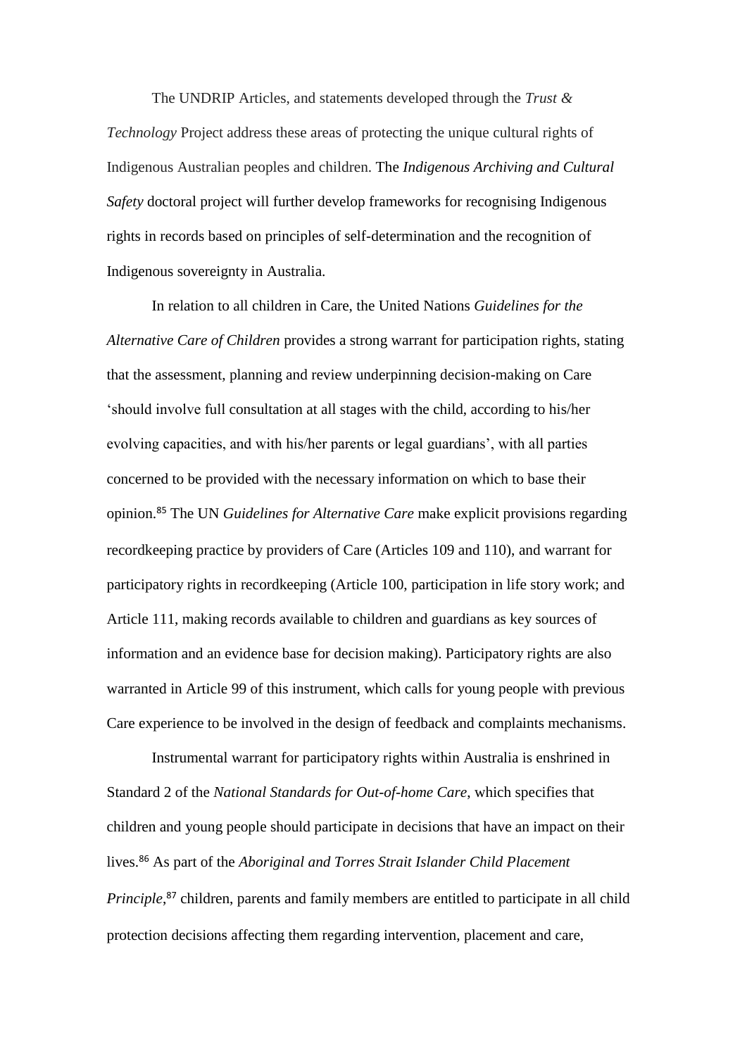The UNDRIP Articles, and statements developed through the *Trust & Technology* Project address these areas of protecting the unique cultural rights of Indigenous Australian peoples and children. The *Indigenous Archiving and Cultural Safety* doctoral project will further develop frameworks for recognising Indigenous rights in records based on principles of self-determination and the recognition of Indigenous sovereignty in Australia.

In relation to all children in Care, the United Nations *Guidelines for the Alternative Care of Children* provides a strong warrant for participation rights, stating that the assessment, planning and review underpinning decision-making on Care 'should involve full consultation at all stages with the child, according to his/her evolving capacities, and with his/her parents or legal guardians', with all parties concerned to be provided with the necessary information on which to base their opinion.[85] The UN *Guidelines for Alternative Care* make explicit provisions regarding recordkeeping practice by providers of Care (Articles 109 and 110), and warrant for participatory rights in recordkeeping (Article 100, participation in life story work; and Article 111, making records available to children and guardians as key sources of information and an evidence base for decision making). Participatory rights are also warranted in Article 99 of this instrument, which calls for young people with previous Care experience to be involved in the design of feedback and complaints mechanisms.

Instrumental warrant for participatory rights within Australia is enshrined in Standard 2 of the *National Standards for Out-of-home Care*, which specifies that children and young people should participate in decisions that have an impact on their lives.[86] As part of the *Aboriginal and Torres Strait Islander Child Placement Principle*,[87] children, parents and family members are entitled to participate in all child protection decisions affecting them regarding intervention, placement and care,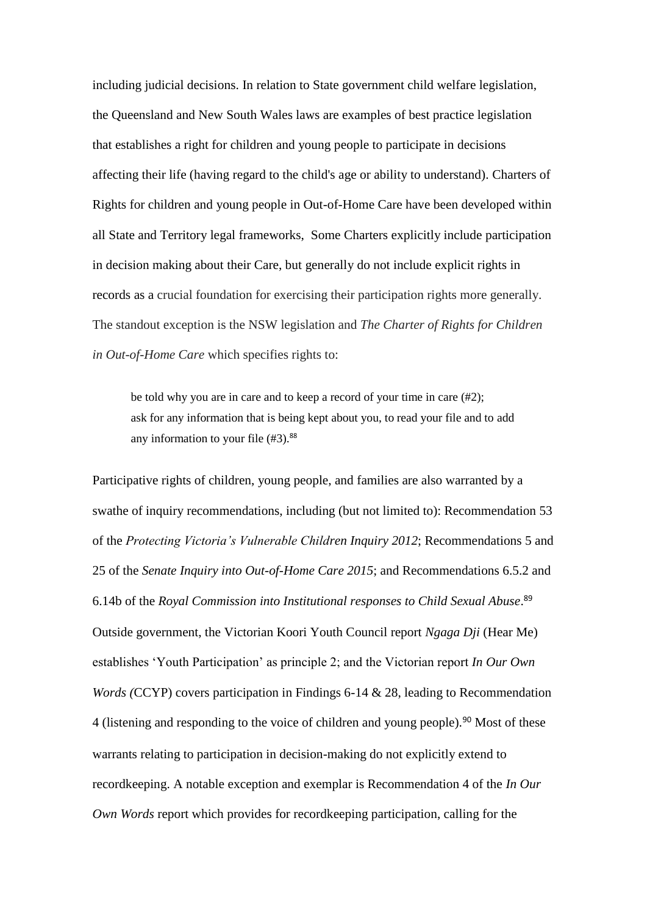including judicial decisions. In relation to State government child welfare legislation, the Queensland and New South Wales laws are examples of best practice legislation that establishes a right for children and young people to participate in decisions affecting their life (having regard to the child's age or ability to understand). Charters of Rights for children and young people in Out-of-Home Care have been developed within all State and Territory legal frameworks, Some Charters explicitly include participation in decision making about their Care, but generally do not include explicit rights in records as a crucial foundation for exercising their participation rights more generally. The standout exception is the NSW legislation and *The Charter of Rights for Children in Out-of-Home Care* which specifies rights to:

> be told why you are in care and to keep a record of your time in care (#2);
> ask for any information that is being kept about you, to read your file and to add any information to your file (#3).[88]

Participative rights of children, young people, and families are also warranted by a swathe of inquiry recommendations, including (but not limited to): Recommendation 53 of the *Protecting Victoria's Vulnerable Children Inquiry 2012*; Recommendations 5 and 25 of the *Senate Inquiry into Out-of-Home Care 2015*; and Recommendations 6.5.2 and 6.14b of the *Royal Commission into Institutional responses to Child Sexual Abuse*.[89] Outside government, the Victorian Koori Youth Council report *Ngaga Dji* (Hear Me) establishes 'Youth Participation' as principle 2; and the Victorian report *In Our Own Words (*CCYP) covers participation in Findings 6-14 & 28, leading to Recommendation 4 (listening and responding to the voice of children and young people).[90] Most of these warrants relating to participation in decision-making do not explicitly extend to recordkeeping. A notable exception and exemplar is Recommendation 4 of the *In Our Own Words* report which provides for recordkeeping participation, calling for the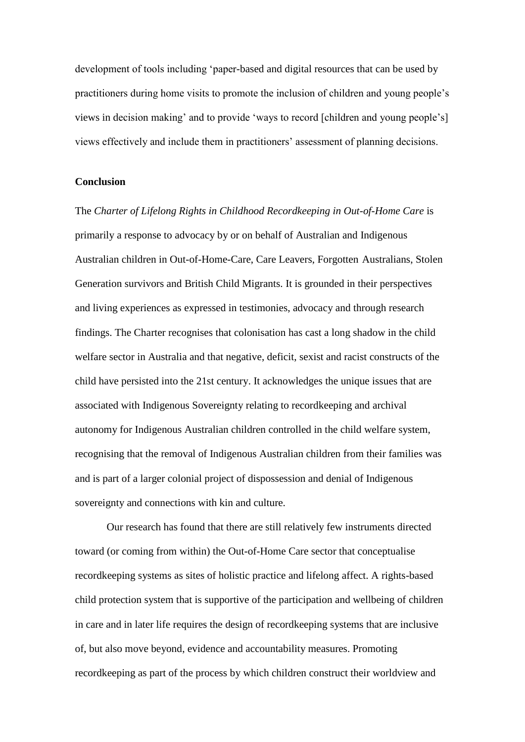development of tools including 'paper-based and digital resources that can be used by practitioners during home visits to promote the inclusion of children and young people's views in decision making' and to provide 'ways to record [children and young people's] views effectively and include them in practitioners' assessment of planning decisions.

**Conclusion**

The *Charter of Lifelong Rights in Childhood Recordkeeping in Out-of-Home Care* is primarily a response to advocacy by or on behalf of Australian and Indigenous Australian children in Out-of-Home-Care, Care Leavers, Forgotten Australians, Stolen Generation survivors and British Child Migrants. It is grounded in their perspectives and living experiences as expressed in testimonies, advocacy and through research findings. The Charter recognises that colonisation has cast a long shadow in the child welfare sector in Australia and that negative, deficit, sexist and racist constructs of the child have persisted into the 21st century. It acknowledges the unique issues that are associated with Indigenous Sovereignty relating to recordkeeping and archival autonomy for Indigenous Australian children controlled in the child welfare system, recognising that the removal of Indigenous Australian children from their families was and is part of a larger colonial project of dispossession and denial of Indigenous sovereignty and connections with kin and culture.

Our research has found that there are still relatively few instruments directed toward (or coming from within) the Out-of-Home Care sector that conceptualise recordkeeping systems as sites of holistic practice and lifelong affect. A rights-based child protection system that is supportive of the participation and wellbeing of children in care and in later life requires the design of recordkeeping systems that are inclusive of, but also move beyond, evidence and accountability measures. Promoting recordkeeping as part of the process by which children construct their worldview and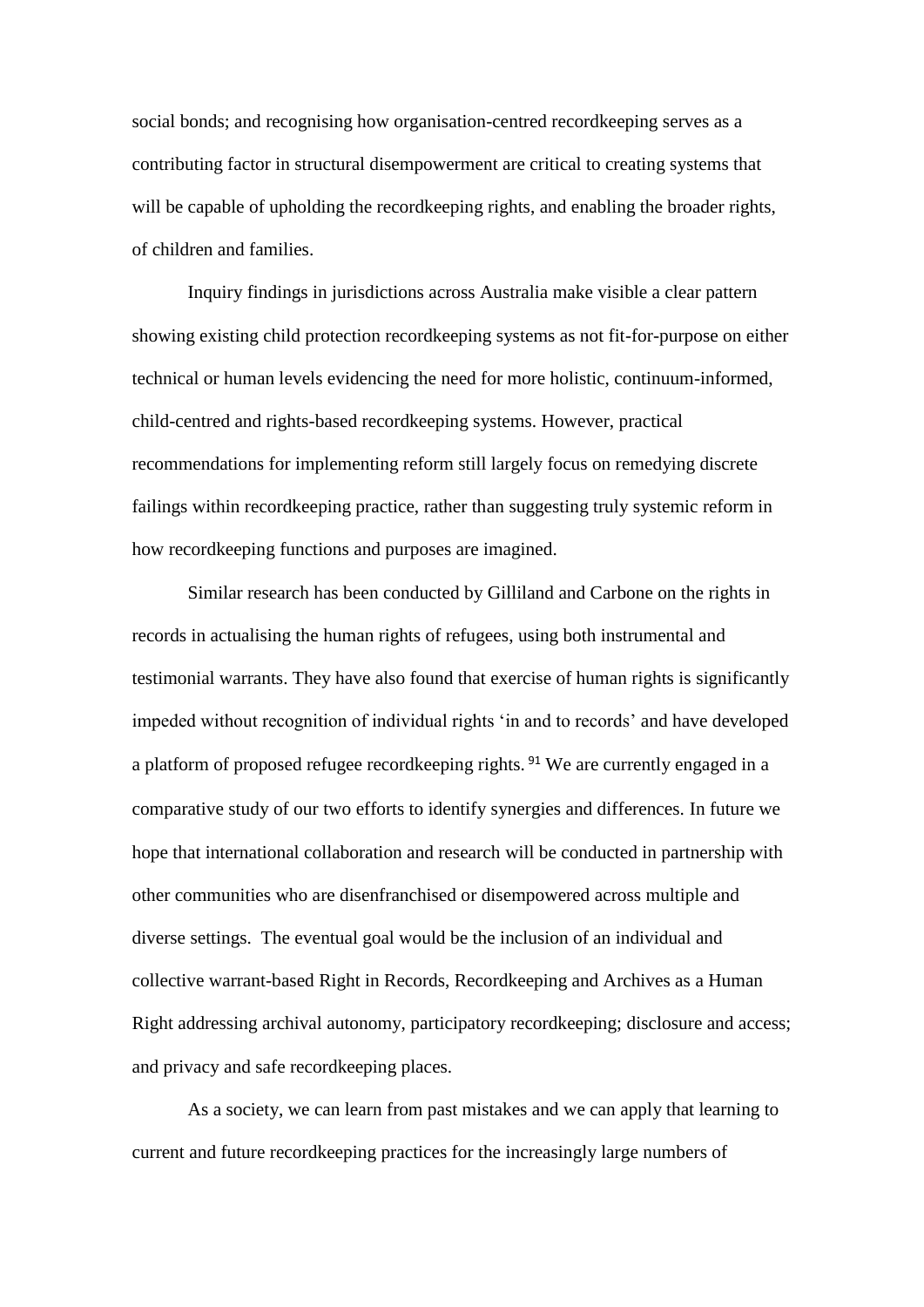social bonds; and recognising how organisation-centred recordkeeping serves as a contributing factor in structural disempowerment are critical to creating systems that will be capable of upholding the recordkeeping rights, and enabling the broader rights, of children and families.

Inquiry findings in jurisdictions across Australia make visible a clear pattern showing existing child protection recordkeeping systems as not fit-for-purpose on either technical or human levels evidencing the need for more holistic, continuum-informed, child-centred and rights-based recordkeeping systems. However, practical recommendations for implementing reform still largely focus on remedying discrete failings within recordkeeping practice, rather than suggesting truly systemic reform in how recordkeeping functions and purposes are imagined.

Similar research has been conducted by Gilliland and Carbone on the rights in records in actualising the human rights of refugees, using both instrumental and testimonial warrants. They have also found that exercise of human rights is significantly impeded without recognition of individual rights 'in and to records' and have developed a platform of proposed refugee recordkeeping rights.[91] We are currently engaged in a comparative study of our two efforts to identify synergies and differences. In future we hope that international collaboration and research will be conducted in partnership with other communities who are disenfranchised or disempowered across multiple and diverse settings. The eventual goal would be the inclusion of an individual and collective warrant-based Right in Records, Recordkeeping and Archives as a Human Right addressing archival autonomy, participatory recordkeeping; disclosure and access; and privacy and safe recordkeeping places.

As a society, we can learn from past mistakes and we can apply that learning to current and future recordkeeping practices for the increasingly large numbers of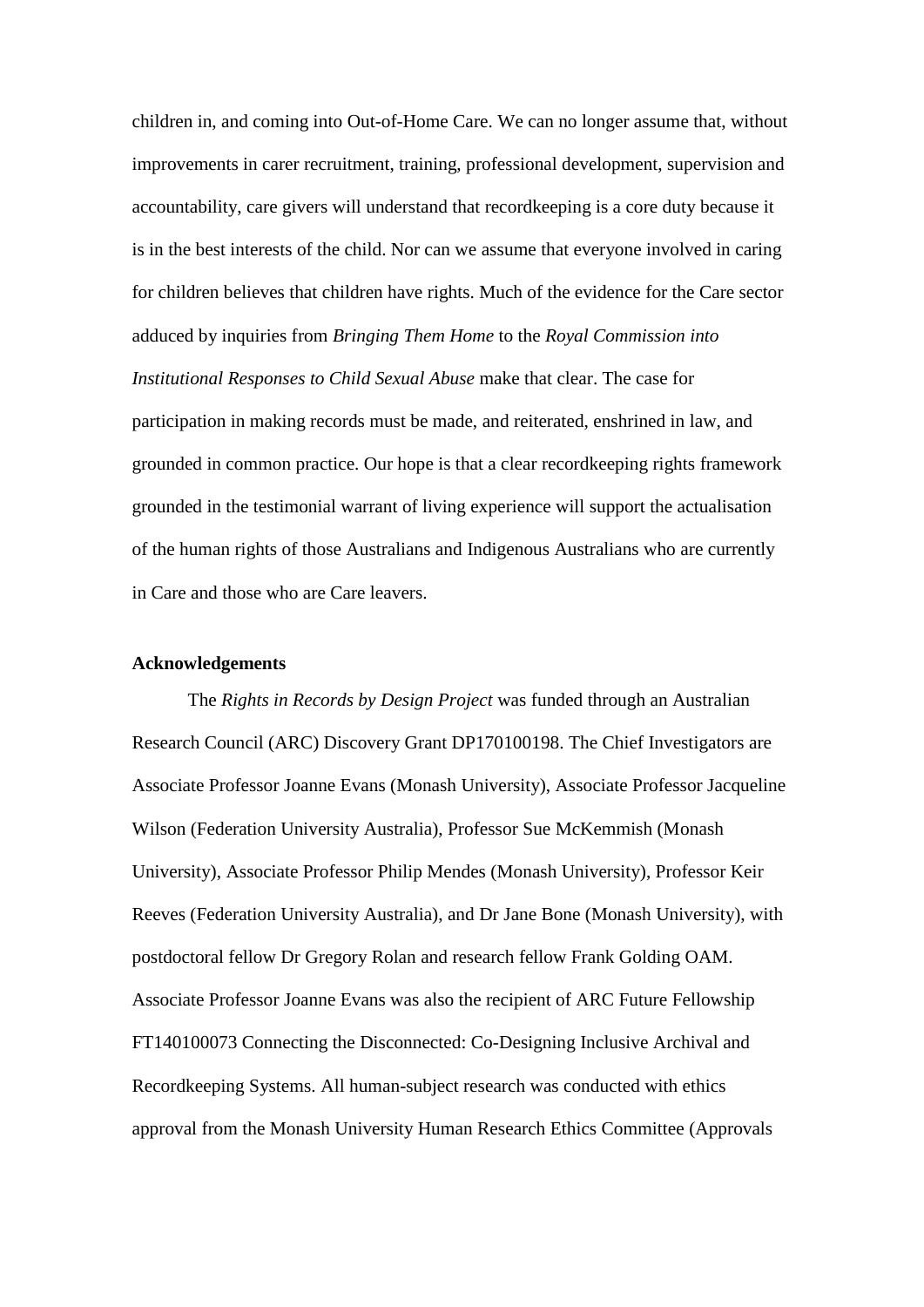children in, and coming into Out-of-Home Care. We can no longer assume that, without improvements in carer recruitment, training, professional development, supervision and accountability, care givers will understand that recordkeeping is a core duty because it is in the best interests of the child. Nor can we assume that everyone involved in caring for children believes that children have rights. Much of the evidence for the Care sector adduced by inquiries from *Bringing Them Home* to the *Royal Commission into Institutional Responses to Child Sexual Abuse* make that clear. The case for participation in making records must be made, and reiterated, enshrined in law, and grounded in common practice. Our hope is that a clear recordkeeping rights framework grounded in the testimonial warrant of living experience will support the actualisation of the human rights of those Australians and Indigenous Australians who are currently in Care and those who are Care leavers.

**Acknowledgements**

The *Rights in Records by Design Project* was funded through an Australian Research Council (ARC) Discovery Grant DP170100198. The Chief Investigators are Associate Professor Joanne Evans (Monash University), Associate Professor Jacqueline Wilson (Federation University Australia), Professor Sue McKemmish (Monash University), Associate Professor Philip Mendes (Monash University), Professor Keir Reeves (Federation University Australia), and Dr Jane Bone (Monash University), with postdoctoral fellow Dr Gregory Rolan and research fellow Frank Golding OAM. Associate Professor Joanne Evans was also the recipient of ARC Future Fellowship FT140100073 Connecting the Disconnected: Co-Designing Inclusive Archival and Recordkeeping Systems. All human-subject research was conducted with ethics approval from the Monash University Human Research Ethics Committee (Approvals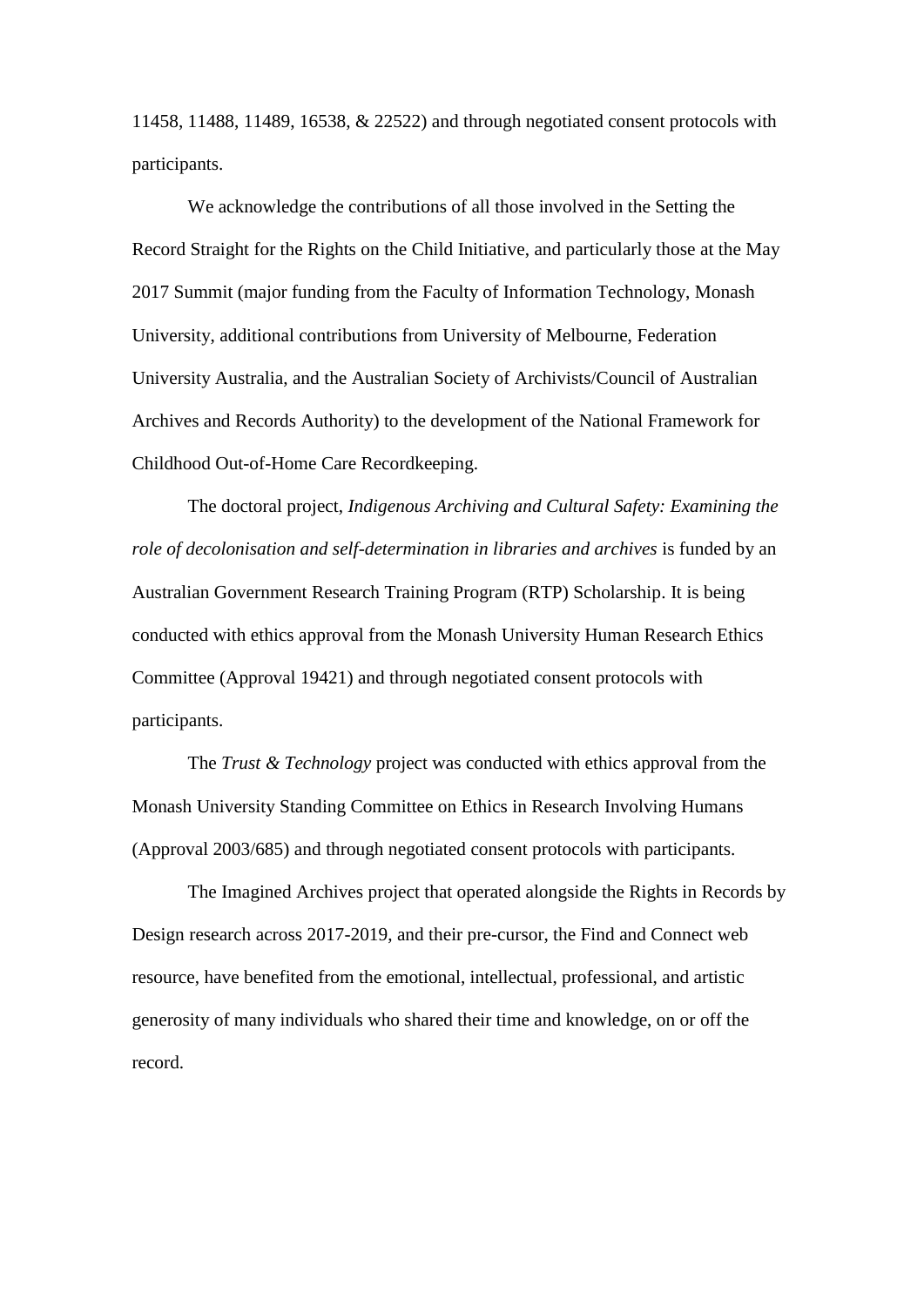11458, 11488, 11489, 16538, & 22522) and through negotiated consent protocols with participants.

We acknowledge the contributions of all those involved in the Setting the Record Straight for the Rights on the Child Initiative, and particularly those at the May 2017 Summit (major funding from the Faculty of Information Technology, Monash University, additional contributions from University of Melbourne, Federation University Australia, and the Australian Society of Archivists/Council of Australian Archives and Records Authority) to the development of the National Framework for Childhood Out-of-Home Care Recordkeeping.

The doctoral project, *Indigenous Archiving and Cultural Safety: Examining the role of decolonisation and self-determination in libraries and archives* is funded by an Australian Government Research Training Program (RTP) Scholarship. It is being conducted with ethics approval from the Monash University Human Research Ethics Committee (Approval 19421) and through negotiated consent protocols with participants.

The *Trust & Technology* project was conducted with ethics approval from the Monash University Standing Committee on Ethics in Research Involving Humans (Approval 2003/685) and through negotiated consent protocols with participants.

The Imagined Archives project that operated alongside the Rights in Records by Design research across 2017-2019, and their pre-cursor, the Find and Connect web resource, have benefited from the emotional, intellectual, professional, and artistic generosity of many individuals who shared their time and knowledge, on or off the record.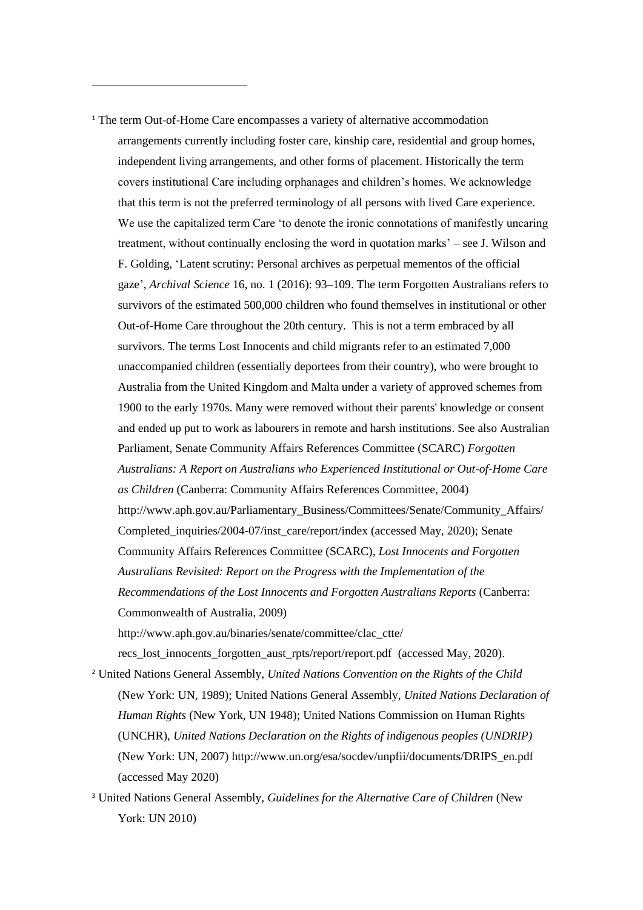[1] The term Out-of-Home Care encompasses a variety of alternative accommodation arrangements currently including foster care, kinship care, residential and group homes, independent living arrangements, and other forms of placement. Historically the term covers institutional Care including orphanages and children's homes. We acknowledge that this term is not the preferred terminology of all persons with lived Care experience. We use the capitalized term Care 'to denote the ironic connotations of manifestly uncaring treatment, without continually enclosing the word in quotation marks' – see J. Wilson and F. Golding, 'Latent scrutiny: Personal archives as perpetual mementos of the official gaze', *Archival Science* 16, no. 1 (2016): 93–109. The term Forgotten Australians refers to survivors of the estimated 500,000 children who found themselves in institutional or other Out-of-Home Care throughout the 20th century. This is not a term embraced by all survivors. The terms Lost Innocents and child migrants refer to an estimated 7,000 unaccompanied children (essentially deportees from their country), who were brought to Australia from the United Kingdom and Malta under a variety of approved schemes from 1900 to the early 1970s. Many were removed without their parents' knowledge or consent and ended up put to work as labourers in remote and harsh institutions. See also Australian Parliament, Senate Community Affairs References Committee (SCARC) *Forgotten Australians: A Report on Australians who Experienced Institutional or Out-of-Home Care as Children* (Canberra: Community Affairs References Committee, 2004) http://www.aph.gov.au/Parliamentary_Business/Committees/Senate/Community_Affairs/Completed_inquiries/2004-07/inst_care/report/index (accessed May, 2020); Senate Community Affairs References Committee (SCARC), *Lost Innocents and Forgotten Australians Revisited: Report on the Progress with the Implementation of the Recommendations of the Lost Innocents and Forgotten Australians Reports* (Canberra: Commonwealth of Australia, 2009) http://www.aph.gov.au/binaries/senate/committee/clac_ctte/recs_lost_innocents_forgotten_aust_rpts/report/report.pdf (accessed May, 2020).

[2] United Nations General Assembly, *United Nations Convention on the Rights of the Child* (New York: UN, 1989); United Nations General Assembly, *United Nations Declaration of Human Rights* (New York, UN 1948); United Nations Commission on Human Rights (UNCHR), *United Nations Declaration on the Rights of indigenous peoples (UNDRIP)* (New York: UN, 2007) http://www.un.org/esa/socdev/unpfii/documents/DRIPS_en.pdf (accessed May 2020)

[3] United Nations General Assembly, *Guidelines for the Alternative Care of Children* (New York: UN 2010)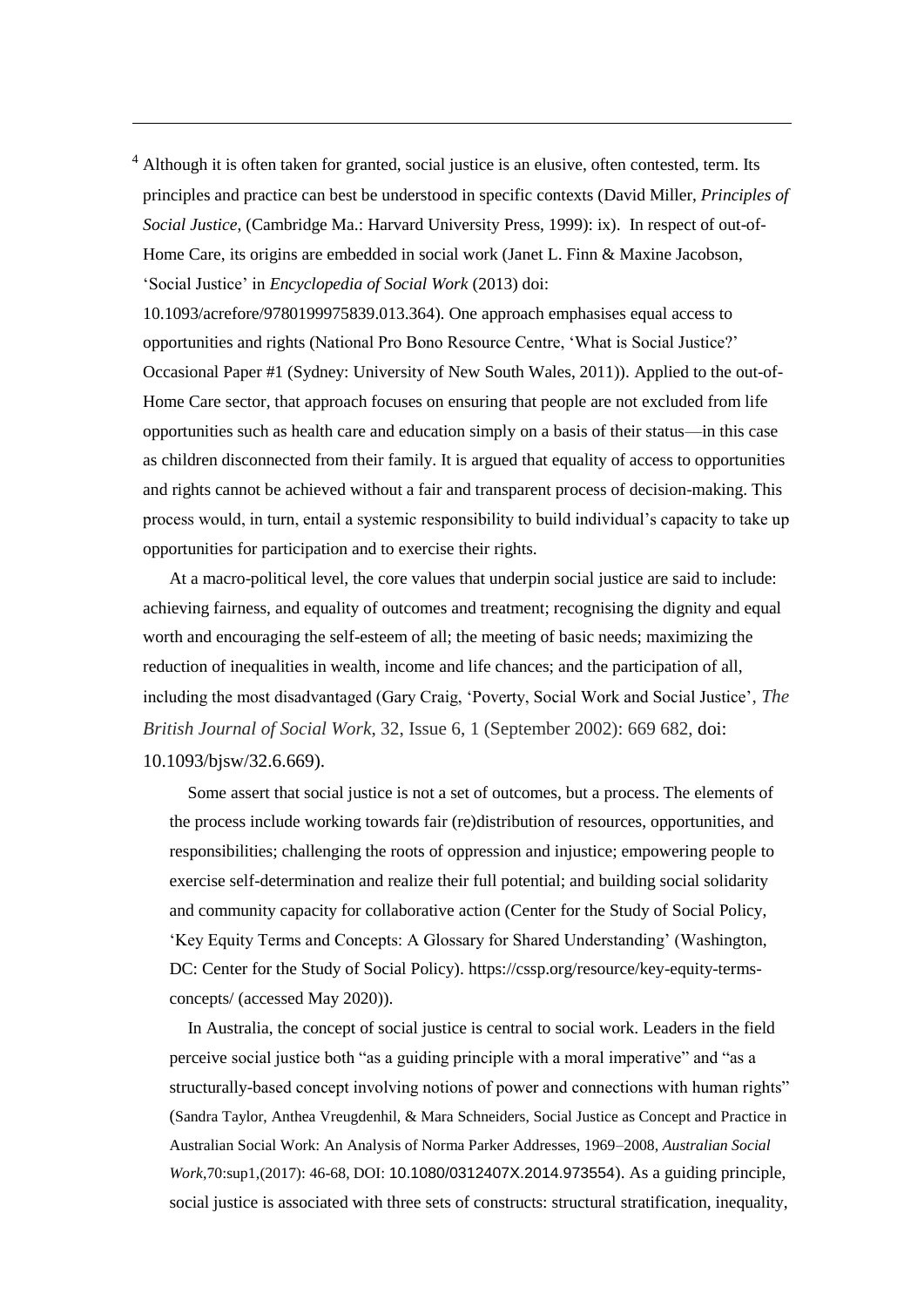[4] Although it is often taken for granted, social justice is an elusive, often contested, term. Its principles and practice can best be understood in specific contexts (David Miller, *Principles of Social Justice*, (Cambridge Ma.: Harvard University Press, 1999): ix). In respect of out-of-Home Care, its origins are embedded in social work (Janet L. Finn & Maxine Jacobson, 'Social Justice' in *Encyclopedia of Social Work* (2013) doi: 10.1093/acrefore/9780199975839.013.364). One approach emphasises equal access to opportunities and rights (National Pro Bono Resource Centre, 'What is Social Justice?' Occasional Paper #1 (Sydney: University of New South Wales, 2011)). Applied to the out-of-Home Care sector, that approach focuses on ensuring that people are not excluded from life opportunities such as health care and education simply on a basis of their status—in this case as children disconnected from their family. It is argued that equality of access to opportunities and rights cannot be achieved without a fair and transparent process of decision-making. This process would, in turn, entail a systemic responsibility to build individual's capacity to take up opportunities for participation and to exercise their rights.

At a macro-political level, the core values that underpin social justice are said to include: achieving fairness, and equality of outcomes and treatment; recognising the dignity and equal worth and encouraging the self-esteem of all; the meeting of basic needs; maximizing the reduction of inequalities in wealth, income and life chances; and the participation of all, including the most disadvantaged (Gary Craig, 'Poverty, Social Work and Social Justice', *The British Journal of Social Work*, 32, Issue 6, 1 (September 2002): 669 682, doi: 10.1093/bjsw/32.6.669).

Some assert that social justice is not a set of outcomes, but a process. The elements of the process include working towards fair (re)distribution of resources, opportunities, and responsibilities; challenging the roots of oppression and injustice; empowering people to exercise self-determination and realize their full potential; and building social solidarity and community capacity for collaborative action (Center for the Study of Social Policy, 'Key Equity Terms and Concepts: A Glossary for Shared Understanding' (Washington, DC: Center for the Study of Social Policy). https://cssp.org/resource/key-equity-terms-concepts/ (accessed May 2020)).

In Australia, the concept of social justice is central to social work. Leaders in the field perceive social justice both "as a guiding principle with a moral imperative" and "as a structurally-based concept involving notions of power and connections with human rights" (Sandra Taylor, Anthea Vreugdenhil, & Mara Schneiders, Social Justice as Concept and Practice in Australian Social Work: An Analysis of Norma Parker Addresses, 1969–2008, *Australian Social Work*,70:sup1,(2017): 46-68, DOI: 10.1080/0312407X.2014.973554). As a guiding principle, social justice is associated with three sets of constructs: structural stratification, inequality,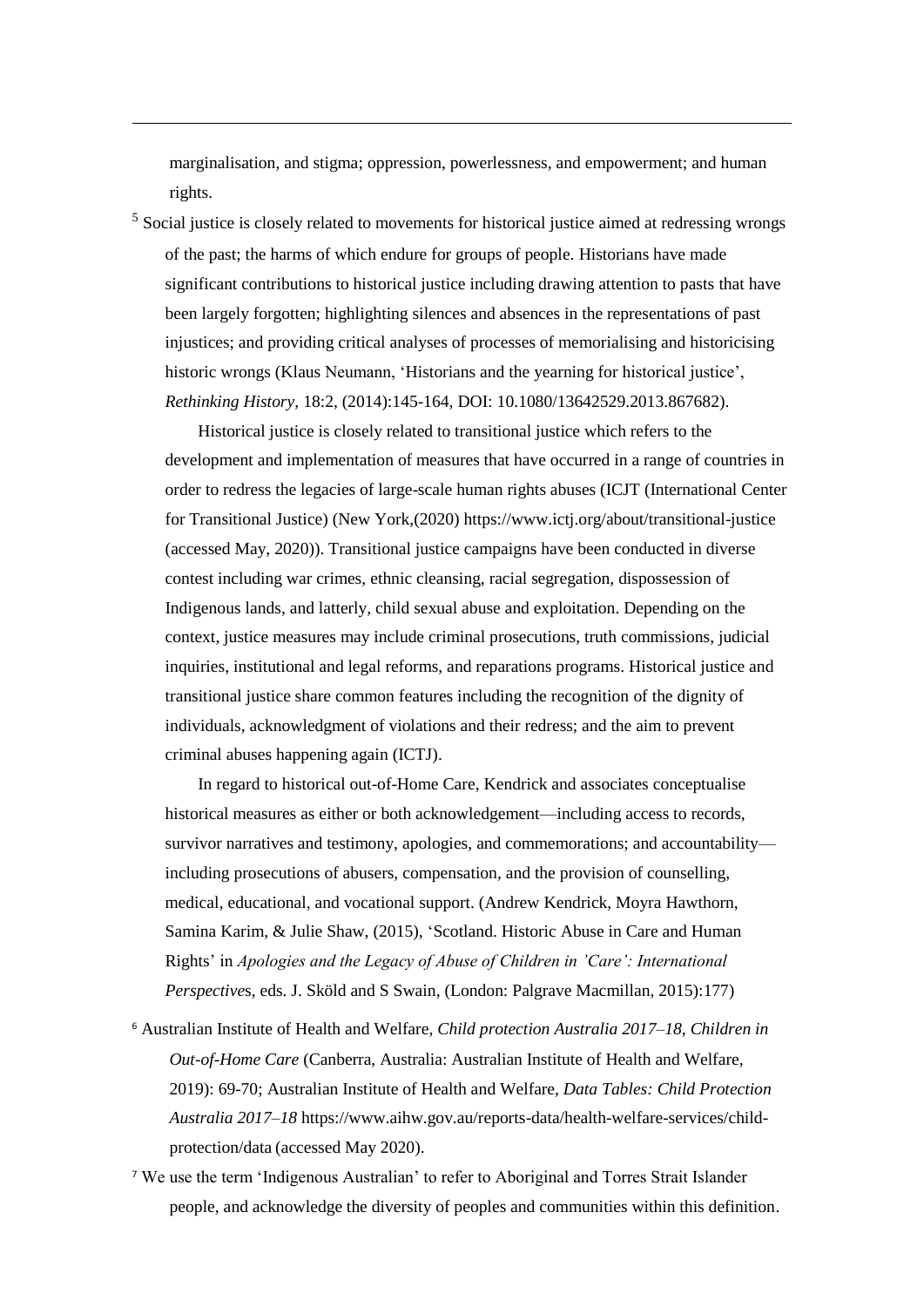marginalisation, and stigma; oppression, powerlessness, and empowerment; and human rights.

[5] Social justice is closely related to movements for historical justice aimed at redressing wrongs of the past; the harms of which endure for groups of people. Historians have made significant contributions to historical justice including drawing attention to pasts that have been largely forgotten; highlighting silences and absences in the representations of past injustices; and providing critical analyses of processes of memorialising and historicising historic wrongs (Klaus Neumann, 'Historians and the yearning for historical justice', *Rethinking History*, 18:2, (2014):145-164, DOI: 10.1080/13642529.2013.867682).

Historical justice is closely related to transitional justice which refers to the development and implementation of measures that have occurred in a range of countries in order to redress the legacies of large-scale human rights abuses (ICJT (International Center for Transitional Justice) (New York,(2020) https://www.ictj.org/about/transitional-justice (accessed May, 2020)). Transitional justice campaigns have been conducted in diverse contest including war crimes, ethnic cleansing, racial segregation, dispossession of Indigenous lands, and latterly, child sexual abuse and exploitation. Depending on the context, justice measures may include criminal prosecutions, truth commissions, judicial inquiries, institutional and legal reforms, and reparations programs. Historical justice and transitional justice share common features including the recognition of the dignity of individuals, acknowledgment of violations and their redress; and the aim to prevent criminal abuses happening again (ICTJ).

In regard to historical out-of-Home Care, Kendrick and associates conceptualise historical measures as either or both acknowledgement—including access to records, survivor narratives and testimony, apologies, and commemorations; and accountability—including prosecutions of abusers, compensation, and the provision of counselling, medical, educational, and vocational support. (Andrew Kendrick, Moyra Hawthorn, Samina Karim, & Julie Shaw, (2015), 'Scotland. Historic Abuse in Care and Human Rights' in *Apologies and the Legacy of Abuse of Children in 'Care': International Perspective*s, eds. J. Sköld and S Swain, (London: Palgrave Macmillan, 2015):177)

[6] Australian Institute of Health and Welfare, *Child protection Australia 2017–18, Children in Out-of-Home Care* (Canberra, Australia: Australian Institute of Health and Welfare, 2019): 69-70; Australian Institute of Health and Welfare, *Data Tables: Child Protection Australia 2017–18* https://www.aihw.gov.au/reports-data/health-welfare-services/child-protection/data (accessed May 2020).

[7] We use the term 'Indigenous Australian' to refer to Aboriginal and Torres Strait Islander people, and acknowledge the diversity of peoples and communities within this definition.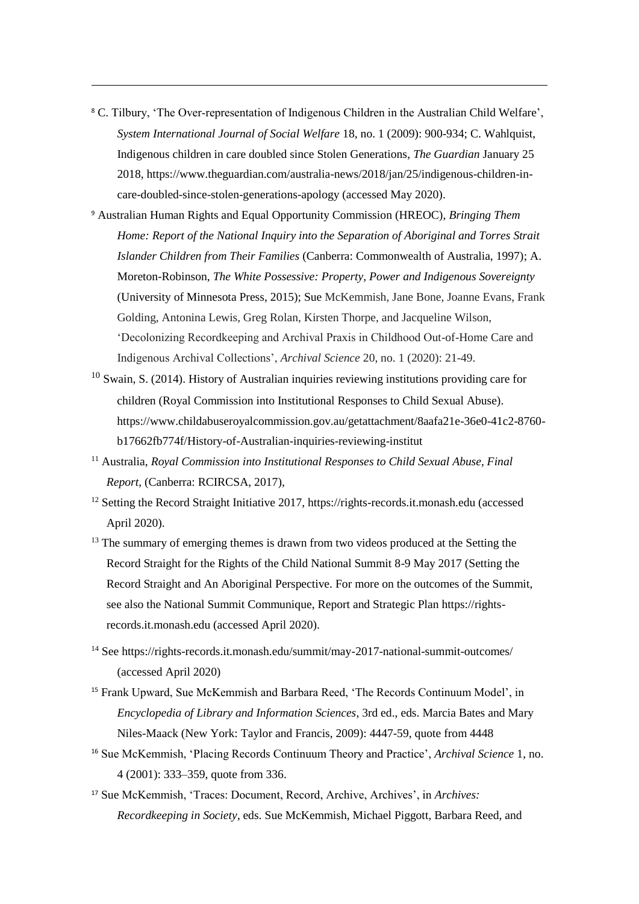[8] C. Tilbury, 'The Over-representation of Indigenous Children in the Australian Child Welfare', *System International Journal of Social Welfare* 18, no. 1 (2009): 900-934; C. Wahlquist, Indigenous children in care doubled since Stolen Generations, *The Guardian* January 25 2018, https://www.theguardian.com/australia-news/2018/jan/25/indigenous-children-in-care-doubled-since-stolen-generations-apology (accessed May 2020).

[9] Australian Human Rights and Equal Opportunity Commission (HREOC), *Bringing Them Home: Report of the National Inquiry into the Separation of Aboriginal and Torres Strait Islander Children from Their Families* (Canberra: Commonwealth of Australia, 1997); A. Moreton-Robinson, *The White Possessive: Property, Power and Indigenous Sovereignty* (University of Minnesota Press, 2015); Sue McKemmish, Jane Bone, Joanne Evans, Frank Golding, Antonina Lewis, Greg Rolan, Kirsten Thorpe, and Jacqueline Wilson, 'Decolonizing Recordkeeping and Archival Praxis in Childhood Out-of-Home Care and Indigenous Archival Collections', *Archival Science* 20, no. 1 (2020): 21-49.

[10] Swain, S. (2014). History of Australian inquiries reviewing institutions providing care for children (Royal Commission into Institutional Responses to Child Sexual Abuse). https://www.childabuseroyalcommission.gov.au/getattachment/8aafa21e-36e0-41c2-8760-b17662fb774f/History-of-Australian-inquiries-reviewing-institut

[11] Australia, *Royal Commission into Institutional Responses to Child Sexual Abuse, Final Report*, (Canberra: RCIRCSA, 2017),

[12] Setting the Record Straight Initiative 2017, https://rights-records.it.monash.edu (accessed April 2020).

[13] The summary of emerging themes is drawn from two videos produced at the Setting the Record Straight for the Rights of the Child National Summit 8-9 May 2017 (Setting the Record Straight and An Aboriginal Perspective. For more on the outcomes of the Summit, see also the National Summit Communique, Report and Strategic Plan https://rights-records.it.monash.edu (accessed April 2020).

[14] See https://rights-records.it.monash.edu/summit/may-2017-national-summit-outcomes/ (accessed April 2020)

[15] Frank Upward, Sue McKemmish and Barbara Reed, 'The Records Continuum Model', in *Encyclopedia of Library and Information Sciences*, 3rd ed., eds. Marcia Bates and Mary Niles-Maack (New York: Taylor and Francis, 2009): 4447-59, quote from 4448

[16] Sue McKemmish, 'Placing Records Continuum Theory and Practice', *Archival Science* 1, no. 4 (2001): 333–359, quote from 336.

[17] Sue McKemmish, 'Traces: Document, Record, Archive, Archives', in *Archives: Recordkeeping in Society*, eds. Sue McKemmish, Michael Piggott, Barbara Reed, and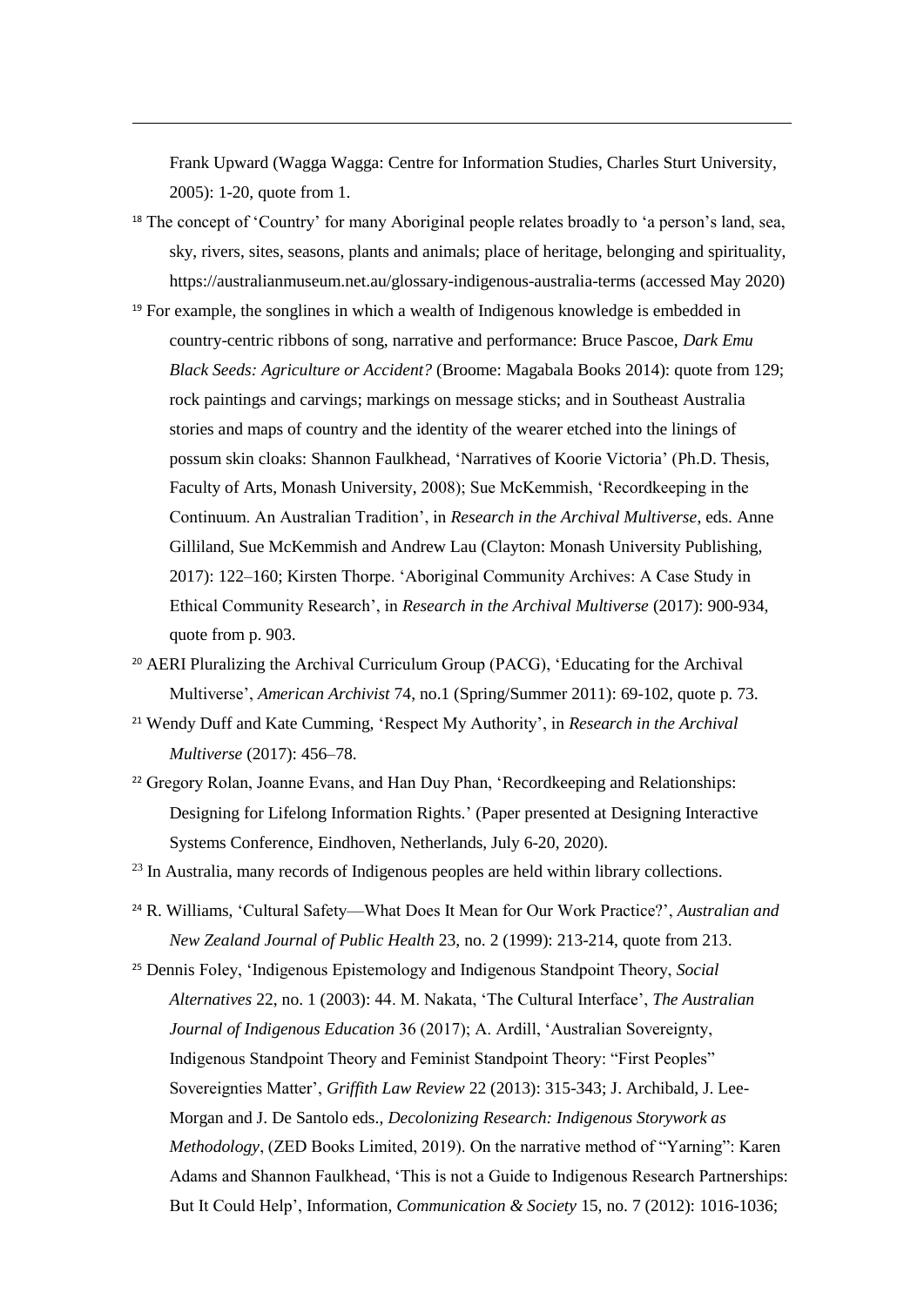Frank Upward (Wagga Wagga: Centre for Information Studies, Charles Sturt University, 2005): 1-20, quote from 1.

[18] The concept of 'Country' for many Aboriginal people relates broadly to 'a person's land, sea, sky, rivers, sites, seasons, plants and animals; place of heritage, belonging and spirituality, https://australianmuseum.net.au/glossary-indigenous-australia-terms (accessed May 2020)

[19] For example, the songlines in which a wealth of Indigenous knowledge is embedded in country-centric ribbons of song, narrative and performance: Bruce Pascoe, *Dark Emu Black Seeds: Agriculture or Accident?* (Broome: Magabala Books 2014): quote from 129; rock paintings and carvings; markings on message sticks; and in Southeast Australia stories and maps of country and the identity of the wearer etched into the linings of possum skin cloaks: Shannon Faulkhead, 'Narratives of Koorie Victoria' (Ph.D. Thesis, Faculty of Arts, Monash University, 2008); Sue McKemmish, 'Recordkeeping in the Continuum. An Australian Tradition', in *Research in the Archival Multiverse*, eds. Anne Gilliland, Sue McKemmish and Andrew Lau (Clayton: Monash University Publishing, 2017): 122–160; Kirsten Thorpe. 'Aboriginal Community Archives: A Case Study in Ethical Community Research', in *Research in the Archival Multiverse* (2017): 900-934, quote from p. 903.

[20] AERI Pluralizing the Archival Curriculum Group (PACG), 'Educating for the Archival Multiverse', *American Archivist* 74, no.1 (Spring/Summer 2011): 69-102, quote p. 73.

[21] Wendy Duff and Kate Cumming, 'Respect My Authority', in *Research in the Archival Multiverse* (2017): 456–78.

[22] Gregory Rolan, Joanne Evans, and Han Duy Phan, 'Recordkeeping and Relationships: Designing for Lifelong Information Rights.' (Paper presented at Designing Interactive Systems Conference, Eindhoven, Netherlands, July 6-20, 2020).

[23] In Australia, many records of Indigenous peoples are held within library collections.

[24] R. Williams, 'Cultural Safety—What Does It Mean for Our Work Practice?', *Australian and New Zealand Journal of Public Health* 23, no. 2 (1999): 213-214, quote from 213.

[25] Dennis Foley, 'Indigenous Epistemology and Indigenous Standpoint Theory, *Social Alternatives* 22, no. 1 (2003): 44. M. Nakata, 'The Cultural Interface', *The Australian Journal of Indigenous Education* 36 (2017); A. Ardill, 'Australian Sovereignty, Indigenous Standpoint Theory and Feminist Standpoint Theory: "First Peoples" Sovereignties Matter', *Griffith Law Review* 22 (2013): 315-343; J. Archibald, J. Lee-Morgan and J. De Santolo eds., *Decolonizing Research: Indigenous Storywork as Methodology*, (ZED Books Limited, 2019). On the narrative method of "Yarning": Karen Adams and Shannon Faulkhead, 'This is not a Guide to Indigenous Research Partnerships: But It Could Help', Information, *Communication & Society* 15, no. 7 (2012): 1016-1036;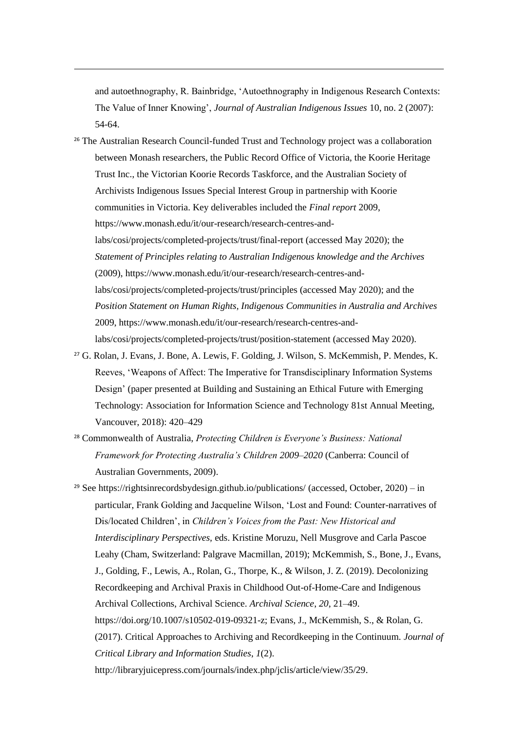and autoethnography, R. Bainbridge, 'Autoethnography in Indigenous Research Contexts: The Value of Inner Knowing', *Journal of Australian Indigenous Issues* 10, no. 2 (2007): 54-64.

[26] The Australian Research Council-funded Trust and Technology project was a collaboration between Monash researchers, the Public Record Office of Victoria, the Koorie Heritage Trust Inc., the Victorian Koorie Records Taskforce, and the Australian Society of Archivists Indigenous Issues Special Interest Group in partnership with Koorie communities in Victoria. Key deliverables included the *Final report* 2009, https://www.monash.edu/it/our-research/research-centres-and-labs/cosi/projects/completed-projects/trust/final-report (accessed May 2020); the *Statement of Principles relating to Australian Indigenous knowledge and the Archives* (2009), https://www.monash.edu/it/our-research/research-centres-and-labs/cosi/projects/completed-projects/trust/principles (accessed May 2020); and the *Position Statement on Human Rights, Indigenous Communities in Australia and Archives* 2009, https://www.monash.edu/it/our-research/research-centres-and-labs/cosi/projects/completed-projects/trust/position-statement (accessed May 2020).

[27] G. Rolan, J. Evans, J. Bone, A. Lewis, F. Golding, J. Wilson, S. McKemmish, P. Mendes, K. Reeves, 'Weapons of Affect: The Imperative for Transdisciplinary Information Systems Design' (paper presented at Building and Sustaining an Ethical Future with Emerging Technology: Association for Information Science and Technology 81st Annual Meeting, Vancouver, 2018): 420–429

[28] Commonwealth of Australia, *Protecting Children is Everyone's Business: National Framework for Protecting Australia's Children 2009–2020* (Canberra: Council of Australian Governments, 2009).

[29] See https://rightsinrecordsbydesign.github.io/publications/ (accessed, October, 2020) – in particular, Frank Golding and Jacqueline Wilson, 'Lost and Found: Counter-narratives of Dis/located Children', in *Children's Voices from the Past: New Historical and Interdisciplinary Perspectives*, eds. Kristine Moruzu, Nell Musgrove and Carla Pascoe Leahy (Cham, Switzerland: Palgrave Macmillan, 2019); McKemmish, S., Bone, J., Evans, J., Golding, F., Lewis, A., Rolan, G., Thorpe, K., & Wilson, J. Z. (2019). Decolonizing Recordkeeping and Archival Praxis in Childhood Out-of-Home-Care and Indigenous Archival Collections, Archival Science. *Archival Science*, *20*, 21–49. https://doi.org/10.1007/s10502-019-09321-z; Evans, J., McKemmish, S., & Rolan, G. (2017). Critical Approaches to Archiving and Recordkeeping in the Continuum. *Journal of Critical Library and Information Studies*, *1*(2). http://libraryjuicepress.com/journals/index.php/jclis/article/view/35/29.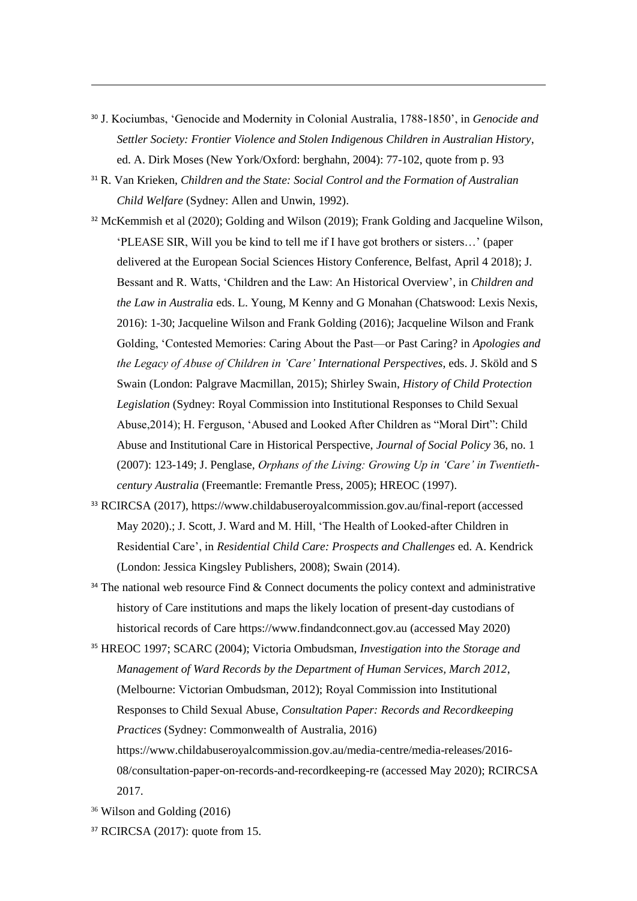[30] J. Kociumbas, 'Genocide and Modernity in Colonial Australia, 1788-1850', in *Genocide and Settler Society: Frontier Violence and Stolen Indigenous Children in Australian History*, ed. A. Dirk Moses (New York/Oxford: berghahn, 2004): 77-102, quote from p. 93

[31] R. Van Krieken, *Children and the State: Social Control and the Formation of Australian Child Welfare* (Sydney: Allen and Unwin, 1992).

[32] McKemmish et al (2020); Golding and Wilson (2019); Frank Golding and Jacqueline Wilson, 'PLEASE SIR, Will you be kind to tell me if I have got brothers or sisters…' (paper delivered at the European Social Sciences History Conference, Belfast, April 4 2018); J. Bessant and R. Watts, 'Children and the Law: An Historical Overview', in *Children and the Law in Australia* eds. L. Young, M Kenny and G Monahan (Chatswood: Lexis Nexis, 2016): 1-30; Jacqueline Wilson and Frank Golding (2016); Jacqueline Wilson and Frank Golding, 'Contested Memories: Caring About the Past—or Past Caring? in *Apologies and the Legacy of Abuse of Children in 'Care' International Perspectives*, eds. J. Sköld and S Swain (London: Palgrave Macmillan, 2015); Shirley Swain, *History of Child Protection Legislation* (Sydney: Royal Commission into Institutional Responses to Child Sexual Abuse,2014); H. Ferguson, 'Abused and Looked After Children as "Moral Dirt": Child Abuse and Institutional Care in Historical Perspective, *Journal of Social Policy* 36, no. 1 (2007): 123-149; J. Penglase, *Orphans of the Living: Growing Up in 'Care' in Twentieth-century Australia* (Freemantle: Fremantle Press, 2005); HREOC (1997).

[33] RCIRCSA (2017), https://www.childabuseroyalcommission.gov.au/final-report (accessed May 2020).; J. Scott, J. Ward and M. Hill, 'The Health of Looked-after Children in Residential Care', in *Residential Child Care: Prospects and Challenges* ed. A. Kendrick (London: Jessica Kingsley Publishers, 2008); Swain (2014).

[34] The national web resource Find & Connect documents the policy context and administrative history of Care institutions and maps the likely location of present-day custodians of historical records of Care https://www.findandconnect.gov.au (accessed May 2020)

[35] HREOC 1997; SCARC (2004); Victoria Ombudsman, *Investigation into the Storage and Management of Ward Records by the Department of Human Services, March 2012*, (Melbourne: Victorian Ombudsman, 2012); Royal Commission into Institutional Responses to Child Sexual Abuse, *Consultation Paper: Records and Recordkeeping Practices* (Sydney: Commonwealth of Australia, 2016) https://www.childabuseroyalcommission.gov.au/media-centre/media-releases/2016-08/consultation-paper-on-records-and-recordkeeping-re (accessed May 2020); RCIRCSA 2017.

[36] Wilson and Golding (2016)

[37] RCIRCSA (2017): quote from 15.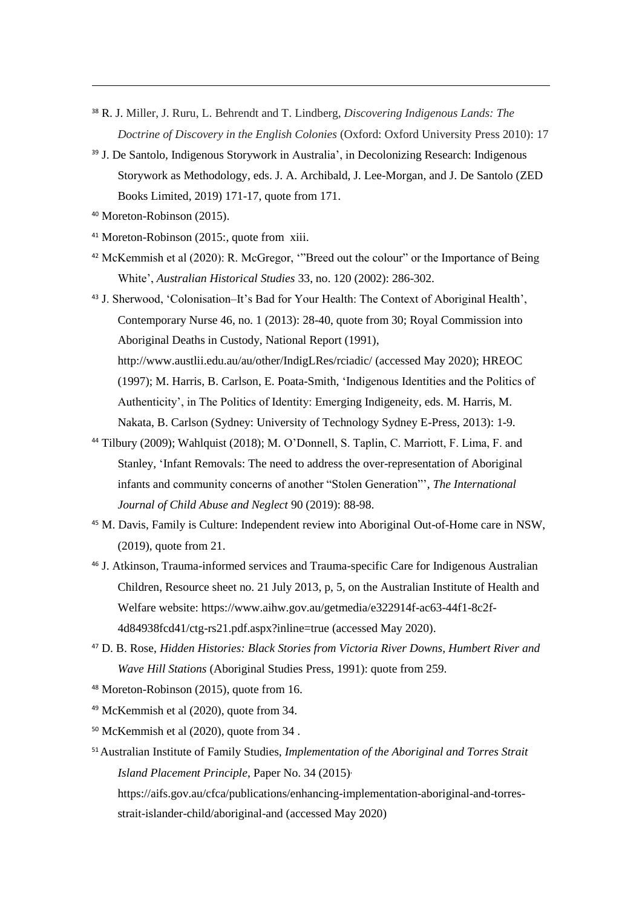[38] R. J. Miller, J. Ruru, L. Behrendt and T. Lindberg, *Discovering Indigenous Lands: The Doctrine of Discovery in the English Colonies* (Oxford: Oxford University Press 2010): 17

[39] J. De Santolo, Indigenous Storywork in Australia', in Decolonizing Research: Indigenous Storywork as Methodology, eds. J. A. Archibald, J. Lee-Morgan, and J. De Santolo (ZED Books Limited, 2019) 171-17, quote from 171.

[40] Moreton-Robinson (2015).

[41] Moreton-Robinson (2015:, quote from xiii.

[42] McKemmish et al (2020): R. McGregor, '"Breed out the colour" or the Importance of Being White', *Australian Historical Studies* 33, no. 120 (2002): 286-302.

[43] J. Sherwood, 'Colonisation–It's Bad for Your Health: The Context of Aboriginal Health', Contemporary Nurse 46, no. 1 (2013): 28-40, quote from 30; Royal Commission into Aboriginal Deaths in Custody, National Report (1991), http://www.austlii.edu.au/au/other/IndigLRes/rciadic/ (accessed May 2020); HREOC (1997); M. Harris, B. Carlson, E. Poata-Smith, 'Indigenous Identities and the Politics of Authenticity', in The Politics of Identity: Emerging Indigeneity, eds. M. Harris, M. Nakata, B. Carlson (Sydney: University of Technology Sydney E-Press, 2013): 1-9.

[44] Tilbury (2009); Wahlquist (2018); M. O'Donnell, S. Taplin, C. Marriott, F. Lima, F. and Stanley, 'Infant Removals: The need to address the over-representation of Aboriginal infants and community concerns of another "Stolen Generation"', *The International Journal of Child Abuse and Neglect* 90 (2019): 88-98.

[45] M. Davis, Family is Culture: Independent review into Aboriginal Out-of-Home care in NSW, (2019), quote from 21.

[46] J. Atkinson, Trauma-informed services and Trauma-specific Care for Indigenous Australian Children, Resource sheet no. 21 July 2013, p, 5, on the Australian Institute of Health and Welfare website: https://www.aihw.gov.au/getmedia/e322914f-ac63-44f1-8c2f-4d84938fcd41/ctg-rs21.pdf.aspx?inline=true (accessed May 2020).

[47] D. B. Rose, *Hidden Histories: Black Stories from Victoria River Downs, Humbert River and Wave Hill Stations* (Aboriginal Studies Press, 1991): quote from 259.

[48] Moreton-Robinson (2015), quote from 16.

[49] McKemmish et al (2020), quote from 34.

[50] McKemmish et al (2020), quote from 34 .

[51] Australian Institute of Family Studies, *Implementation of the Aboriginal and Torres Strait Island Placement Principle*, Paper No. 34 (2015), https://aifs.gov.au/cfca/publications/enhancing-implementation-aboriginal-and-torres-strait-islander-child/aboriginal-and (accessed May 2020)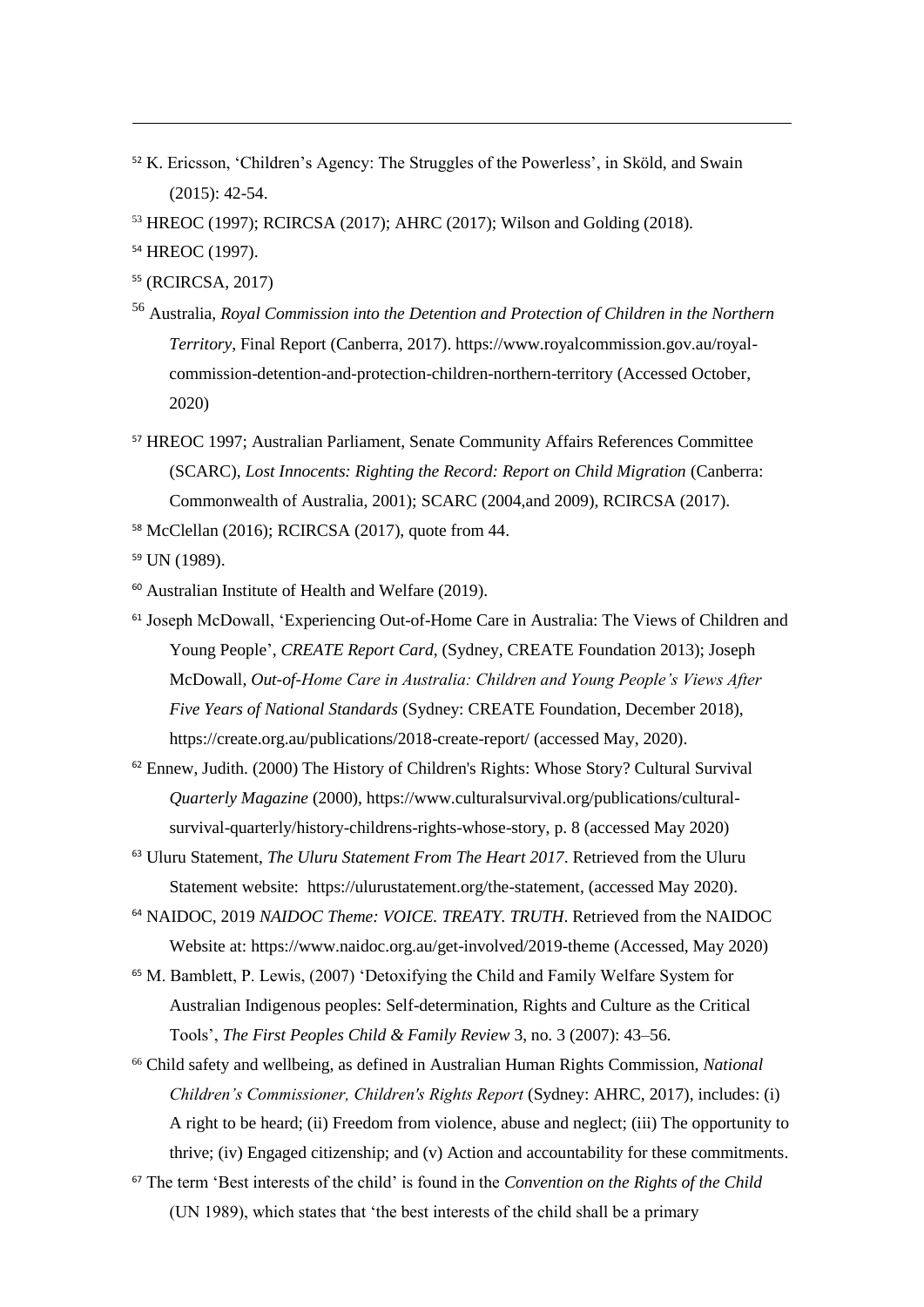[52] K. Ericsson, 'Children's Agency: The Struggles of the Powerless', in Sköld, and Swain (2015): 42-54.

[53] HREOC (1997); RCIRCSA (2017); AHRC (2017); Wilson and Golding (2018).

[54] HREOC (1997).

[55] (RCIRCSA, 2017)

[56] Australia, *Royal Commission into the Detention and Protection of Children in the Northern Territory*, Final Report (Canberra, 2017). https://www.royalcommission.gov.au/royal-commission-detention-and-protection-children-northern-territory (Accessed October, 2020)

[57] HREOC 1997; Australian Parliament, Senate Community Affairs References Committee (SCARC), *Lost Innocents: Righting the Record: Report on Child Migration* (Canberra: Commonwealth of Australia, 2001); SCARC (2004,and 2009), RCIRCSA (2017).

[58] McClellan (2016); RCIRCSA (2017), quote from 44.

[59] UN (1989).

[60] Australian Institute of Health and Welfare (2019).

[61] Joseph McDowall, 'Experiencing Out-of-Home Care in Australia: The Views of Children and Young People', *CREATE Report Card*, (Sydney, CREATE Foundation 2013); Joseph McDowall, *Out-of-Home Care in Australia: Children and Young People's Views After Five Years of National Standards* (Sydney: CREATE Foundation, December 2018), https://create.org.au/publications/2018-create-report/ (accessed May, 2020).

[62] Ennew, Judith. (2000) The History of Children's Rights: Whose Story? Cultural Survival *Quarterly Magazine* (2000), https://www.culturalsurvival.org/publications/cultural-survival-quarterly/history-childrens-rights-whose-story, p. 8 (accessed May 2020)

[63] Uluru Statement, *The Uluru Statement From The Heart 2017*. Retrieved from the Uluru Statement website: https://ulurustatement.org/the-statement, (accessed May 2020).

[64] NAIDOC, 2019 *NAIDOC Theme: VOICE. TREATY. TRUTH*. Retrieved from the NAIDOC Website at: https://www.naidoc.org.au/get-involved/2019-theme (Accessed, May 2020)

[65] M. Bamblett, P. Lewis, (2007) 'Detoxifying the Child and Family Welfare System for Australian Indigenous peoples: Self-determination, Rights and Culture as the Critical Tools', *The First Peoples Child & Family Review* 3, no. 3 (2007): 43–56.

[66] Child safety and wellbeing, as defined in Australian Human Rights Commission, *National Children's Commissioner, Children's Rights Report* (Sydney: AHRC, 2017), includes: (i) A right to be heard; (ii) Freedom from violence, abuse and neglect; (iii) The opportunity to thrive; (iv) Engaged citizenship; and (v) Action and accountability for these commitments.

[67] The term 'Best interests of the child' is found in the *Convention on the Rights of the Child* (UN 1989), which states that 'the best interests of the child shall be a primary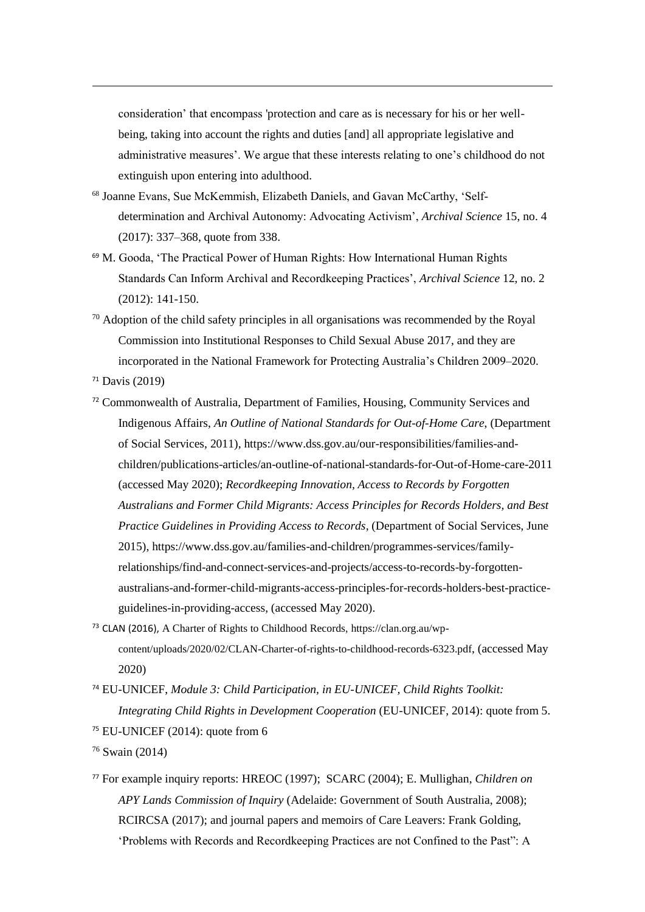consideration' that encompass 'protection and care as is necessary for his or her well-being, taking into account the rights and duties [and] all appropriate legislative and administrative measures'. We argue that these interests relating to one's childhood do not extinguish upon entering into adulthood.

[68] Joanne Evans, Sue McKemmish, Elizabeth Daniels, and Gavan McCarthy, 'Self-determination and Archival Autonomy: Advocating Activism', *Archival Science* 15, no. 4 (2017): 337–368, quote from 338.

[69] M. Gooda, 'The Practical Power of Human Rights: How International Human Rights Standards Can Inform Archival and Recordkeeping Practices', *Archival Science* 12, no. 2 (2012): 141-150.

[70] Adoption of the child safety principles in all organisations was recommended by the Royal Commission into Institutional Responses to Child Sexual Abuse 2017, and they are incorporated in the National Framework for Protecting Australia's Children 2009–2020.

[71] Davis (2019)

[72] Commonwealth of Australia, Department of Families, Housing, Community Services and Indigenous Affairs, *An Outline of National Standards for Out-of-Home Care*, (Department of Social Services, 2011), https://www.dss.gov.au/our-responsibilities/families-and-children/publications-articles/an-outline-of-national-standards-for-Out-of-Home-care-2011 (accessed May 2020); *Recordkeeping Innovation, Access to Records by Forgotten Australians and Former Child Migrants: Access Principles for Records Holders, and Best Practice Guidelines in Providing Access to Records*, (Department of Social Services, June 2015), https://www.dss.gov.au/families-and-children/programmes-services/family-relationships/find-and-connect-services-and-projects/access-to-records-by-forgotten-australians-and-former-child-migrants-access-principles-for-records-holders-best-practice-guidelines-in-providing-access, (accessed May 2020).

[73] CLAN (2016), A Charter of Rights to Childhood Records, https://clan.org.au/wp-content/uploads/2020/02/CLAN-Charter-of-rights-to-childhood-records-6323.pdf, (accessed May 2020)

[74] EU-UNICEF, *Module 3: Child Participation, in EU-UNICEF, Child Rights Toolkit: Integrating Child Rights in Development Cooperation* (EU-UNICEF, 2014): quote from 5.

[75] EU-UNICEF (2014): quote from 6

[76] Swain (2014)

[77] For example inquiry reports: HREOC (1997); SCARC (2004); E. Mullighan, *Children on APY Lands Commission of Inquiry* (Adelaide: Government of South Australia, 2008); RCIRCSA (2017); and journal papers and memoirs of Care Leavers: Frank Golding, 'Problems with Records and Recordkeeping Practices are not Confined to the Past": A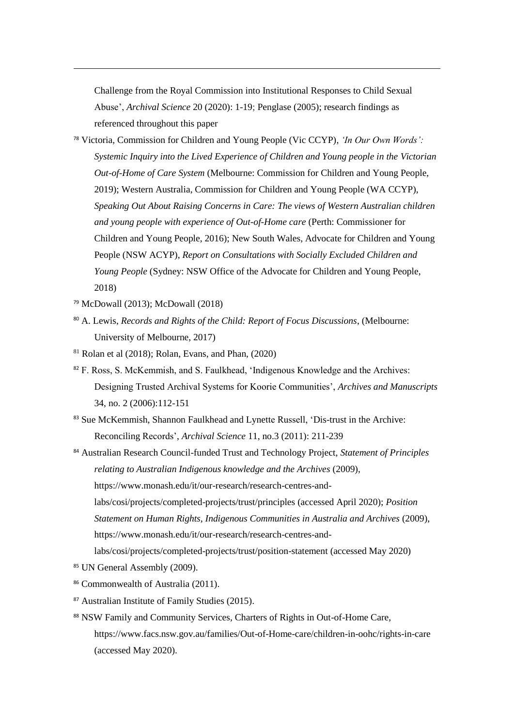Challenge from the Royal Commission into Institutional Responses to Child Sexual Abuse', *Archival Science* 20 (2020): 1-19; Penglase (2005); research findings as referenced throughout this paper

[78] Victoria, Commission for Children and Young People (Vic CCYP), *'In Our Own Words': Systemic Inquiry into the Lived Experience of Children and Young people in the Victorian Out-of-Home of Care System* (Melbourne: Commission for Children and Young People, 2019); Western Australia, Commission for Children and Young People (WA CCYP), *Speaking Out About Raising Concerns in Care: The views of Western Australian children and young people with experience of Out-of-Home care* (Perth: Commissioner for Children and Young People, 2016); New South Wales, Advocate for Children and Young People (NSW ACYP), *Report on Consultations with Socially Excluded Children and Young People* (Sydney: NSW Office of the Advocate for Children and Young People, 2018)

[79] McDowall (2013); McDowall (2018)

[80] A. Lewis, *Records and Rights of the Child: Report of Focus Discussions*, (Melbourne: University of Melbourne, 2017)

[81] Rolan et al (2018); Rolan, Evans, and Phan, (2020)

[82] F. Ross, S. McKemmish, and S. Faulkhead, 'Indigenous Knowledge and the Archives: Designing Trusted Archival Systems for Koorie Communities', *Archives and Manuscripts* 34, no. 2 (2006):112-151

[83] Sue McKemmish, Shannon Faulkhead and Lynette Russell, 'Dis-trust in the Archive: Reconciling Records', *Archival Science* 11, no.3 (2011): 211-239

[84] Australian Research Council-funded Trust and Technology Project, *Statement of Principles relating to Australian Indigenous knowledge and the Archives* (2009), https://www.monash.edu/it/our-research/research-centres-and-labs/cosi/projects/completed-projects/trust/principles (accessed April 2020); *Position Statement on Human Rights, Indigenous Communities in Australia and Archives* (2009), https://www.monash.edu/it/our-research/research-centres-and-labs/cosi/projects/completed-projects/trust/position-statement (accessed May 2020)

[85] UN General Assembly (2009).

[86] Commonwealth of Australia (2011).

[87] Australian Institute of Family Studies (2015).

[88] NSW Family and Community Services, Charters of Rights in Out-of-Home Care, https://www.facs.nsw.gov.au/families/Out-of-Home-care/children-in-oohc/rights-in-care (accessed May 2020).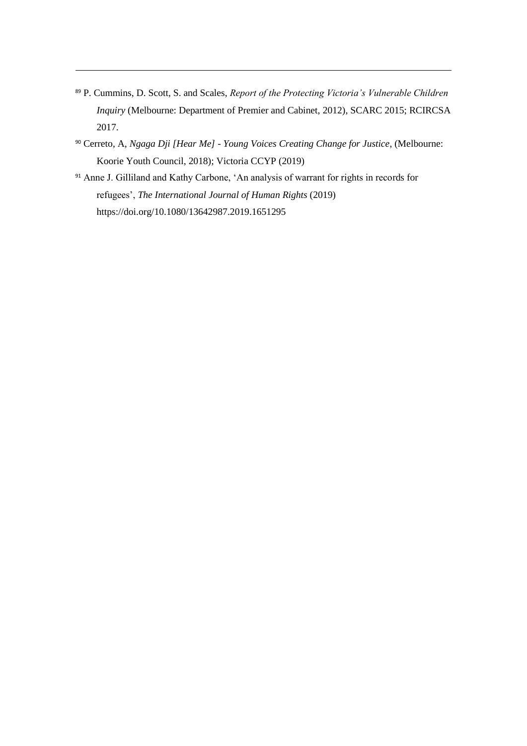[89] P. Cummins, D. Scott, S. and Scales, *Report of the Protecting Victoria's Vulnerable Children Inquiry* (Melbourne: Department of Premier and Cabinet, 2012), SCARC 2015; RCIRCSA 2017.

[90] Cerreto, A, *Ngaga Dji [Hear Me] - Young Voices Creating Change for Justice*, (Melbourne: Koorie Youth Council, 2018); Victoria CCYP (2019)

[91] Anne J. Gilliland and Kathy Carbone, 'An analysis of warrant for rights in records for refugees', *The International Journal of Human Rights* (2019) https://doi.org/10.1080/13642987.2019.1651295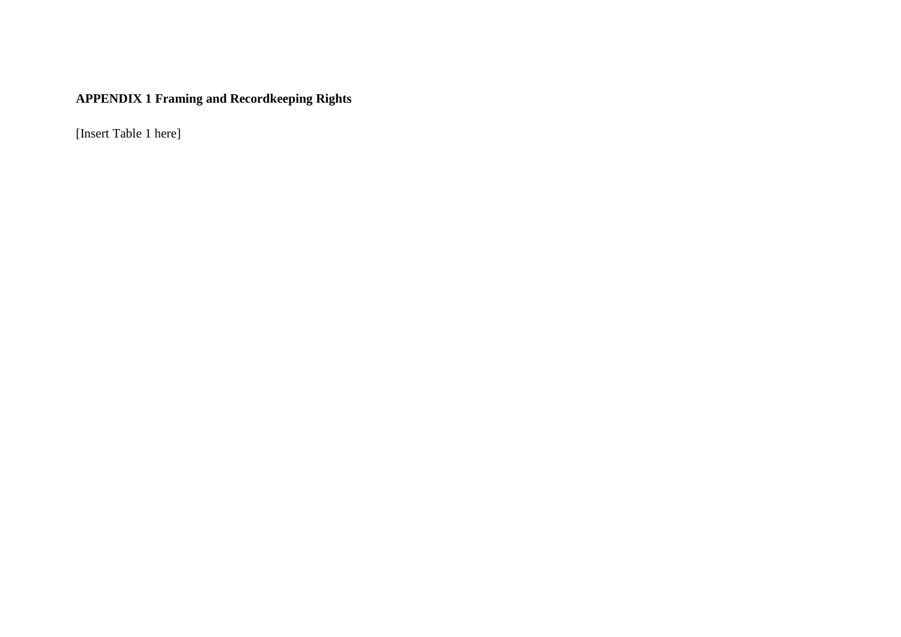**APPENDIX 1 Framing and Recordkeeping Rights**

[Insert Table 1 here]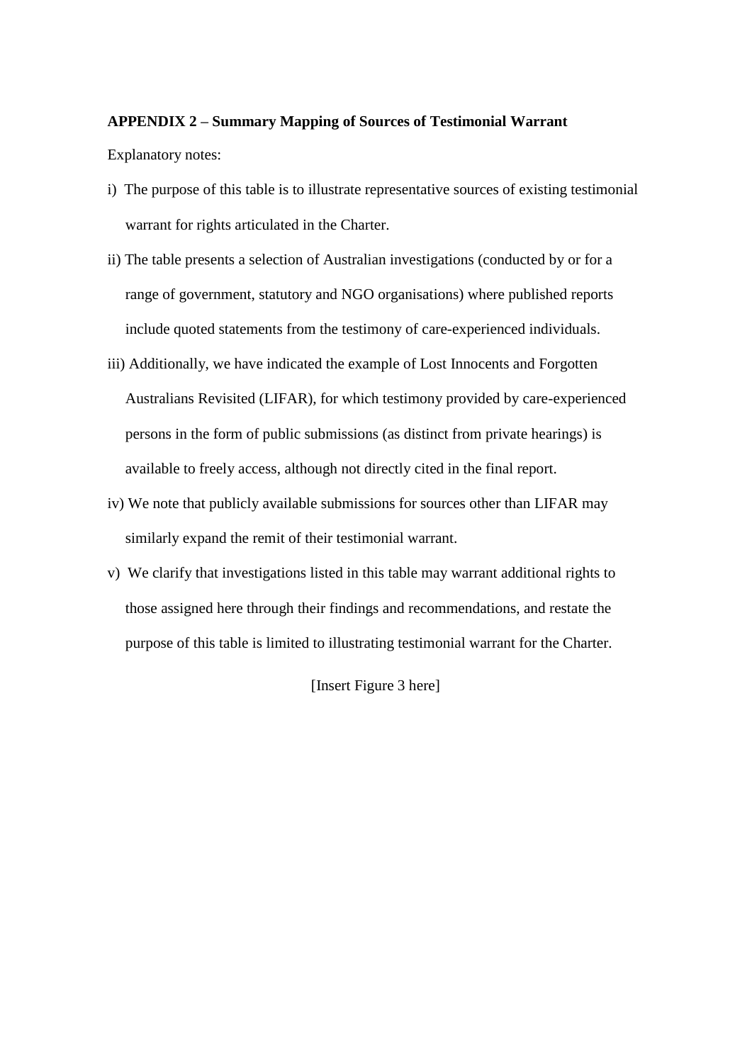**APPENDIX 2 – Summary Mapping of Sources of Testimonial Warrant**

Explanatory notes:

i) The purpose of this table is to illustrate representative sources of existing testimonial warrant for rights articulated in the Charter.

ii) The table presents a selection of Australian investigations (conducted by or for a range of government, statutory and NGO organisations) where published reports include quoted statements from the testimony of care-experienced individuals.

iii) Additionally, we have indicated the example of Lost Innocents and Forgotten Australians Revisited (LIFAR), for which testimony provided by care-experienced persons in the form of public submissions (as distinct from private hearings) is available to freely access, although not directly cited in the final report.

iv) We note that publicly available submissions for sources other than LIFAR may similarly expand the remit of their testimonial warrant.

v) We clarify that investigations listed in this table may warrant additional rights to those assigned here through their findings and recommendations, and restate the purpose of this table is limited to illustrating testimonial warrant for the Charter.

[Insert Figure 3 here]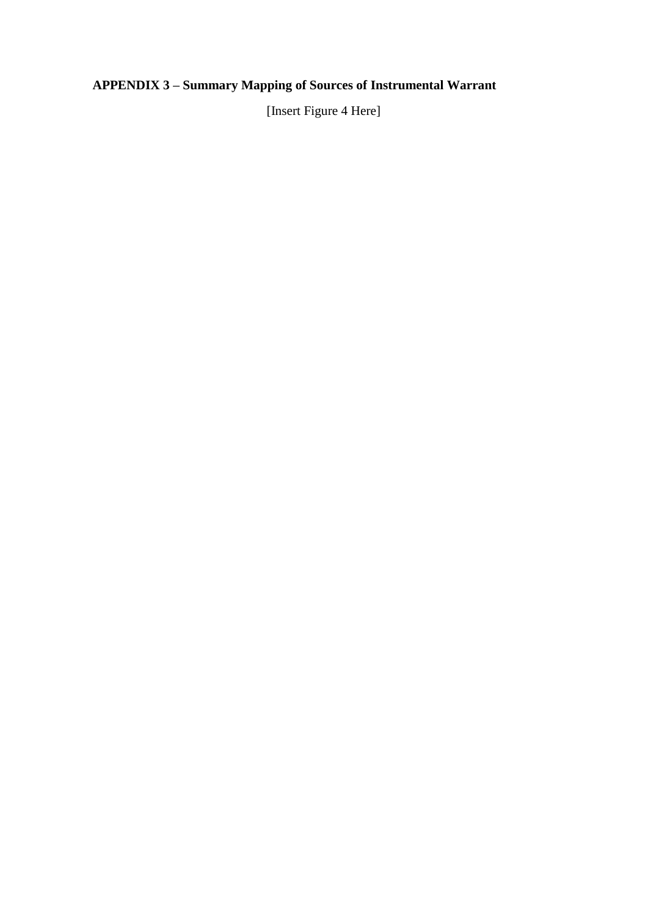**APPENDIX 3 – Summary Mapping of Sources of Instrumental Warrant**

[Insert Figure 4 Here]